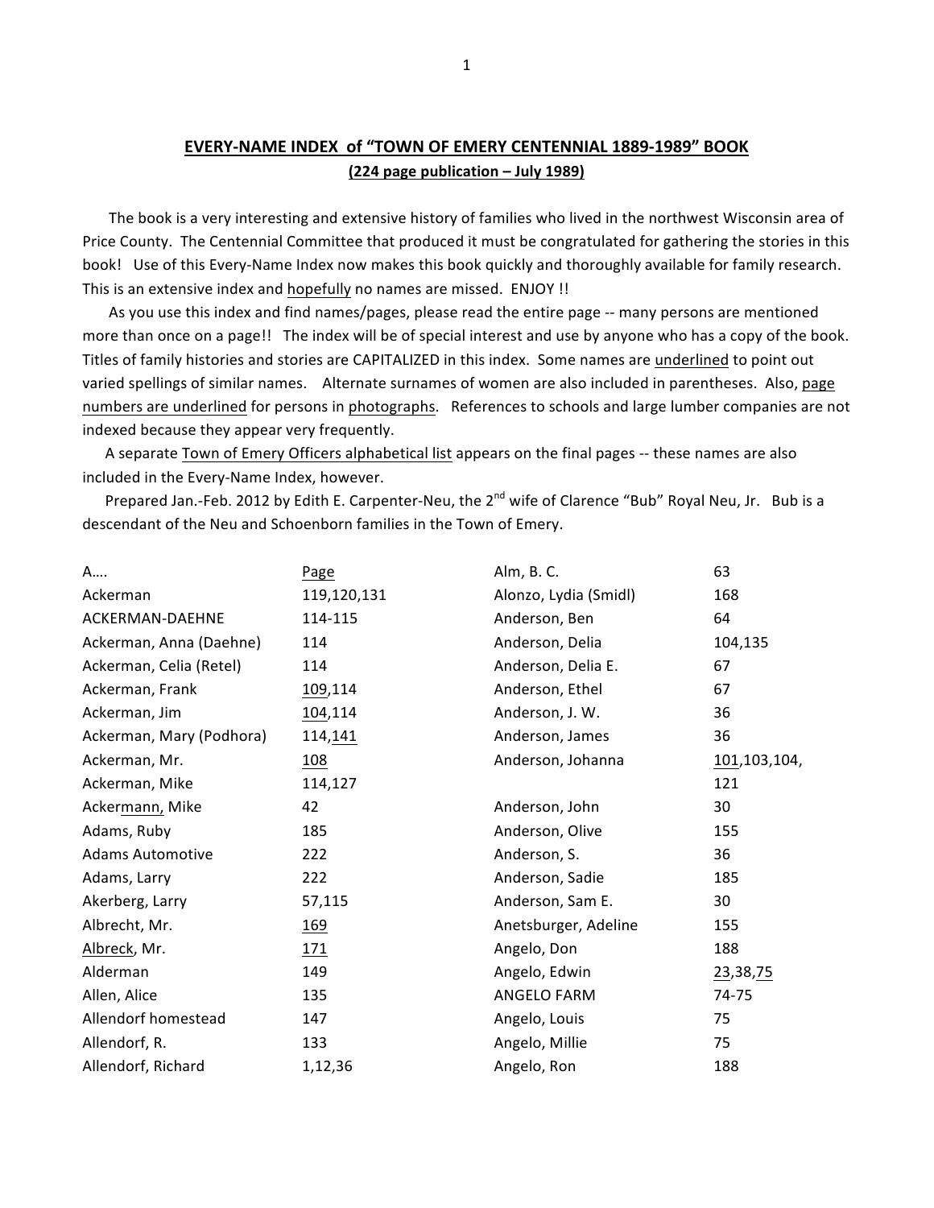# EVERY-NAME INDEX of "TOWN OF EMERY CENTENNIAL 1889-1989" BOOK

## (224 page publication – July 1989)

The book is a very interesting and extensive history of families who lived in the northwest Wisconsin area of Price County. The Centennial Committee that produced it must be congratulated for gathering the stories in this book! Use of this Every-Name Index now makes this book quickly and thoroughly available for family research. This is an extensive index and <u>hopefully</u> no names are missed. ENJOY !!

As you use this index and find names/pages, please read the entire page -- many persons are mentioned more than once on a page!! The index will be of special interest and use by anyone who has a copy of the book. Titles of family histories and stories are CAPITALIZED in this index. Some names are <u>underlined</u> to point out varied spellings of similar names. Alternate surnames of women are also included in parentheses. Also, <u>page numbers are underlined</u> for persons in <u>photographs</u>. References to schools and large lumber companies are not indexed because they appear very frequently.

A separate <u>Town of Emery Officers alphabetical list</u> appears on the final pages -- these names are also included in the Every-Name Index, however.

Prepared Jan.-Feb. 2012 by Edith E. Carpenter-Neu, the 2nd wife of Clarence "Bub" Royal Neu, Jr. Bub is a descendant of the Neu and Schoenborn families in the Town of Emery.

| A.... | <u>Page</u> |
|---|---|
| Ackerman | 119,120,131 |
| ACKERMAN-DAEHNE | 114-115 |
| Ackerman, Anna (Daehne) | 114 |
| Ackerman, Celia (Retel) | 114 |
| Ackerman, Frank | <u>109</u>,114 |
| Ackerman, Jim | <u>104</u>,114 |
| Ackerman, Mary (Podhora) | 114,<u>141</u> |
| Ackerman, Mr. | <u>108</u> |
| Ackerman, Mike | 114,127 |
| Acker<u>mann,</u> Mike | 42 |
| Adams, Ruby | 185 |
| Adams Automotive | 222 |
| Adams, Larry | 222 |
| Akerberg, Larry | 57,115 |
| Albrecht, Mr. | <u>169</u> |
| <u>Albreck</u>, Mr. | <u>171</u> |
| Alderman | 149 |
| Allen, Alice | 135 |
| Allendorf homestead | 147 |
| Allendorf, R. | 133 |
| Allendorf, Richard | 1,12,36 |
| Alm, B. C. | 63 |
| Alonzo, Lydia (Smidl) | 168 |
| Anderson, Ben | 64 |
| Anderson, Delia | 104,135 |
| Anderson, Delia E. | 67 |
| Anderson, Ethel | 67 |
| Anderson, J. W. | 36 |
| Anderson, James | 36 |
| Anderson, Johanna | <u>101</u>,103,104,121 |
| Anderson, John | 30 |
| Anderson, Olive | 155 |
| Anderson, S. | 36 |
| Anderson, Sadie | 185 |
| Anderson, Sam E. | 30 |
| Anetsburger, Adeline | 155 |
| Angelo, Don | 188 |
| Angelo, Edwin | <u>23</u>,38,<u>75</u> |
| ANGELO FARM | 74-75 |
| Angelo, Louis | 75 |
| Angelo, Millie | 75 |
| Angelo, Ron | 188 |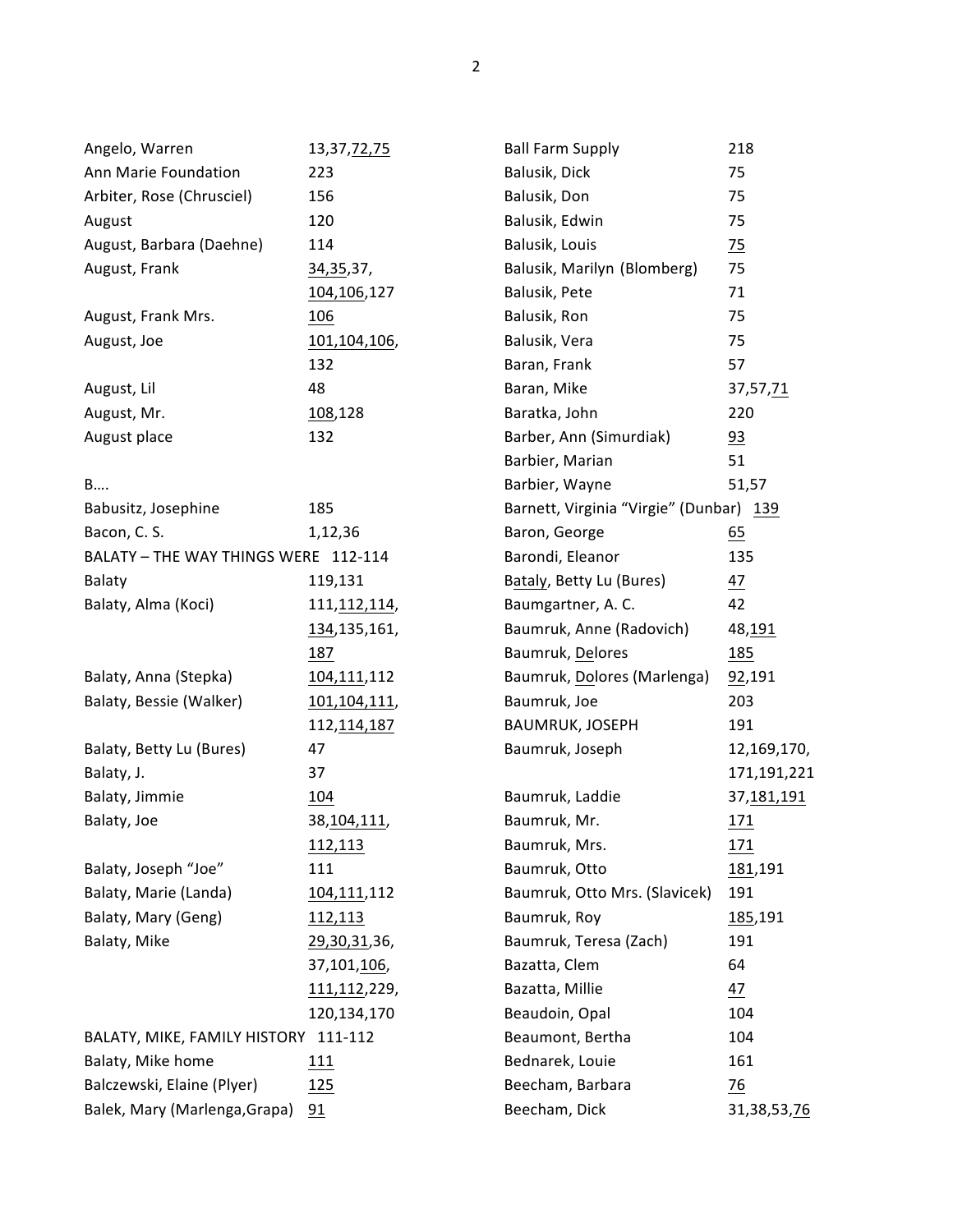| Name | Pages |
|---|---|
| Angelo, Warren | 13,37,<u>72</u>,<u>75</u> |
| Ann Marie Foundation | 223 |
| Arbiter, Rose (Chrusciel) | 156 |
| August | 120 |
| August, Barbara (Daehne) | 114 |
| August, Frank | <u>34</u>,<u>35</u>,37, <u>104</u>,<u>106</u>,127 |
| August, Frank Mrs. | <u>106</u> |
| August, Joe | <u>101</u>,<u>104</u>,<u>106</u>, 132 |
| August, Lil | 48 |
| August, Mr. | <u>108</u>,128 |
| August place | 132 |
| | |
| B…. | |
| Babusitz, Josephine | 185 |
| Bacon, C. S. | 1,12,36 |
| BALATY – THE WAY THINGS WERE | 112-114 |
| Balaty | 119,131 |
| Balaty, Alma (Koci) | 111,<u>112</u>,<u>114</u>, <u>134</u>,135,161, <u>187</u> |
| Balaty, Anna (Stepka) | <u>104</u>,<u>111</u>,112 |
| Balaty, Bessie (Walker) | <u>101</u>,<u>104</u>,<u>111</u>, 112,<u>114</u>,<u>187</u> |
| Balaty, Betty Lu (Bures) | 47 |
| Balaty, J. | 37 |
| Balaty, Jimmie | <u>104</u> |
| Balaty, Joe | 38,<u>104</u>,<u>111</u>, <u>112</u>,<u>113</u> |
| Balaty, Joseph "Joe" | 111 |
| Balaty, Marie (Landa) | <u>104</u>,<u>111</u>,112 |
| Balaty, Mary (Geng) | <u>112</u>,<u>113</u> |
| Balaty, Mike | <u>29</u>,<u>30</u>,<u>31</u>,36, 37,101,<u>106</u>, <u>111</u>,<u>112</u>,229, 120,134,170 |
| BALATY, MIKE, FAMILY HISTORY | 111-112 |
| Balaty, Mike home | <u>111</u> |
| Balczewski, Elaine (Plyer) | <u>125</u> |
| Balek, Mary (Marlenga,Grapa) | <u>91</u> |
| Ball Farm Supply | 218 |
| Balusik, Dick | 75 |
| Balusik, Don | 75 |
| Balusik, Edwin | 75 |
| Balusik, Louis | <u>75</u> |
| Balusik, Marilyn (Blomberg) | 75 |
| Balusik, Pete | 71 |
| Balusik, Ron | 75 |
| Balusik, Vera | 75 |
| Baran, Frank | 57 |
| Baran, Mike | 37,57,<u>71</u> |
| Baratka, John | 220 |
| Barber, Ann (Simurdiak) | <u>93</u> |
| Barbier, Marian | 51 |
| Barbier, Wayne | 51,57 |
| Barnett, Virginia "Virgie" (Dunbar) | <u>139</u> |
| Baron, George | <u>65</u> |
| Barondi, Eleanor | 135 |
| B<u>ataly</u>, Betty Lu (Bures) | <u>47</u> |
| Baumgartner, A. C. | 42 |
| Baumruk, Anne (Radovich) | 48,<u>191</u> |
| Baumruk, <u>De</u>lores | <u>185</u> |
| Baumruk, <u>Do</u>lores (Marlenga) | <u>92</u>,191 |
| Baumruk, Joe | 203 |
| BAUMRUK, JOSEPH | 191 |
| Baumruk, Joseph | 12,169,170, 171,191,221 |
| Baumruk, Laddie | 37,<u>181</u>,<u>191</u> |
| Baumruk, Mr. | <u>171</u> |
| Baumruk, Mrs. | <u>171</u> |
| Baumruk, Otto | <u>181</u>,191 |
| Baumruk, Otto Mrs. (Slavicek) | 191 |
| Baumruk, Roy | <u>185</u>,191 |
| Baumruk, Teresa (Zach) | 191 |
| Bazatta, Clem | 64 |
| Bazatta, Millie | <u>47</u> |
| Beaudoin, Opal | 104 |
| Beaumont, Bertha | 104 |
| Bednarek, Louie | 161 |
| Beecham, Barbara | <u>76</u> |
| Beecham, Dick | 31,38,53,<u>76</u> |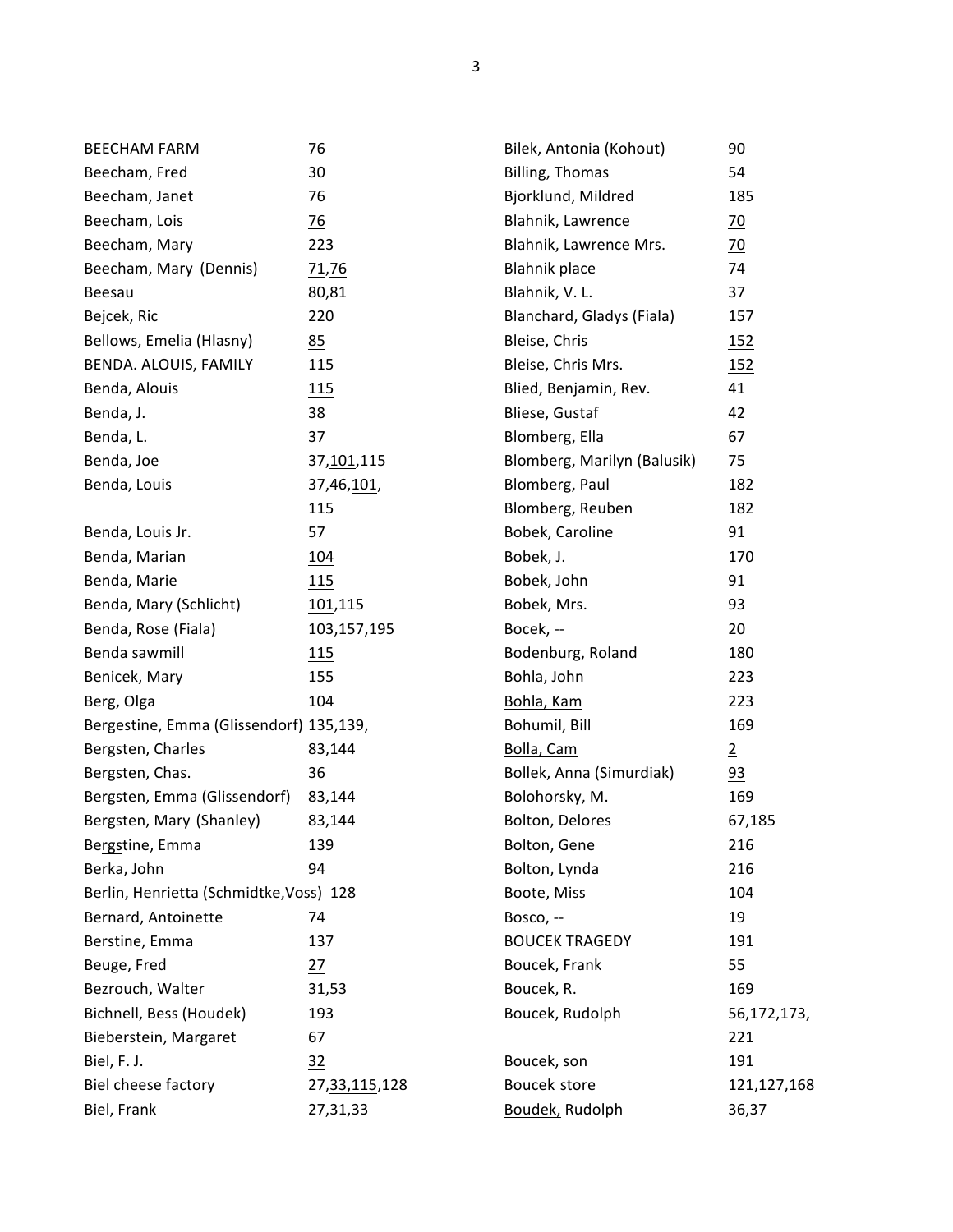| Name | Pages |
|---|---|
| BEECHAM FARM | 76 |
| Beecham, Fred | 30 |
| Beecham, Janet | <u>76</u> |
| Beecham, Lois | <u>76</u> |
| Beecham, Mary | 223 |
| Beecham, Mary (Dennis) | <u>71</u>,<u>76</u> |
| Beesau | 80,81 |
| Bejcek, Ric | 220 |
| Bellows, Emelia (Hlasny) | <u>85</u> |
| BENDA. ALOUIS, FAMILY | 115 |
| Benda, Alouis | <u>115</u> |
| Benda, J. | 38 |
| Benda, L. | 37 |
| Benda, Joe | 37,<u>101</u>,115 |
| Benda, Louis | 37,46,<u>101</u>, 115 |
| Benda, Louis Jr. | 57 |
| Benda, Marian | <u>104</u> |
| Benda, Marie | <u>115</u> |
| Benda, Mary (Schlicht) | <u>101</u>,115 |
| Benda, Rose (Fiala) | 103,157,<u>195</u> |
| Benda sawmill | <u>115</u> |
| Benicek, Mary | 155 |
| Berg, Olga | 104 |
| Bergestine, Emma (Glissendorf) | 135,<u>139,</u> |
| Bergsten, Charles | 83,144 |
| Bergsten, Chas. | 36 |
| Bergsten, Emma (Glissendorf) | 83,144 |
| Bergsten, Mary (Shanley) | 83,144 |
| Ber<u>gs</u>tine, Emma | 139 |
| Berka, John | 94 |
| Berlin, Henrietta (Schmidtke,Voss) | 128 |
| Bernard, Antoinette | 74 |
| Be<u>rst</u>ine, Emma | <u>137</u> |
| Beuge, Fred | <u>27</u> |
| Bezrouch, Walter | 31,53 |
| Bichnell, Bess (Houdek) | 193 |
| Bieberstein, Margaret | 67 |
| Biel, F. J. | <u>32</u> |
| Biel cheese factory | 27,<u>33</u>,<u>115</u>,128 |
| Biel, Frank | 27,31,33 |
| Bilek, Antonia (Kohout) | 90 |
| Billing, Thomas | 54 |
| Bjorklund, Mildred | 185 |
| Blahnik, Lawrence | <u>70</u> |
| Blahnik, Lawrence Mrs. | <u>70</u> |
| Blahnik place | 74 |
| Blahnik, V. L. | 37 |
| Blanchard, Gladys (Fiala) | 157 |
| Bleise, Chris | <u>152</u> |
| Bleise, Chris Mrs. | <u>152</u> |
| Blied, Benjamin, Rev. | 41 |
| B<u>lies</u>e, Gustaf | 42 |
| Blomberg, Ella | 67 |
| Blomberg, Marilyn (Balusik) | 75 |
| Blomberg, Paul | 182 |
| Blomberg, Reuben | 182 |
| Bobek, Caroline | 91 |
| Bobek, J. | 170 |
| Bobek, John | 91 |
| Bobek, Mrs. | 93 |
| Bocek, -- | 20 |
| Bodenburg, Roland | 180 |
| Bohla, John | 223 |
| <u>Bohla, Kam</u> | 223 |
| Bohumil, Bill | 169 |
| <u>Bolla, Cam</u> | <u>2</u> |
| Bollek, Anna (Simurdiak) | <u>93</u> |
| Bolohorsky, M. | 169 |
| Bolton, Delores | 67,185 |
| Bolton, Gene | 216 |
| Bolton, Lynda | 216 |
| Boote, Miss | 104 |
| Bosco, -- | 19 |
| BOUCEK TRAGEDY | 191 |
| Boucek, Frank | 55 |
| Boucek, R. | 169 |
| Boucek, Rudolph | 56,172,173, 221 |
| Boucek, son | 191 |
| Boucek store | 121,127,168 |
| <u>Boudek,</u> Rudolph | 36,37 |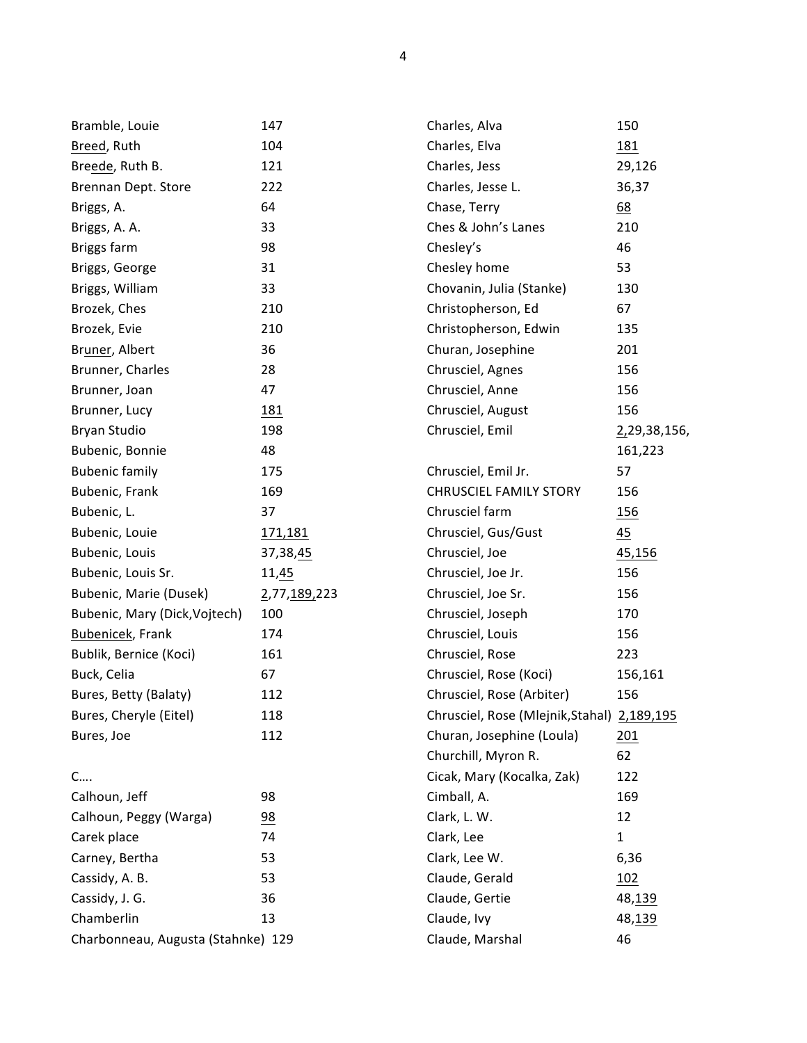| | |
|---|---|
| Bramble, Louie | 147 |
| Breed, Ruth | 104 |
| Breede, Ruth B. | 121 |
| Brennan Dept. Store | 222 |
| Briggs, A. | 64 |
| Briggs, A. A. | 33 |
| Briggs farm | 98 |
| Briggs, George | 31 |
| Briggs, William | 33 |
| Brozek, Ches | 210 |
| Brozek, Evie | 210 |
| Bruner, Albert | 36 |
| Brunner, Charles | 28 |
| Brunner, Joan | 47 |
| Brunner, Lucy | 181 |
| Bryan Studio | 198 |
| Bubenic, Bonnie | 48 |
| Bubenic family | 175 |
| Bubenic, Frank | 169 |
| Bubenic, L. | 37 |
| Bubenic, Louie | 171,181 |
| Bubenic, Louis | 37,38,45 |
| Bubenic, Louis Sr. | 11,45 |
| Bubenic, Marie (Dusek) | 2,77,189,223 |
| Bubenic, Mary (Dick,Vojtech) | 100 |
| Bubenicek, Frank | 174 |
| Bublik, Bernice (Koci) | 161 |
| Buck, Celia | 67 |
| Bures, Betty (Balaty) | 112 |
| Bures, Cheryle (Eitel) | 118 |
| Bures, Joe | 112 |

C….

| | |
|---|---|
| Calhoun, Jeff | 98 |
| Calhoun, Peggy (Warga) | 98 |
| Carek place | 74 |
| Carney, Bertha | 53 |
| Cassidy, A. B. | 53 |
| Cassidy, J. G. | 36 |
| Chamberlin | 13 |
| Charbonneau, Augusta (Stahnke) | 129 |
| Charles, Alva | 150 |
| Charles, Elva | 181 |
| Charles, Jess | 29,126 |
| Charles, Jesse L. | 36,37 |
| Chase, Terry | 68 |
| Ches & John's Lanes | 210 |
| Chesley's | 46 |
| Chesley home | 53 |
| Chovanin, Julia (Stanke) | 130 |
| Christopherson, Ed | 67 |
| Christopherson, Edwin | 135 |
| Churan, Josephine | 201 |
| Chrusciel, Agnes | 156 |
| Chrusciel, Anne | 156 |
| Chrusciel, August | 156 |
| Chrusciel, Emil | 2,29,38,156,161,223 |
| Chrusciel, Emil Jr. | 57 |
| CHRUSCIEL FAMILY STORY | 156 |
| Chrusciel farm | 156 |
| Chrusciel, Gus/Gust | 45 |
| Chrusciel, Joe | 45,156 |
| Chrusciel, Joe Jr. | 156 |
| Chrusciel, Joe Sr. | 156 |
| Chrusciel, Joseph | 170 |
| Chrusciel, Louis | 156 |
| Chrusciel, Rose | 223 |
| Chrusciel, Rose (Koci) | 156,161 |
| Chrusciel, Rose (Arbiter) | 156 |
| Chrusciel, Rose (Mlejnik,Stahal) | 2,189,195 |
| Churan, Josephine (Loula) | 201 |
| Churchill, Myron R. | 62 |
| Cicak, Mary (Kocalka, Zak) | 122 |
| Cimball, A. | 169 |
| Clark, L. W. | 12 |
| Clark, Lee | 1 |
| Clark, Lee W. | 6,36 |
| Claude, Gerald | 102 |
| Claude, Gertie | 48,139 |
| Claude, Ivy | 48,139 |
| Claude, Marshal | 46 |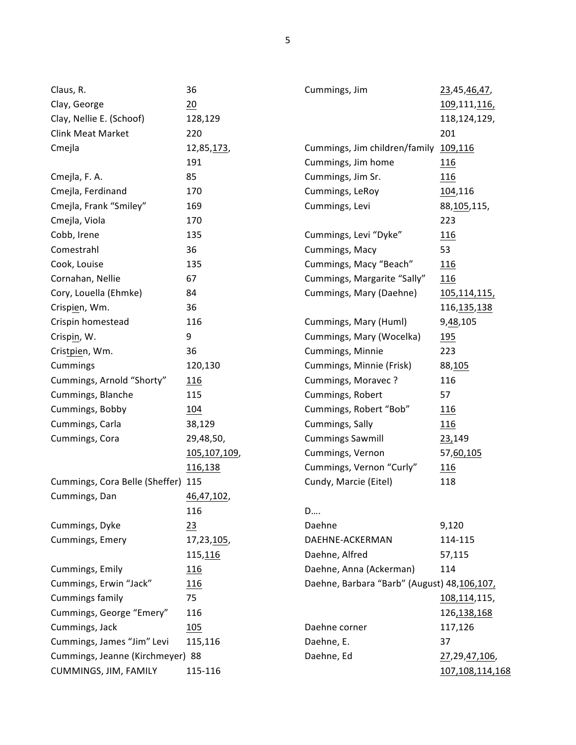| Name | Pages |
|---|---|
| Claus, R. | 36 |
| Clay, George | <u>20</u> |
| Clay, Nellie E. (Schoof) | 128,129 |
| Clink Meat Market | 220 |
| Cmejla | 12,85,<u>173</u>, 191 |
| Cmejla, F. A. | 85 |
| Cmejla, Ferdinand | 170 |
| Cmejla, Frank "Smiley" | 169 |
| Cmejla, Viola | 170 |
| Cobb, Irene | 135 |
| Comestrahl | 36 |
| Cook, Louise | 135 |
| Cornahan, Nellie | 67 |
| Cory, Louella (Ehmke) | 84 |
| Crisp<u>ie</u>n, Wm. | 36 |
| Crispin homestead | 116 |
| Crisp<u>in</u>, W. | 9 |
| Cris<u>tpie</u>n, Wm. | 36 |
| Cummings | 120,130 |
| Cummings, Arnold "Shorty" | <u>116</u> |
| Cummings, Blanche | 115 |
| Cummings, Bobby | <u>104</u> |
| Cummings, Carla | 38,129 |
| Cummings, Cora | 29,48,50, <u>105,107,109</u>, <u>116,138</u> |
| Cummings, Cora Belle (Sheffer) | 115 |
| Cummings, Dan | <u>46,47,102</u>, 116 |
| Cummings, Dyke | <u>23</u> |
| Cummings, Emery | 17,23,<u>105</u>, 115,<u>116</u> |
| Cummings, Emily | <u>116</u> |
| Cummings, Erwin "Jack" | <u>116</u> |
| Cummings family | 75 |
| Cummings, George "Emery" | 116 |
| Cummings, Jack | <u>105</u> |
| Cummings, James "Jim" Levi | 115,116 |
| Cummings, Jeanne (Kirchmeyer) | 88 |
| CUMMINGS, JIM, FAMILY | 115-116 |
| Cummings, Jim | <u>23</u>,45,<u>46,47</u>, <u>109</u>,111,<u>116,</u> 118,124,129, 201 |
| Cummings, Jim children/family | <u>109,116</u> |
| Cummings, Jim home | <u>116</u> |
| Cummings, Jim Sr. | <u>116</u> |
| Cummings, LeRoy | <u>104</u>,116 |
| Cummings, Levi | 88,<u>105</u>,115, 223 |
| Cummings, Levi "Dyke" | <u>116</u> |
| Cummings, Macy | 53 |
| Cummings, Macy "Beach" | <u>116</u> |
| Cummings, Margarite "Sally" | <u>116</u> |
| Cummings, Mary (Daehne) | <u>105,114,115,</u> 116,<u>135,138</u> |
| Cummings, Mary (Huml) | 9,<u>48</u>,105 |
| Cummings, Mary (Wocelka) | <u>195</u> |
| Cummings, Minnie | 223 |
| Cummings, Minnie (Frisk) | 88,<u>105</u> |
| Cummings, Moravec ? | 116 |
| Cummings, Robert | 57 |
| Cummings, Robert "Bob" | <u>116</u> |
| Cummings, Sally | <u>116</u> |
| Cummings Sawmill | <u>23,</u>149 |
| Cummings, Vernon | 57,<u>60,105</u> |
| Cummings, Vernon "Curly" | <u>116</u> |
| Cundy, Marcie (Eitel) | 118 |

D….

| Name | Pages |
|---|---|
| Daehne | 9,120 |
| DAEHNE-ACKERMAN | 114-115 |
| Daehne, Alfred | 57,115 |
| Daehne, Anna (Ackerman) | 114 |
| Daehne, Barbara "Barb" (August) | 48,<u>106,107,</u> <u>108,114</u>,115, 126,<u>138,168</u> |
| Daehne corner | 117,126 |
| Daehne, E. | 37 |
| Daehne, Ed | <u>27</u>,29,<u>47,106</u>, <u>107,108,114,168</u> |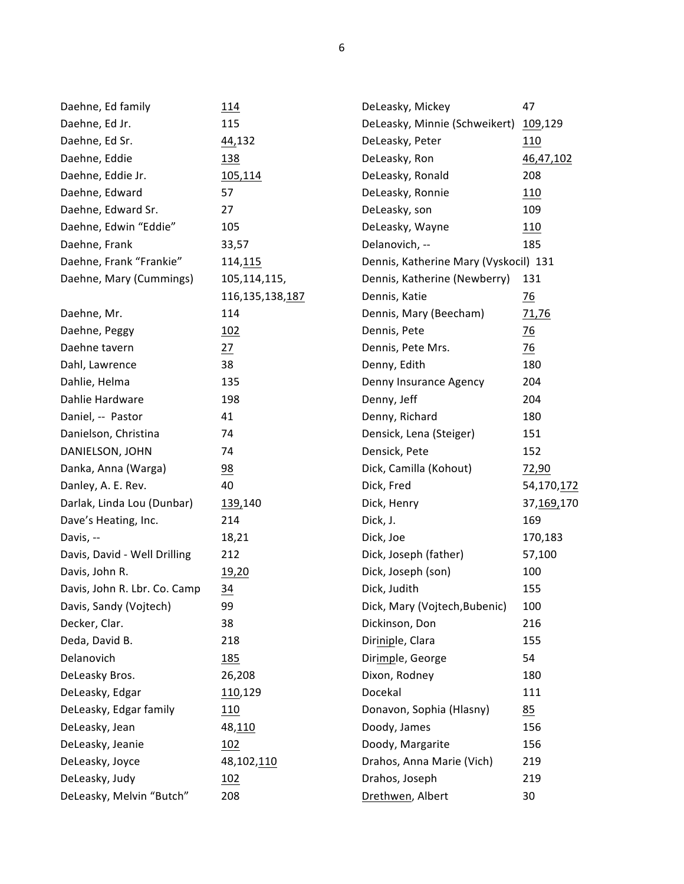| Name | Pages |
|---|---|
| Daehne, Ed family | <u>114</u> |
| Daehne, Ed Jr. | 115 |
| Daehne, Ed Sr. | <u>44</u>,132 |
| Daehne, Eddie | <u>138</u> |
| Daehne, Eddie Jr. | <u>105,114</u> |
| Daehne, Edward | 57 |
| Daehne, Edward Sr. | 27 |
| Daehne, Edwin "Eddie" | 105 |
| Daehne, Frank | 33,57 |
| Daehne, Frank "Frankie" | 114,<u>115</u> |
| Daehne, Mary (Cummings) | 105,114,115, 116,135,138,<u>187</u> |
| Daehne, Mr. | 114 |
| Daehne, Peggy | <u>102</u> |
| Daehne tavern | <u>27</u> |
| Dahl, Lawrence | 38 |
| Dahlie, Helma | 135 |
| Dahlie Hardware | 198 |
| Daniel, -- Pastor | 41 |
| Danielson, Christina | 74 |
| DANIELSON, JOHN | 74 |
| Danka, Anna (Warga) | <u>98</u> |
| Danley, A. E. Rev. | 40 |
| Darlak, Linda Lou (Dunbar) | <u>139</u>,140 |
| Dave's Heating, Inc. | 214 |
| Davis, -- | 18,21 |
| Davis, David - Well Drilling | 212 |
| Davis, John R. | <u>19,20</u> |
| Davis, John R. Lbr. Co. Camp | <u>34</u> |
| Davis, Sandy (Vojtech) | 99 |
| Decker, Clar. | 38 |
| Deda, David B. | 218 |
| Delanovich | <u>185</u> |
| DeLeasky Bros. | 26,208 |
| DeLeasky, Edgar | <u>110</u>,129 |
| DeLeasky, Edgar family | <u>110</u> |
| DeLeasky, Jean | 48,<u>110</u> |
| DeLeasky, Jeanie | <u>102</u> |
| DeLeasky, Joyce | 48,102,<u>110</u> |
| DeLeasky, Judy | <u>102</u> |
| DeLeasky, Melvin "Butch" | 208 |
| DeLeasky, Mickey | 47 |
| DeLeasky, Minnie (Schweikert) | <u>109</u>,129 |
| DeLeasky, Peter | <u>110</u> |
| DeLeasky, Ron | <u>46,47,102</u> |
| DeLeasky, Ronald | 208 |
| DeLeasky, Ronnie | <u>110</u> |
| DeLeasky, son | 109 |
| DeLeasky, Wayne | <u>110</u> |
| Delanovich, -- | 185 |
| Dennis, Katherine Mary (Vyskocil) | 131 |
| Dennis, Katherine (Newberry) | 131 |
| Dennis, Katie | <u>76</u> |
| Dennis, Mary (Beecham) | <u>71,76</u> |
| Dennis, Pete | <u>76</u> |
| Dennis, Pete Mrs. | <u>76</u> |
| Denny, Edith | 180 |
| Denny Insurance Agency | 204 |
| Denny, Jeff | 204 |
| Denny, Richard | 180 |
| Densick, Lena (Steiger) | 151 |
| Densick, Pete | 152 |
| Dick, Camilla (Kohout) | <u>72,90</u> |
| Dick, Fred | 54,170,<u>172</u> |
| Dick, Henry | 37,<u>169</u>,170 |
| Dick, J. | 169 |
| Dick, Joe | 170,183 |
| Dick, Joseph (father) | 57,100 |
| Dick, Joseph (son) | 100 |
| Dick, Judith | 155 |
| Dick, Mary (Vojtech,Bubenic) | 100 |
| Dickinson, Don | 216 |
| Diri<u>nipl</u>e, Clara | 155 |
| Diri<u>mpl</u>e, George | 54 |
| Dixon, Rodney | 180 |
| Docekal | 111 |
| Donavon, Sophia (Hlasny) | <u>85</u> |
| Doody, James | 156 |
| Doody, Margarite | 156 |
| Drahos, Anna Marie (Vich) | 219 |
| Drahos, Joseph | 219 |
| <u>Drethwen</u>, Albert | 30 |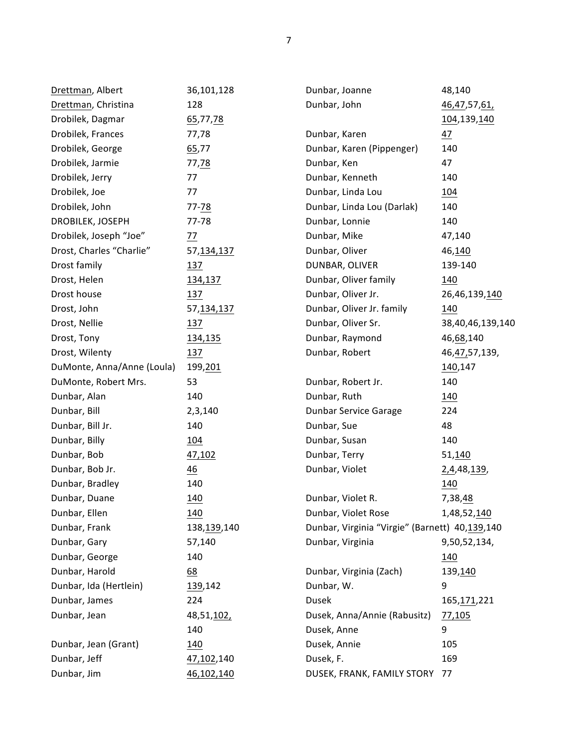| Name | Pages |
|---|---|
| Drettman, Albert | 36,101,128 |
| Drettman, Christina | 128 |
| Drobilek, Dagmar | 65,77,78 |
| Drobilek, Frances | 77,78 |
| Drobilek, George | 65,77 |
| Drobilek, Jarmie | 77,78 |
| Drobilek, Jerry | 77 |
| Drobilek, Joe | 77 |
| Drobilek, John | 77-78 |
| DROBILEK, JOSEPH | 77-78 |
| Drobilek, Joseph "Joe" | 77 |
| Drost, Charles "Charlie" | 57,134,137 |
| Drost family | 137 |
| Drost, Helen | 134,137 |
| Drost house | 137 |
| Drost, John | 57,134,137 |
| Drost, Nellie | 137 |
| Drost, Tony | 134,135 |
| Drost, Wilenty | 137 |
| DuMonte, Anna/Anne (Loula) | 199,201 |
| DuMonte, Robert Mrs. | 53 |
| Dunbar, Alan | 140 |
| Dunbar, Bill | 2,3,140 |
| Dunbar, Bill Jr. | 140 |
| Dunbar, Billy | 104 |
| Dunbar, Bob | 47,102 |
| Dunbar, Bob Jr. | 46 |
| Dunbar, Bradley | 140 |
| Dunbar, Duane | 140 |
| Dunbar, Ellen | 140 |
| Dunbar, Frank | 138,139,140 |
| Dunbar, Gary | 57,140 |
| Dunbar, George | 140 |
| Dunbar, Harold | 68 |
| Dunbar, Ida (Hertlein) | 139,142 |
| Dunbar, James | 224 |
| Dunbar, Jean | 48,51,102,140 |
| Dunbar, Jean (Grant) | 140 |
| Dunbar, Jeff | 47,102,140 |
| Dunbar, Jim | 46,102,140 |
| Dunbar, Joanne | 48,140 |
| Dunbar, John | 46,47,57,61,104,139,140 |
| Dunbar, Karen | 47 |
| Dunbar, Karen (Pippenger) | 140 |
| Dunbar, Ken | 47 |
| Dunbar, Kenneth | 140 |
| Dunbar, Linda Lou | 104 |
| Dunbar, Linda Lou (Darlak) | 140 |
| Dunbar, Lonnie | 140 |
| Dunbar, Mike | 47,140 |
| Dunbar, Oliver | 46,140 |
| DUNBAR, OLIVER | 139-140 |
| Dunbar, Oliver family | 140 |
| Dunbar, Oliver Jr. | 26,46,139,140 |
| Dunbar, Oliver Jr. family | 140 |
| Dunbar, Oliver Sr. | 38,40,46,139,140 |
| Dunbar, Raymond | 46,68,140 |
| Dunbar, Robert | 46,47,57,139,140,147 |
| Dunbar, Robert Jr. | 140 |
| Dunbar, Ruth | 140 |
| Dunbar Service Garage | 224 |
| Dunbar, Sue | 48 |
| Dunbar, Susan | 140 |
| Dunbar, Terry | 51,140 |
| Dunbar, Violet | 2,4,48,139,140 |
| Dunbar, Violet R. | 7,38,48 |
| Dunbar, Violet Rose | 1,48,52,140 |
| Dunbar, Virginia "Virgie" (Barnett) | 40,139,140 |
| Dunbar, Virginia | 9,50,52,134,140 |
| Dunbar, Virginia (Zach) | 139,140 |
| Dunbar, W. | 9 |
| Dusek | 165,171,221 |
| Dusek, Anna/Annie (Rabusitz) | 77,105 |
| Dusek, Anne | 9 |
| Dusek, Annie | 105 |
| Dusek, F. | 169 |
| DUSEK, FRANK, FAMILY STORY | 77 |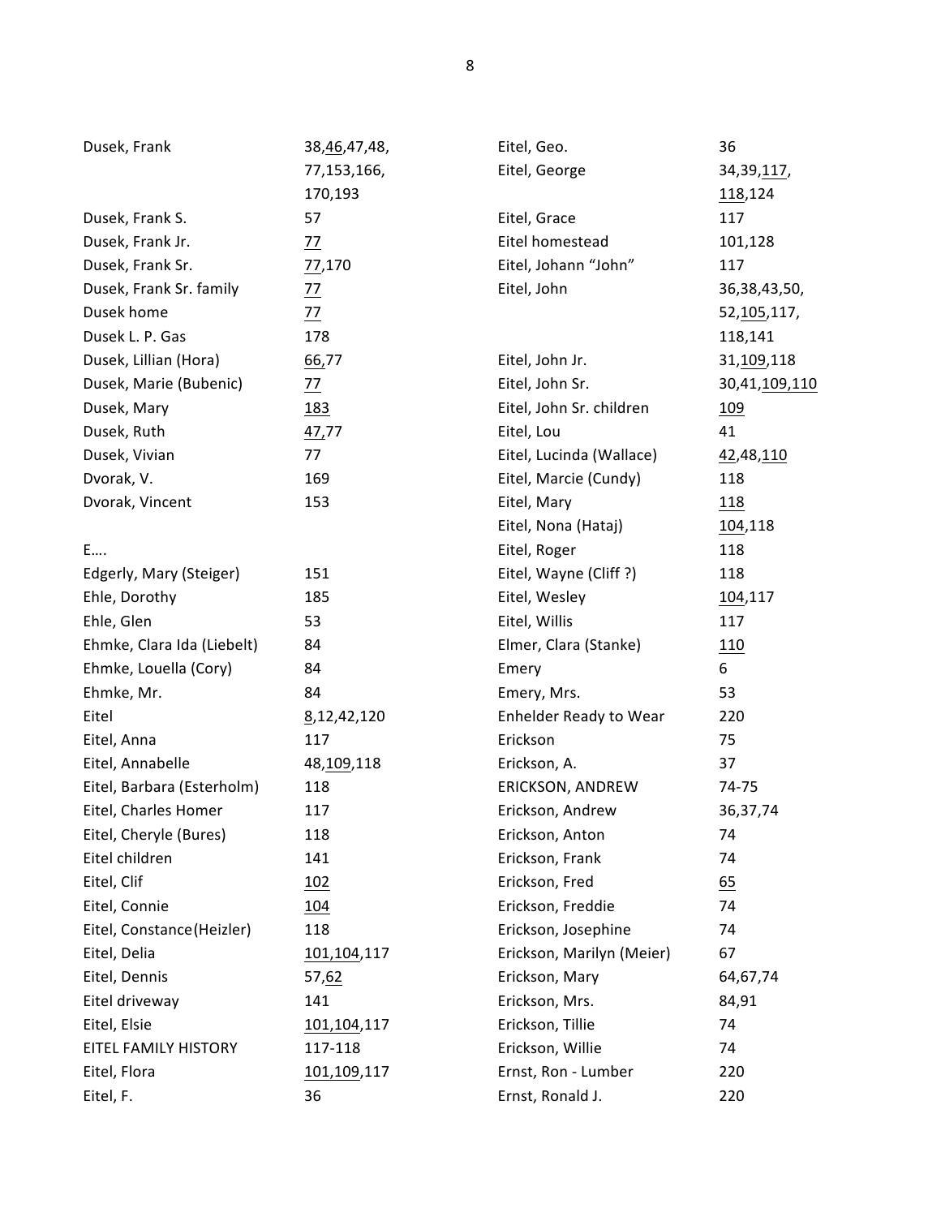| Name | Pages |
|---|---|
| Dusek, Frank | 38,<u>46</u>,47,48, 77,153,166, 170,193 |
| Dusek, Frank S. | 57 |
| Dusek, Frank Jr. | <u>77</u> |
| Dusek, Frank Sr. | <u>77</u>,170 |
| Dusek, Frank Sr. family | <u>77</u> |
| Dusek home | <u>77</u> |
| Dusek L. P. Gas | 178 |
| Dusek, Lillian (Hora) | <u>66</u>,77 |
| Dusek, Marie (Bubenic) | <u>77</u> |
| Dusek, Mary | <u>183</u> |
| Dusek, Ruth | <u>47</u>,77 |
| Dusek, Vivian | 77 |
| Dvorak, V. | 169 |
| Dvorak, Vincent | 153 |

E….

| Name | Pages |
|---|---|
| Edgerly, Mary (Steiger) | 151 |
| Ehle, Dorothy | 185 |
| Ehle, Glen | 53 |
| Ehmke, Clara Ida (Liebelt) | 84 |
| Ehmke, Louella (Cory) | 84 |
| Ehmke, Mr. | 84 |
| Eitel | <u>8</u>,12,42,120 |
| Eitel, Anna | 117 |
| Eitel, Annabelle | 48,<u>109</u>,118 |
| Eitel, Barbara (Esterholm) | 118 |
| Eitel, Charles Homer | 117 |
| Eitel, Cheryle (Bures) | 118 |
| Eitel children | 141 |
| Eitel, Clif | <u>102</u> |
| Eitel, Connie | <u>104</u> |
| Eitel, Constance(Heizler) | 118 |
| Eitel, Delia | <u>101</u>,<u>104</u>,117 |
| Eitel, Dennis | 57,<u>62</u> |
| Eitel driveway | 141 |
| Eitel, Elsie | <u>101</u>,<u>104</u>,117 |
| EITEL FAMILY HISTORY | 117-118 |
| Eitel, Flora | <u>101</u>,<u>109</u>,117 |
| Eitel, F. | 36 |
| Eitel, Geo. | 36 |
| Eitel, George | 34,39,<u>117</u>, <u>118</u>,124 |
| Eitel, Grace | 117 |
| Eitel homestead | 101,128 |
| Eitel, Johann "John" | 117 |
| Eitel, John | 36,38,43,50, 52,<u>105</u>,117, 118,141 |
| Eitel, John Jr. | 31,<u>109</u>,118 |
| Eitel, John Sr. | 30,41,<u>109</u>,<u>110</u> |
| Eitel, John Sr. children | <u>109</u> |
| Eitel, Lou | 41 |
| Eitel, Lucinda (Wallace) | <u>42</u>,48,<u>110</u> |
| Eitel, Marcie (Cundy) | 118 |
| Eitel, Mary | <u>118</u> |
| Eitel, Nona (Hataj) | <u>104</u>,118 |
| Eitel, Roger | 118 |
| Eitel, Wayne (Cliff ?) | 118 |
| Eitel, Wesley | <u>104</u>,117 |
| Eitel, Willis | 117 |
| Elmer, Clara (Stanke) | <u>110</u> |
| Emery | 6 |
| Emery, Mrs. | 53 |
| Enhelder Ready to Wear | 220 |
| Erickson | 75 |
| Erickson, A. | 37 |
| ERICKSON, ANDREW | 74-75 |
| Erickson, Andrew | 36,37,74 |
| Erickson, Anton | 74 |
| Erickson, Frank | 74 |
| Erickson, Fred | <u>65</u> |
| Erickson, Freddie | 74 |
| Erickson, Josephine | 74 |
| Erickson, Marilyn (Meier) | 67 |
| Erickson, Mary | 64,67,74 |
| Erickson, Mrs. | 84,91 |
| Erickson, Tillie | 74 |
| Erickson, Willie | 74 |
| Ernst, Ron - Lumber | 220 |
| Ernst, Ronald J. | 220 |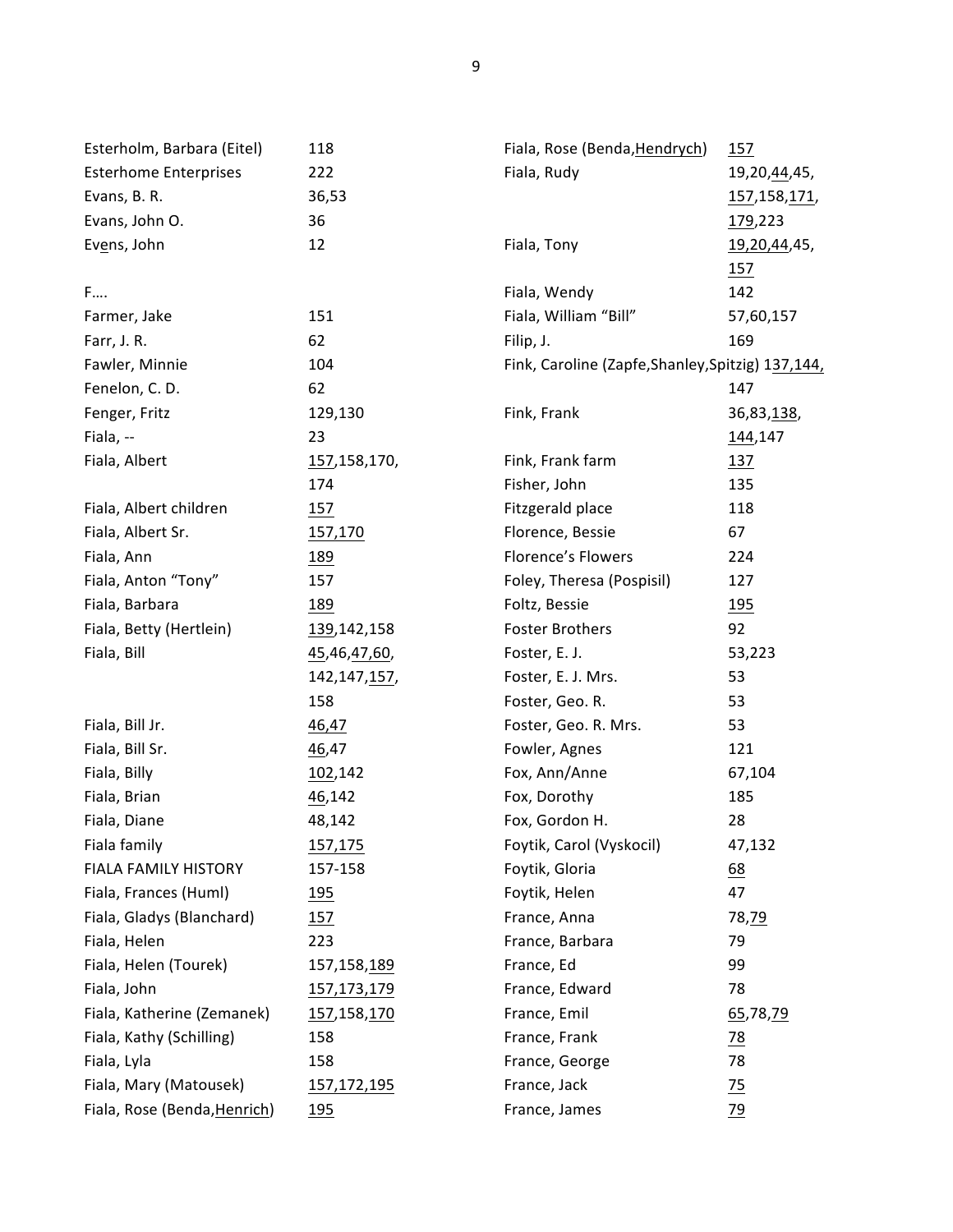| | |
|---|---|
| Esterholm, Barbara (Eitel) | 118 |
| Esterhome Enterprises | 222 |
| Evans, B. R. | 36,53 |
| Evans, John O. | 36 |
| Evens, John | 12 |
| | |
| F…. | |
| Farmer, Jake | 151 |
| Farr, J. R. | 62 |
| Fawler, Minnie | 104 |
| Fenelon, C. D. | 62 |
| Fenger, Fritz | 129,130 |
| Fiala, -- | 23 |
| Fiala, Albert | 157,158,170, 174 |
| Fiala, Albert children | 157 |
| Fiala, Albert Sr. | 157,170 |
| Fiala, Ann | 189 |
| Fiala, Anton "Tony" | 157 |
| Fiala, Barbara | 189 |
| Fiala, Betty (Hertlein) | 139,142,158 |
| Fiala, Bill | 45,46,47,60, 142,147,157, 158 |
| Fiala, Bill Jr. | 46,47 |
| Fiala, Bill Sr. | 46,47 |
| Fiala, Billy | 102,142 |
| Fiala, Brian | 46,142 |
| Fiala, Diane | 48,142 |
| Fiala family | 157,175 |
| FIALA FAMILY HISTORY | 157-158 |
| Fiala, Frances (Huml) | 195 |
| Fiala, Gladys (Blanchard) | 157 |
| Fiala, Helen | 223 |
| Fiala, Helen (Tourek) | 157,158,189 |
| Fiala, John | 157,173,179 |
| Fiala, Katherine (Zemanek) | 157,158,170 |
| Fiala, Kathy (Schilling) | 158 |
| Fiala, Lyla | 158 |
| Fiala, Mary (Matousek) | 157,172,195 |
| Fiala, Rose (Benda,Henrich) | 195 |
| Fiala, Rose (Benda,Hendrych) | 157 |
| Fiala, Rudy | 19,20,44,45, 157,158,171, 179,223 |
| Fiala, Tony | 19,20,44,45, 157 |
| Fiala, Wendy | 142 |
| Fiala, William "Bill" | 57,60,157 |
| Filip, J. | 169 |
| Fink, Caroline (Zapfe,Shanley,Spitzig) | 137,144, 147 |
| Fink, Frank | 36,83,138, 144,147 |
| Fink, Frank farm | 137 |
| Fisher, John | 135 |
| Fitzgerald place | 118 |
| Florence, Bessie | 67 |
| Florence's Flowers | 224 |
| Foley, Theresa (Pospisil) | 127 |
| Foltz, Bessie | 195 |
| Foster Brothers | 92 |
| Foster, E. J. | 53,223 |
| Foster, E. J. Mrs. | 53 |
| Foster, Geo. R. | 53 |
| Foster, Geo. R. Mrs. | 53 |
| Fowler, Agnes | 121 |
| Fox, Ann/Anne | 67,104 |
| Fox, Dorothy | 185 |
| Fox, Gordon H. | 28 |
| Foytik, Carol (Vyskocil) | 47,132 |
| Foytik, Gloria | 68 |
| Foytik, Helen | 47 |
| France, Anna | 78,79 |
| France, Barbara | 79 |
| France, Ed | 99 |
| France, Edward | 78 |
| France, Emil | 65,78,79 |
| France, Frank | 78 |
| France, George | 78 |
| France, Jack | 75 |
| France, James | 79 |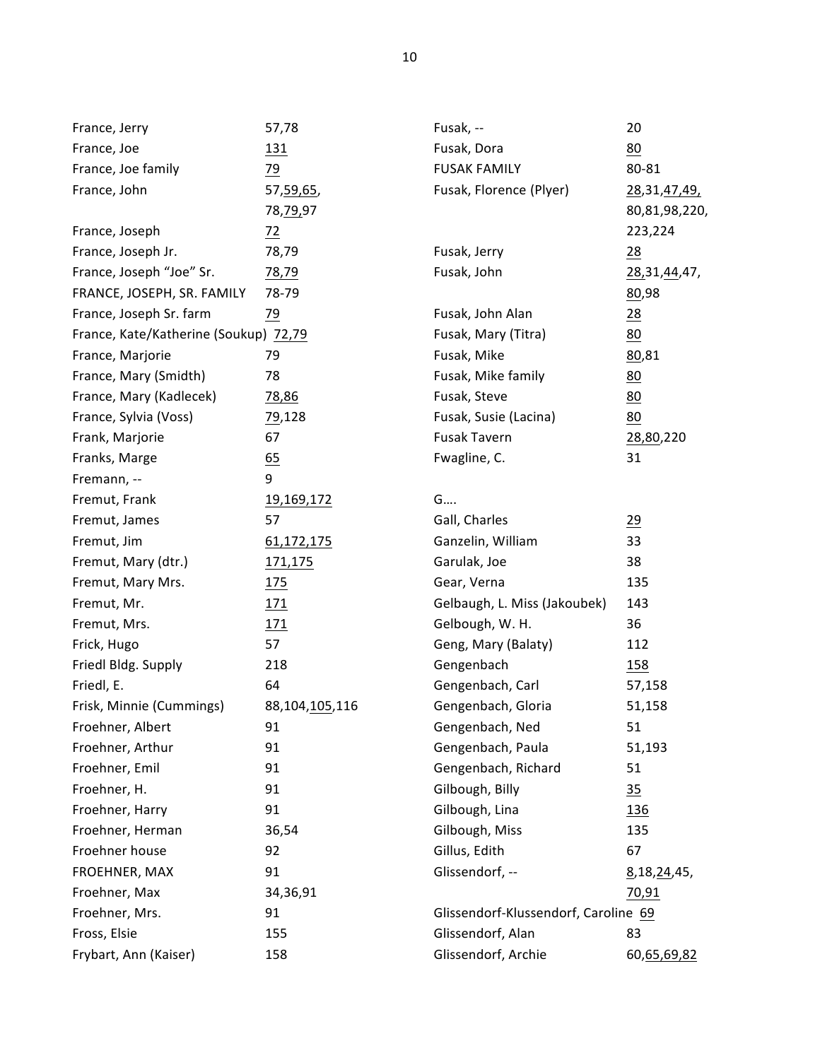| Name | Pages |
| --- | --- |
| France, Jerry | 57,78 |
| France, Joe | <u>131</u> |
| France, Joe family | <u>79</u> |
| France, John | 57,<u>59</u>,<u>65</u>, 78,<u>79</u>,97 |
| France, Joseph | <u>72</u> |
| France, Joseph Jr. | 78,79 |
| France, Joseph "Joe" Sr. | <u>78,79</u> |
| FRANCE, JOSEPH, SR. FAMILY | 78-79 |
| France, Joseph Sr. farm | <u>79</u> |
| France, Kate/Katherine (Soukup) | <u>72,79</u> |
| France, Marjorie | 79 |
| France, Mary (Smidth) | 78 |
| France, Mary (Kadlecek) | <u>78,86</u> |
| France, Sylvia (Voss) | <u>79</u>,128 |
| Frank, Marjorie | 67 |
| Franks, Marge | <u>65</u> |
| Fremann, -- | 9 |
| Fremut, Frank | <u>19,169,172</u> |
| Fremut, James | 57 |
| Fremut, Jim | <u>61,172,175</u> |
| Fremut, Mary (dtr.) | <u>171,175</u> |
| Fremut, Mary Mrs. | <u>175</u> |
| Fremut, Mr. | <u>171</u> |
| Fremut, Mrs. | <u>171</u> |
| Frick, Hugo | 57 |
| Friedl Bldg. Supply | 218 |
| Friedl, E. | 64 |
| Frisk, Minnie (Cummings) | 88,104,<u>105</u>,116 |
| Froehner, Albert | 91 |
| Froehner, Arthur | 91 |
| Froehner, Emil | 91 |
| Froehner, H. | 91 |
| Froehner, Harry | 91 |
| Froehner, Herman | 36,54 |
| Froehner house | 92 |
| FROEHNER, MAX | 91 |
| Froehner, Max | 34,36,91 |
| Froehner, Mrs. | 91 |
| Fross, Elsie | 155 |
| Frybart, Ann (Kaiser) | 158 |
| Fusak, -- | 20 |
| Fusak, Dora | <u>80</u> |
| FUSAK FAMILY | 80-81 |
| Fusak, Florence (Plyer) | <u>28</u>,31,<u>47</u>,<u>49</u>, 80,81,98,220, 223,224 |
| Fusak, Jerry | <u>28</u> |
| Fusak, John | <u>28</u>,31,<u>44</u>,47, <u>80</u>,98 |
| Fusak, John Alan | <u>28</u> |
| Fusak, Mary (Titra) | <u>80</u> |
| Fusak, Mike | <u>80</u>,81 |
| Fusak, Mike family | <u>80</u> |
| Fusak, Steve | <u>80</u> |
| Fusak, Susie (Lacina) | <u>80</u> |
| Fusak Tavern | <u>28</u>,<u>80</u>,220 |
| Fwagline, C. | 31 |

G….

| Name | Pages |
| --- | --- |
| Gall, Charles | <u>29</u> |
| Ganzelin, William | 33 |
| Garulak, Joe | 38 |
| Gear, Verna | 135 |
| Gelbaugh, L. Miss (Jakoubek) | 143 |
| Gelbough, W. H. | 36 |
| Geng, Mary (Balaty) | 112 |
| Gengenbach | <u>158</u> |
| Gengenbach, Carl | 57,158 |
| Gengenbach, Gloria | 51,158 |
| Gengenbach, Ned | 51 |
| Gengenbach, Paula | 51,193 |
| Gengenbach, Richard | 51 |
| Gilbough, Billy | <u>35</u> |
| Gilbough, Lina | <u>136</u> |
| Gilbough, Miss | 135 |
| Gillus, Edith | 67 |
| Glissendorf, -- | <u>8</u>,18,<u>24</u>,45, <u>70,91</u> |
| Glissendorf-Klussendorf, Caroline | <u>69</u> |
| Glissendorf, Alan | 83 |
| Glissendorf, Archie | 60,<u>65,69,82</u> |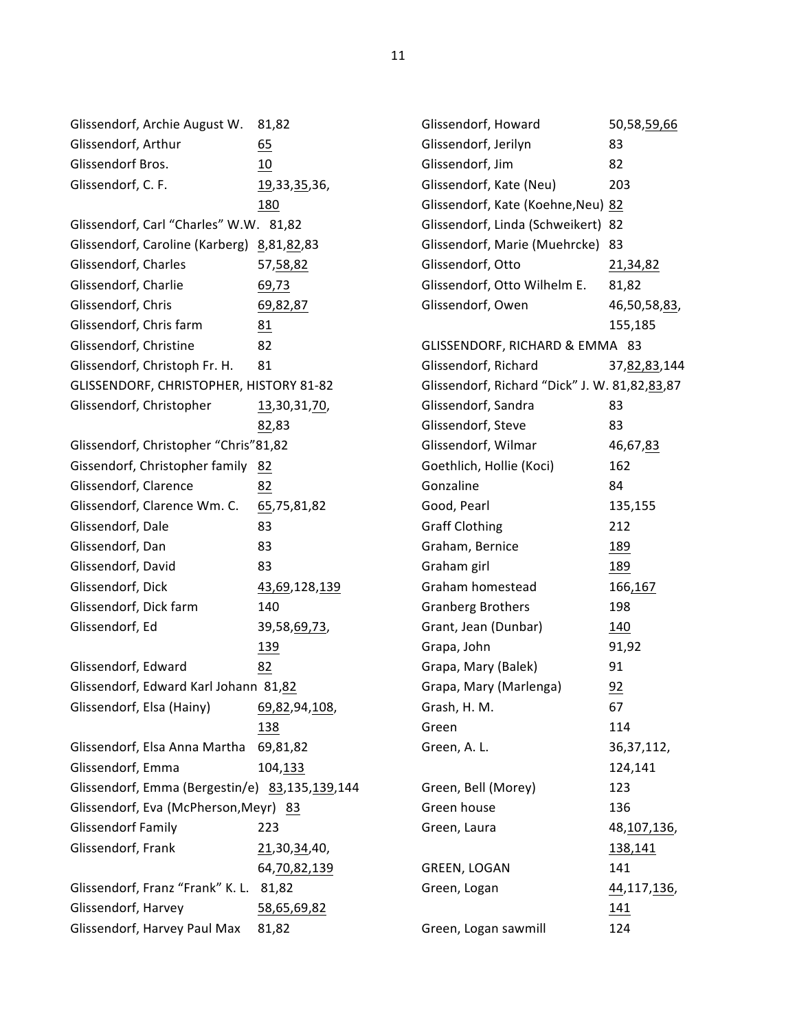Glissendorf, Archie August W. 81,82
Glissendorf, Arthur 65
Glissendorf Bros. 10
Glissendorf, C. F. 19,33,35,36,180
Glissendorf, Carl "Charles" W.W. 81,82
Glissendorf, Caroline (Karberg) 8,81,82,83
Glissendorf, Charles 57,58,82
Glissendorf, Charlie 69,73
Glissendorf, Chris 69,82,87
Glissendorf, Chris farm 81
Glissendorf, Christine 82
Glissendorf, Christoph Fr. H. 81
GLISSENDORF, CHRISTOPHER, HISTORY 81-82
Glissendorf, Christopher 13,30,31,70,82,83
Glissendorf, Christopher "Chris" 81,82
Gissendorf, Christopher family 82
Glissendorf, Clarence 82
Glissendorf, Clarence Wm. C. 65,75,81,82
Glissendorf, Dale 83
Glissendorf, Dan 83
Glissendorf, David 83
Glissendorf, Dick 43,69,128,139
Glissendorf, Dick farm 140
Glissendorf, Ed 39,58,69,73,139
Glissendorf, Edward 82
Glissendorf, Edward Karl Johann 81,82
Glissendorf, Elsa (Hainy) 69,82,94,108,138
Glissendorf, Elsa Anna Martha 69,81,82
Glissendorf, Emma 104,133
Glissendorf, Emma (Bergestin/e) 83,135,139,144
Glissendorf, Eva (McPherson,Meyr) 83
Glissendorf Family 223
Glissendorf, Frank 21,30,34,40,64,70,82,139
Glissendorf, Franz "Frank" K. L. 81,82
Glissendorf, Harvey 58,65,69,82
Glissendorf, Harvey Paul Max 81,82
Glissendorf, Howard 50,58,59,66
Glissendorf, Jerilyn 83
Glissendorf, Jim 82
Glissendorf, Kate (Neu) 203
Glissendorf, Kate (Koehne,Neu) 82
Glissendorf, Linda (Schweikert) 82
Glissendorf, Marie (Muehrcke) 83
Glissendorf, Otto 21,34,82
Glissendorf, Otto Wilhelm E. 81,82
Glissendorf, Owen 46,50,58,83,155,185
GLISSENDORF, RICHARD & EMMA 83
Glissendorf, Richard 37,82,83,144
Glissendorf, Richard "Dick" J. W. 81,82,83,87
Glissendorf, Sandra 83
Glissendorf, Steve 83
Glissendorf, Wilmar 46,67,83
Goethlich, Hollie (Koci) 162
Gonzaline 84
Good, Pearl 135,155
Graff Clothing 212
Graham, Bernice 189
Graham girl 189
Graham homestead 166,167
Granberg Brothers 198
Grant, Jean (Dunbar) 140
Grapa, John 91,92
Grapa, Mary (Balek) 91
Grapa, Mary (Marlenga) 92
Grash, H. M. 67
Green 114
Green, A. L. 36,37,112,124,141
Green, Bell (Morey) 123
Green house 136
Green, Laura 48,107,136,138,141
GREEN, LOGAN 141
Green, Logan 44,117,136,141
Green, Logan sawmill 124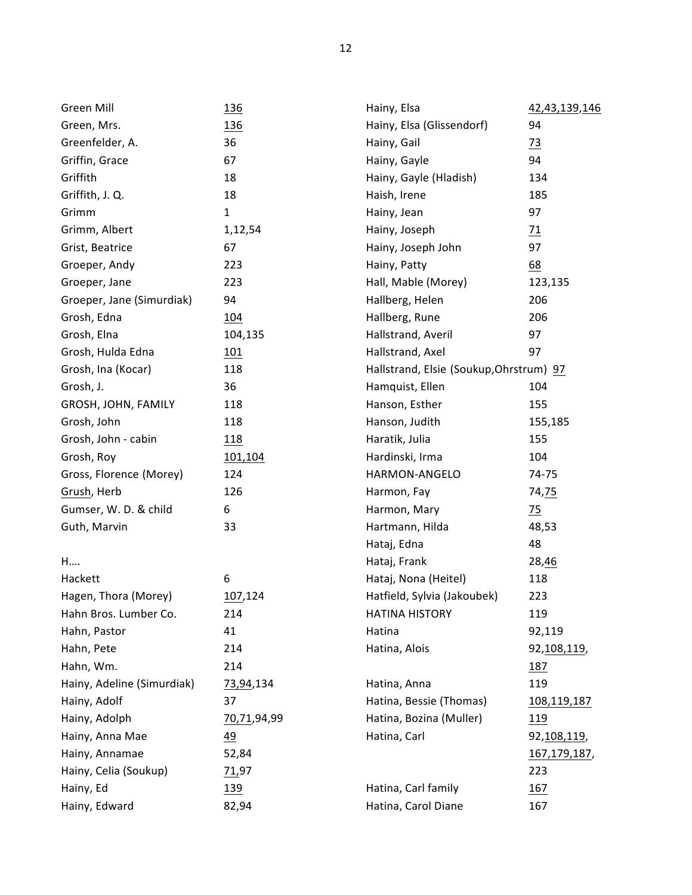| Name | Pages |
|---|---|
| Green Mill | <u>136</u> |
| Green, Mrs. | <u>136</u> |
| Greenfelder, A. | 36 |
| Griffin, Grace | 67 |
| Griffith | 18 |
| Griffith, J. Q. | 18 |
| Grimm | 1 |
| Grimm, Albert | 1,12,54 |
| Grist, Beatrice | 67 |
| Groeper, Andy | 223 |
| Groeper, Jane | 223 |
| Groeper, Jane (Simurdiak) | 94 |
| Grosh, Edna | <u>104</u> |
| Grosh, Elna | 104,135 |
| Grosh, Hulda Edna | <u>101</u> |
| Grosh, Ina (Kocar) | 118 |
| Grosh, J. | 36 |
| GROSH, JOHN, FAMILY | 118 |
| Grosh, John | 118 |
| Grosh, John - cabin | <u>118</u> |
| Grosh, Roy | <u>101,104</u> |
| Gross, Florence (Morey) | 124 |
| <u>Grush</u>, Herb | 126 |
| Gumser, W. D. & child | 6 |
| Guth, Marvin | 33 |

H….

| Name | Pages |
|---|---|
| Hackett | 6 |
| Hagen, Thora (Morey) | <u>107</u>,124 |
| Hahn Bros. Lumber Co. | 214 |
| Hahn, Pastor | 41 |
| Hahn, Pete | 214 |
| Hahn, Wm. | 214 |
| Hainy, Adeline (Simurdiak) | <u>73,94</u>,134 |
| Hainy, Adolf | 37 |
| Hainy, Adolph | <u>70,71</u>,94,99 |
| Hainy, Anna Mae | <u>49</u> |
| Hainy, Annamae | 52,84 |
| Hainy, Celia (Soukup) | <u>71</u>,97 |
| Hainy, Ed | <u>139</u> |
| Hainy, Edward | 82,94 |
| Hainy, Elsa | <u>42,43</u>,139,<u>146</u> |
| Hainy, Elsa (Glissendorf) | 94 |
| Hainy, Gail | <u>73</u> |
| Hainy, Gayle | 94 |
| Hainy, Gayle (Hladish) | 134 |
| Haish, Irene | 185 |
| Hainy, Jean | 97 |
| Hainy, Joseph | <u>71</u> |
| Hainy, Joseph John | 97 |
| Hainy, Patty | <u>68</u> |
| Hall, Mable (Morey) | 123,135 |
| Hallberg, Helen | 206 |
| Hallberg, Rune | 206 |
| Hallstrand, Averil | 97 |
| Hallstrand, Axel | 97 |
| Hallstrand, Elsie (Soukup,Ohrstrum) | <u>97</u> |
| Hamquist, Ellen | 104 |
| Hanson, Esther | 155 |
| Hanson, Judith | 155,185 |
| Haratik, Julia | 155 |
| Hardinski, Irma | 104 |
| HARMON-ANGELO | 74-75 |
| Harmon, Fay | 74,<u>75</u> |
| Harmon, Mary | <u>75</u> |
| Hartmann, Hilda | 48,53 |
| Hataj, Edna | 48 |
| Hataj, Frank | 28,<u>46</u> |
| Hataj, Nona (Heitel) | 118 |
| Hatfield, Sylvia (Jakoubek) | 223 |
| HATINA HISTORY | 119 |
| Hatina | 92,119 |
| Hatina, Alois | 92,<u>108,119</u>,<u>187</u> |
| Hatina, Anna | 119 |
| Hatina, Bessie (Thomas) | <u>108,119,187</u> |
| Hatina, Bozina (Muller) | <u>119</u> |
| Hatina, Carl | 92,<u>108,119</u>,<u>167,179,187</u>,223 |
| Hatina, Carl family | <u>167</u> |
| Hatina, Carol Diane | 167 |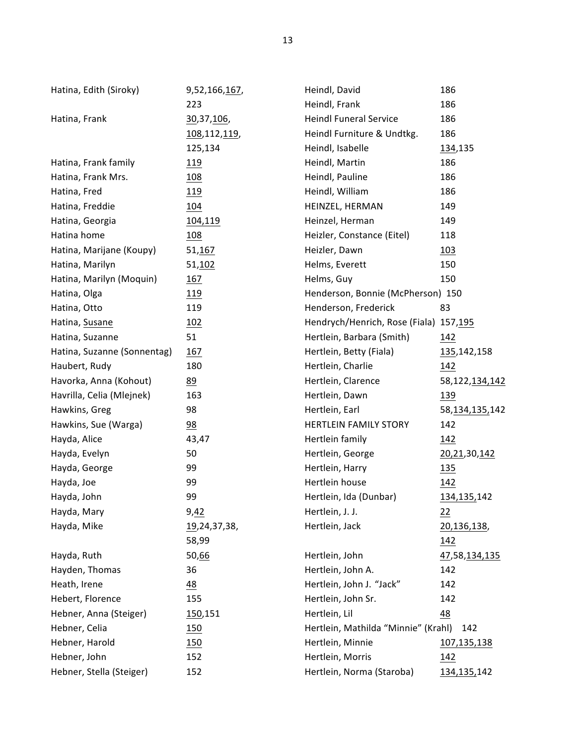| Name | Pages |
|---|---|
| Hatina, Edith (Siroky) | 9,52,166,<u>167</u>, 223 |
| Hatina, Frank | <u>30</u>,37,<u>106</u>, <u>108</u>,112,<u>119</u>, 125,134 |
| Hatina, Frank family | <u>119</u> |
| Hatina, Frank Mrs. | <u>108</u> |
| Hatina, Fred | <u>119</u> |
| Hatina, Freddie | <u>104</u> |
| Hatina, Georgia | <u>104,119</u> |
| Hatina home | <u>108</u> |
| Hatina, Marijane (Koupy) | 51,<u>167</u> |
| Hatina, Marilyn | 51,<u>102</u> |
| Hatina, Marilyn (Moquin) | <u>167</u> |
| Hatina, Olga | <u>119</u> |
| Hatina, Otto | 119 |
| Hatina, <u>Susane</u> | <u>102</u> |
| Hatina, Suzanne | 51 |
| Hatina, Suzanne (Sonnentag) | <u>167</u> |
| Haubert, Rudy | 180 |
| Havorka, Anna (Kohout) | <u>89</u> |
| Havrilla, Celia (Mlejnek) | 163 |
| Hawkins, Greg | 98 |
| Hawkins, Sue (Warga) | <u>98</u> |
| Hayda, Alice | 43,47 |
| Hayda, Evelyn | 50 |
| Hayda, George | 99 |
| Hayda, Joe | 99 |
| Hayda, John | 99 |
| Hayda, Mary | 9,<u>42</u> |
| Hayda, Mike | <u>19</u>,24,37,38, 58,99 |
| Hayda, Ruth | 50,<u>66</u> |
| Hayden, Thomas | 36 |
| Heath, Irene | <u>48</u> |
| Hebert, Florence | 155 |
| Hebner, Anna (Steiger) | <u>150</u>,151 |
| Hebner, Celia | <u>150</u> |
| Hebner, Harold | <u>150</u> |
| Hebner, John | 152 |
| Hebner, Stella (Steiger) | 152 |
| Heindl, David | 186 |
| Heindl, Frank | 186 |
| Heindl Funeral Service | 186 |
| Heindl Furniture & Undtkg. | 186 |
| Heindl, Isabelle | <u>134</u>,135 |
| Heindl, Martin | 186 |
| Heindl, Pauline | 186 |
| Heindl, William | 186 |
| HEINZEL, HERMAN | 149 |
| Heinzel, Herman | 149 |
| Heizler, Constance (Eitel) | 118 |
| Heizler, Dawn | <u>103</u> |
| Helms, Everett | 150 |
| Helms, Guy | 150 |
| Henderson, Bonnie (McPherson) | 150 |
| Henderson, Frederick | 83 |
| Hendrych/Henrich, Rose (Fiala) | 157,<u>195</u> |
| Hertlein, Barbara (Smith) | <u>142</u> |
| Hertlein, Betty (Fiala) | <u>135</u>,142,158 |
| Hertlein, Charlie | <u>142</u> |
| Hertlein, Clarence | 58,122,<u>134,142</u> |
| Hertlein, Dawn | <u>139</u> |
| Hertlein, Earl | 58,<u>134,135,</u>142 |
| HERTLEIN FAMILY STORY | 142 |
| Hertlein family | <u>142</u> |
| Hertlein, George | <u>20,21</u>,30,<u>142</u> |
| Hertlein, Harry | <u>135</u> |
| Hertlein house | <u>142</u> |
| Hertlein, Ida (Dunbar) | <u>134,135,</u>142 |
| Hertlein, J. J. | <u>22</u> |
| Hertlein, Jack | <u>20,136,138</u>, <u>142</u> |
| Hertlein, John | <u>47</u>,58,<u>134,135</u> |
| Hertlein, John A. | 142 |
| Hertlein, John J. "Jack" | 142 |
| Hertlein, John Sr. | 142 |
| Hertlein, Lil | <u>48</u> |
| Hertlein, Mathilda "Minnie" (Krahl) | 142 |
| Hertlein, Minnie | <u>107,135,138</u> |
| Hertlein, Morris | <u>142</u> |
| Hertlein, Norma (Staroba) | <u>134,135,</u>142 |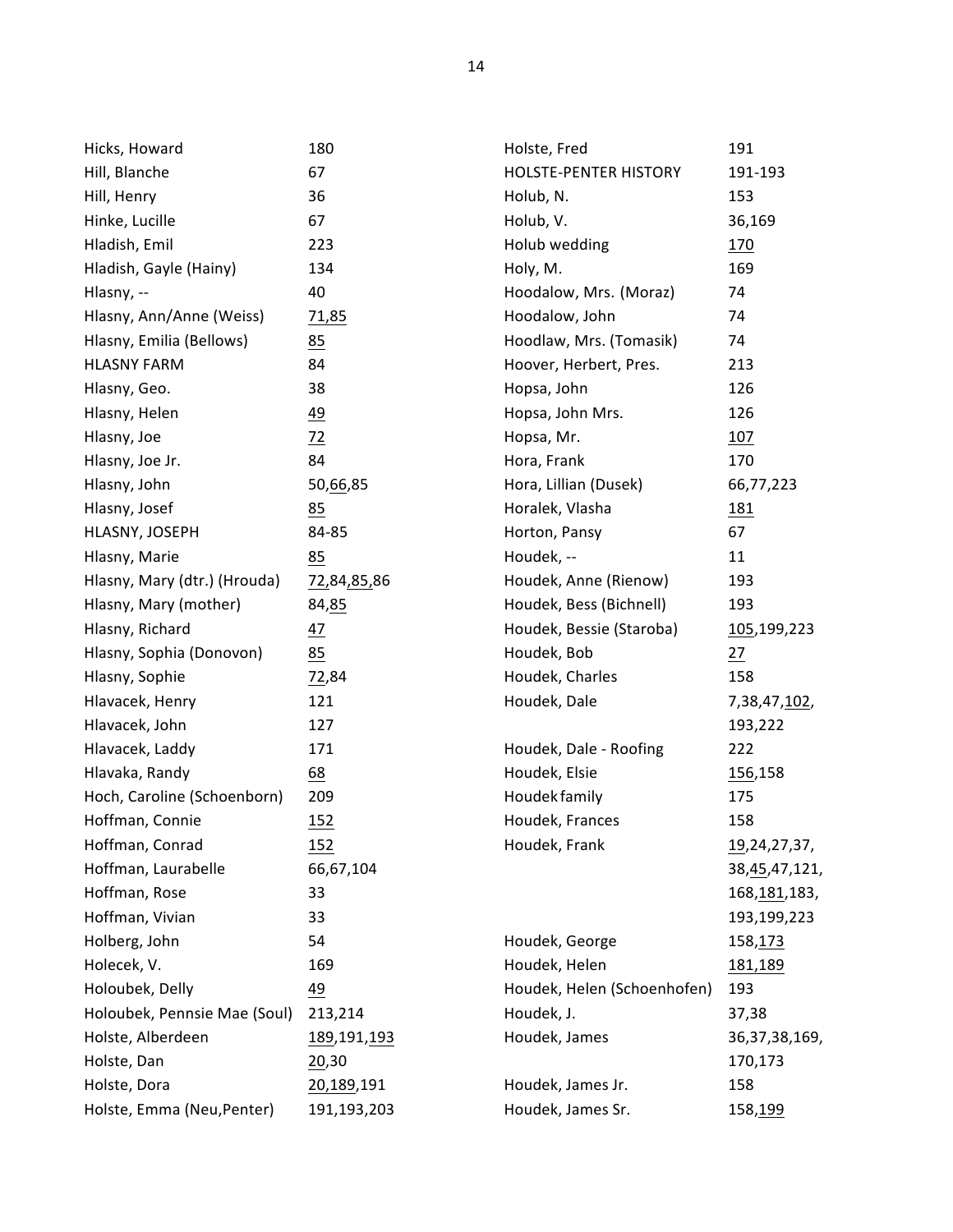| Name | Pages |
|---|---|
| Hicks, Howard | 180 |
| Hill, Blanche | 67 |
| Hill, Henry | 36 |
| Hinke, Lucille | 67 |
| Hladish, Emil | 223 |
| Hladish, Gayle (Hainy) | 134 |
| Hlasny, -- | 40 |
| Hlasny, Ann/Anne (Weiss) | <u>71,85</u> |
| Hlasny, Emilia (Bellows) | <u>85</u> |
| HLASNY FARM | 84 |
| Hlasny, Geo. | 38 |
| Hlasny, Helen | <u>49</u> |
| Hlasny, Joe | <u>72</u> |
| Hlasny, Joe Jr. | 84 |
| Hlasny, John | 50,<u>66</u>,85 |
| Hlasny, Josef | <u>85</u> |
| HLASNY, JOSEPH | 84-85 |
| Hlasny, Marie | <u>85</u> |
| Hlasny, Mary (dtr.) (Hrouda) | <u>72</u>,84,<u>85</u>,86 |
| Hlasny, Mary (mother) | 84,<u>85</u> |
| Hlasny, Richard | <u>47</u> |
| Hlasny, Sophia (Donovon) | <u>85</u> |
| Hlasny, Sophie | <u>72</u>,84 |
| Hlavacek, Henry | 121 |
| Hlavacek, John | 127 |
| Hlavacek, Laddy | 171 |
| Hlavaka, Randy | <u>68</u> |
| Hoch, Caroline (Schoenborn) | 209 |
| Hoffman, Connie | <u>152</u> |
| Hoffman, Conrad | <u>152</u> |
| Hoffman, Laurabelle | 66,67,104 |
| Hoffman, Rose | 33 |
| Hoffman, Vivian | 33 |
| Holberg, John | 54 |
| Holecek, V. | 169 |
| Holoubek, Delly | <u>49</u> |
| Holoubek, Pennsie Mae (Soul) | 213,214 |
| Holste, Alberdeen | <u>189</u>,191,<u>193</u> |
| Holste, Dan | <u>20</u>,30 |
| Holste, Dora | <u>20,189</u>,191 |
| Holste, Emma (Neu,Penter) | 191,193,203 |
| Holste, Fred | 191 |
| HOLSTE-PENTER HISTORY | 191-193 |
| Holub, N. | 153 |
| Holub, V. | 36,169 |
| Holub wedding | <u>170</u> |
| Holy, M. | 169 |
| Hoodalow, Mrs. (Moraz) | 74 |
| Hoodalow, John | 74 |
| Hoodlaw, Mrs. (Tomasik) | 74 |
| Hoover, Herbert, Pres. | 213 |
| Hopsa, John | 126 |
| Hopsa, John Mrs. | 126 |
| Hopsa, Mr. | <u>107</u> |
| Hora, Frank | 170 |
| Hora, Lillian (Dusek) | 66,77,223 |
| Horalek, Vlasha | <u>181</u> |
| Horton, Pansy | 67 |
| Houdek, -- | 11 |
| Houdek, Anne (Rienow) | 193 |
| Houdek, Bess (Bichnell) | 193 |
| Houdek, Bessie (Staroba) | <u>105</u>,199,223 |
| Houdek, Bob | <u>27</u> |
| Houdek, Charles | 158 |
| Houdek, Dale | 7,38,47,<u>102</u>, 193,222 |
| Houdek, Dale - Roofing | 222 |
| Houdek, Elsie | <u>156</u>,158 |
| Houdek family | 175 |
| Houdek, Frances | 158 |
| Houdek, Frank | <u>19</u>,24,27,37, 38,<u>45</u>,47,121, 168,<u>181</u>,183, 193,199,223 |
| Houdek, George | 158,<u>173</u> |
| Houdek, Helen | <u>181,189</u> |
| Houdek, Helen (Schoenhofen) | 193 |
| Houdek, J. | 37,38 |
| Houdek, James | 36,37,38,169, 170,173 |
| Houdek, James Jr. | 158 |
| Houdek, James Sr. | 158,<u>199</u> |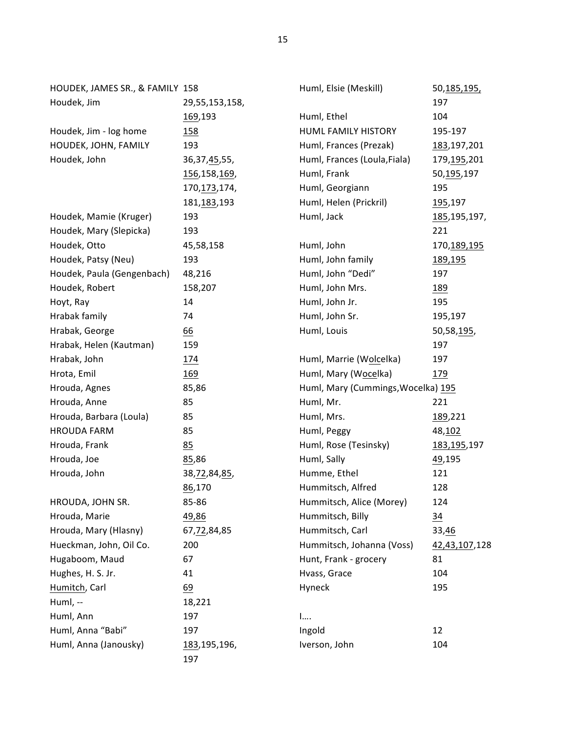| Name | Pages |
| --- | --- |
| HOUDEK, JAMES SR., & FAMILY | 158 |
| Houdek, Jim | 29,55,153,158, <u>169</u>,193 |
| Houdek, Jim - log home | <u>158</u> |
| HOUDEK, JOHN, FAMILY | 193 |
| Houdek, John | 36,37,<u>45</u>,55, <u>156</u>,158,<u>169</u>, 170,<u>173</u>,174, 181,<u>183</u>,193 |
| Houdek, Mamie (Kruger) | 193 |
| Houdek, Mary (Slepicka) | 193 |
| Houdek, Otto | 45,58,158 |
| Houdek, Patsy (Neu) | 193 |
| Houdek, Paula (Gengenbach) | 48,216 |
| Houdek, Robert | 158,207 |
| Hoyt, Ray | 14 |
| Hrabak family | 74 |
| Hrabak, George | <u>66</u> |
| Hrabak, Helen (Kautman) | 159 |
| Hrabak, John | <u>174</u> |
| Hrota, Emil | <u>169</u> |
| Hrouda, Agnes | 85,86 |
| Hrouda, Anne | 85 |
| Hrouda, Barbara (Loula) | 85 |
| HROUDA FARM | 85 |
| Hrouda, Frank | <u>85</u> |
| Hrouda, Joe | <u>85</u>,86 |
| Hrouda, John | 38,<u>72</u>,84,<u>85</u>, <u>86</u>,170 |
| HROUDA, JOHN SR. | 85-86 |
| Hrouda, Marie | <u>49,86</u> |
| Hrouda, Mary (Hlasny) | 67,<u>72</u>,84,85 |
| Hueckman, John, Oil Co. | 200 |
| Hugaboom, Maud | 67 |
| Hughes, H. S. Jr. | 41 |
| <u>Humitch</u>, Carl | <u>69</u> |
| Huml, -- | 18,221 |
| Huml, Ann | 197 |
| Huml, Anna "Babi" | 197 |
| Huml, Anna (Janousky) | <u>183</u>,195,196, 197 |
| Huml, Elsie (Meskill) | 50,<u>185,195,</u> 197 |
| Huml, Ethel | 104 |
| HUML FAMILY HISTORY | 195-197 |
| Huml, Frances (Prezak) | <u>183</u>,197,201 |
| Huml, Frances (Loula,Fiala) | 179,<u>195</u>,201 |
| Huml, Frank | 50,<u>195</u>,197 |
| Huml, Georgiann | 195 |
| Huml, Helen (Prickril) | <u>195</u>,197 |
| Huml, Jack | <u>185</u>,195,197, 221 |
| Huml, John | 170,<u>189,195</u> |
| Huml, John family | <u>189,195</u> |
| Huml, John "Dedi" | 197 |
| Huml, John Mrs. | <u>189</u> |
| Huml, John Jr. | 195 |
| Huml, John Sr. | 195,197 |
| Huml, Louis | 50,58,<u>195</u>, 197 |
| Huml, Marrie (W<u>olc</u>elka) | 197 |
| Huml, Mary (W<u>oce</u>lka) | <u>179</u> |
| Huml, Mary (Cummings,Wocelka) | <u>195</u> |
| Huml, Mr. | 221 |
| Huml, Mrs. | <u>189</u>,221 |
| Huml, Peggy | 48,<u>102</u> |
| Huml, Rose (Tesinsky) | <u>183,195</u>,197 |
| Huml, Sally | <u>49</u>,195 |
| Humme, Ethel | 121 |
| Hummitsch, Alfred | 128 |
| Hummitsch, Alice (Morey) | 124 |
| Hummitsch, Billy | <u>34</u> |
| Hummitsch, Carl | 33,<u>46</u> |
| Hummitsch, Johanna (Voss) | <u>42,43,107</u>,128 |
| Hunt, Frank - grocery | 81 |
| Hvass, Grace | 104 |
| Hyneck | 195 |

I….

| Name | Pages |
| --- | --- |
| Ingold | 12 |
| Iverson, John | 104 |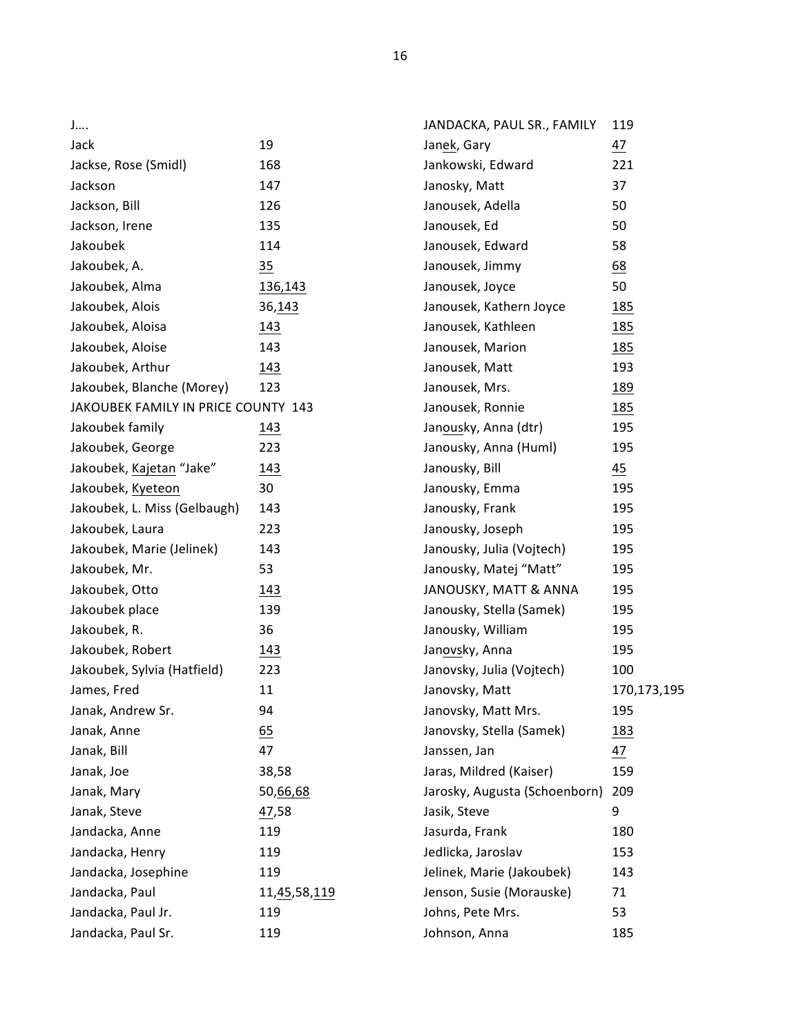J….

| Name | Pages |
|---|---|
| Jack | 19 |
| Jackse, Rose (Smidl) | 168 |
| Jackson | 147 |
| Jackson, Bill | 126 |
| Jackson, Irene | 135 |
| Jakoubek | 114 |
| Jakoubek, A. | <u>35</u> |
| Jakoubek, Alma | <u>136,143</u> |
| Jakoubek, Alois | 36,<u>143</u> |
| Jakoubek, Aloisa | <u>143</u> |
| Jakoubek, Aloise | 143 |
| Jakoubek, Arthur | <u>143</u> |
| Jakoubek, Blanche (Morey) | 123 |
| JAKOUBEK FAMILY IN PRICE COUNTY | 143 |
| Jakoubek family | <u>143</u> |
| Jakoubek, George | 223 |
| Jakoubek, <u>Kajetan</u> "Jake" | <u>143</u> |
| Jakoubek, <u>Kyeteon</u> | 30 |
| Jakoubek, L. Miss (Gelbaugh) | 143 |
| Jakoubek, Laura | 223 |
| Jakoubek, Marie (Jelinek) | 143 |
| Jakoubek, Mr. | 53 |
| Jakoubek, Otto | <u>143</u> |
| Jakoubek place | 139 |
| Jakoubek, R. | 36 |
| Jakoubek, Robert | <u>143</u> |
| Jakoubek, Sylvia (Hatfield) | 223 |
| James, Fred | 11 |
| Janak, Andrew Sr. | 94 |
| Janak, Anne | <u>65</u> |
| Janak, Bill | 47 |
| Janak, Joe | 38,58 |
| Janak, Mary | 50,<u>66,68</u> |
| Janak, Steve | <u>47</u>,58 |
| Jandacka, Anne | 119 |
| Jandacka, Henry | 119 |
| Jandacka, Josephine | 119 |
| Jandacka, Paul | 11,<u>45</u>,58,<u>119</u> |
| Jandacka, Paul Jr. | 119 |
| Jandacka, Paul Sr. | 119 |
| JANDACKA, PAUL SR., FAMILY | 119 |
| Jan<u>ek</u>, Gary | <u>47</u> |
| Jankowski, Edward | 221 |
| Janosky, Matt | 37 |
| Janousek, Adella | 50 |
| Janousek, Ed | 50 |
| Janousek, Edward | 58 |
| Janousek, Jimmy | <u>68</u> |
| Janousek, Joyce | 50 |
| Janousek, Kathern Joyce | <u>185</u> |
| Janousek, Kathleen | <u>185</u> |
| Janousek, Marion | <u>185</u> |
| Janousek, Matt | 193 |
| Janousek, Mrs. | <u>189</u> |
| Janousek, Ronnie | <u>185</u> |
| Jan<u>ous</u>ky, Anna (dtr) | 195 |
| Janousky, Anna (Huml) | 195 |
| Janousky, Bill | <u>45</u> |
| Janousky, Emma | 195 |
| Janousky, Frank | 195 |
| Janousky, Joseph | 195 |
| Janousky, Julia (Vojtech) | 195 |
| Janousky, Matej "Matt" | 195 |
| JANOUSKY, MATT & ANNA | 195 |
| Janousky, Stella (Samek) | 195 |
| Janousky, William | 195 |
| Jan<u>ovs</u>ky, Anna | 195 |
| Janovsky, Julia (Vojtech) | 100 |
| Janovsky, Matt | 170,173,195 |
| Janovsky, Matt Mrs. | 195 |
| Janovsky, Stella (Samek) | <u>183</u> |
| Janssen, Jan | <u>47</u> |
| Jaras, Mildred (Kaiser) | 159 |
| Jarosky, Augusta (Schoenborn) | 209 |
| Jasik, Steve | 9 |
| Jasurda, Frank | 180 |
| Jedlicka, Jaroslav | 153 |
| Jelinek, Marie (Jakoubek) | 143 |
| Jenson, Susie (Morauske) | 71 |
| Johns, Pete Mrs. | 53 |
| Johnson, Anna | 185 |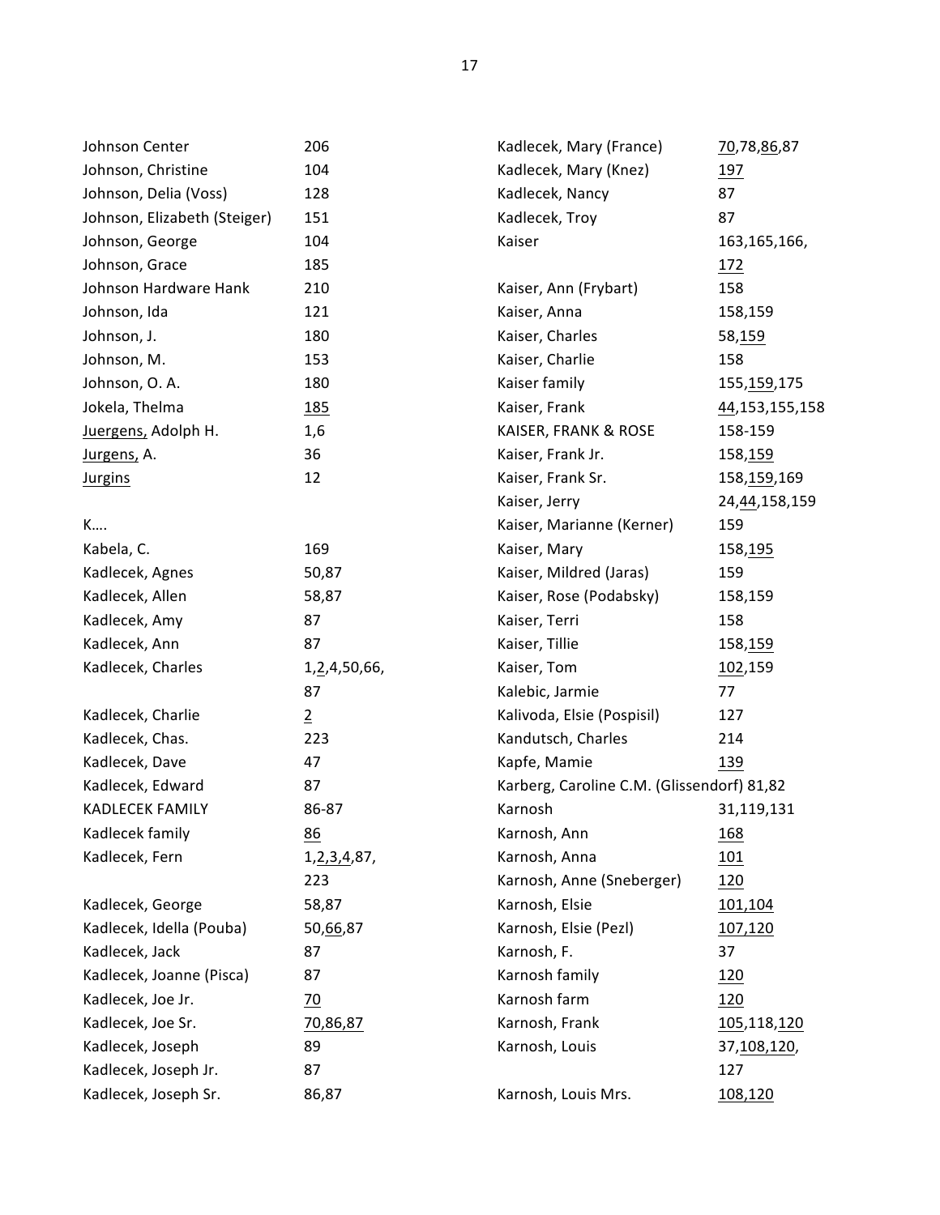Johnson Center 206
Johnson, Christine 104
Johnson, Delia (Voss) 128
Johnson, Elizabeth (Steiger) 151
Johnson, George 104
Johnson, Grace 185
Johnson Hardware Hank 210
Johnson, Ida 121
Johnson, J. 180
Johnson, M. 153
Johnson, O. A. 180
Jokela, Thelma 185
Juergens, Adolph H. 1,6
Jurgens, A. 36
Jurgins 12

K….

Kabela, C. 169
Kadlecek, Agnes 50,87
Kadlecek, Allen 58,87
Kadlecek, Amy 87
Kadlecek, Ann 87
Kadlecek, Charles 1,2,4,50,66,87
Kadlecek, Charlie 2
Kadlecek, Chas. 223
Kadlecek, Dave 47
Kadlecek, Edward 87
KADLECEK FAMILY 86-87
Kadlecek family 86
Kadlecek, Fern 1,2,3,4,87,223
Kadlecek, George 58,87
Kadlecek, Idella (Pouba) 50,66,87
Kadlecek, Jack 87
Kadlecek, Joanne (Pisca) 87
Kadlecek, Joe Jr. 70
Kadlecek, Joe Sr. 70,86,87
Kadlecek, Joseph 89
Kadlecek, Joseph Jr. 87
Kadlecek, Joseph Sr. 86,87
Kadlecek, Mary (France) 70,78,86,87
Kadlecek, Mary (Knez) 197
Kadlecek, Nancy 87
Kadlecek, Troy 87
Kaiser 163,165,166,172
Kaiser, Ann (Frybart) 158
Kaiser, Anna 158,159
Kaiser, Charles 58,159
Kaiser, Charlie 158
Kaiser family 155,159,175
Kaiser, Frank 44,153,155,158
KAISER, FRANK & ROSE 158-159
Kaiser, Frank Jr. 158,159
Kaiser, Frank Sr. 158,159,169
Kaiser, Jerry 24,44,158,159
Kaiser, Marianne (Kerner) 159
Kaiser, Mary 158,195
Kaiser, Mildred (Jaras) 159
Kaiser, Rose (Podabsky) 158,159
Kaiser, Terri 158
Kaiser, Tillie 158,159
Kaiser, Tom 102,159
Kalebic, Jarmie 77
Kalivoda, Elsie (Pospisil) 127
Kandutsch, Charles 214
Kapfe, Mamie 139
Karberg, Caroline C.M. (Glissendorf) 81,82
Karnosh 31,119,131
Karnosh, Ann 168
Karnosh, Anna 101
Karnosh, Anne (Sneberger) 120
Karnosh, Elsie 101,104
Karnosh, Elsie (Pezl) 107,120
Karnosh, F. 37
Karnosh family 120
Karnosh farm 120
Karnosh, Frank 105,118,120
Karnosh, Louis 37,108,120,127
Karnosh, Louis Mrs. 108,120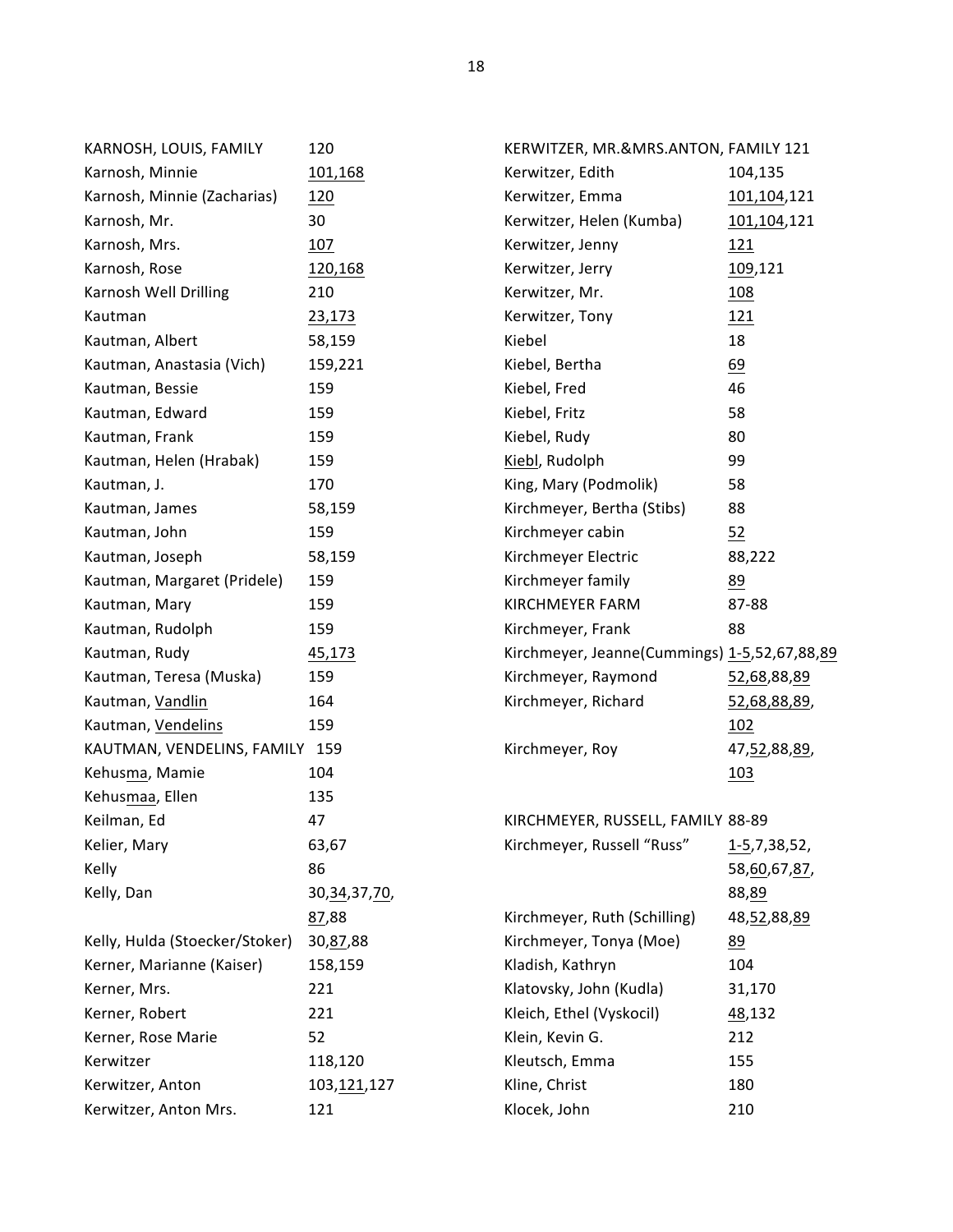| Name | Pages |
|---|---|
| KARNOSH, LOUIS, FAMILY | 120 |
| Karnosh, Minnie | 101,168 |
| Karnosh, Minnie (Zacharias) | 120 |
| Karnosh, Mr. | 30 |
| Karnosh, Mrs. | 107 |
| Karnosh, Rose | 120,168 |
| Karnosh Well Drilling | 210 |
| Kautman | 23,173 |
| Kautman, Albert | 58,159 |
| Kautman, Anastasia (Vich) | 159,221 |
| Kautman, Bessie | 159 |
| Kautman, Edward | 159 |
| Kautman, Frank | 159 |
| Kautman, Helen (Hrabak) | 159 |
| Kautman, J. | 170 |
| Kautman, James | 58,159 |
| Kautman, John | 159 |
| Kautman, Joseph | 58,159 |
| Kautman, Margaret (Pridele) | 159 |
| Kautman, Mary | 159 |
| Kautman, Rudolph | 159 |
| Kautman, Rudy | 45,173 |
| Kautman, Teresa (Muska) | 159 |
| Kautman, Vandlin | 164 |
| Kautman, Vendelins | 159 |
| KAUTMAN, VENDELINS, FAMILY | 159 |
| Kehusma, Mamie | 104 |
| Kehusmaa, Ellen | 135 |
| Keilman, Ed | 47 |
| Kelier, Mary | 63,67 |
| Kelly | 86 |
| Kelly, Dan | 30,34,37,70,87,88 |
| Kelly, Hulda (Stoecker/Stoker) | 30,87,88 |
| Kerner, Marianne (Kaiser) | 158,159 |
| Kerner, Mrs. | 221 |
| Kerner, Robert | 221 |
| Kerner, Rose Marie | 52 |
| Kerwitzer | 118,120 |
| Kerwitzer, Anton | 103,121,127 |
| Kerwitzer, Anton Mrs. | 121 |
| KERWITZER, MR.&MRS.ANTON, FAMILY | 121 |
| Kerwitzer, Edith | 104,135 |
| Kerwitzer, Emma | 101,104,121 |
| Kerwitzer, Helen (Kumba) | 101,104,121 |
| Kerwitzer, Jenny | 121 |
| Kerwitzer, Jerry | 109,121 |
| Kerwitzer, Mr. | 108 |
| Kerwitzer, Tony | 121 |
| Kiebel | 18 |
| Kiebel, Bertha | 69 |
| Kiebel, Fred | 46 |
| Kiebel, Fritz | 58 |
| Kiebel, Rudy | 80 |
| Kiebl, Rudolph | 99 |
| King, Mary (Podmolik) | 58 |
| Kirchmeyer, Bertha (Stibs) | 88 |
| Kirchmeyer cabin | 52 |
| Kirchmeyer Electric | 88,222 |
| Kirchmeyer family | 89 |
| KIRCHMEYER FARM | 87-88 |
| Kirchmeyer, Frank | 88 |
| Kirchmeyer, Jeanne(Cummings) | 1-5,52,67,88,89 |
| Kirchmeyer, Raymond | 52,68,88,89 |
| Kirchmeyer, Richard | 52,68,88,89,102 |
| Kirchmeyer, Roy | 47,52,88,89,103 |
| KIRCHMEYER, RUSSELL, FAMILY | 88-89 |
| Kirchmeyer, Russell "Russ" | 1-5,7,38,52,58,60,67,87,88,89 |
| Kirchmeyer, Ruth (Schilling) | 48,52,88,89 |
| Kirchmeyer, Tonya (Moe) | 89 |
| Kladish, Kathryn | 104 |
| Klatovsky, John (Kudla) | 31,170 |
| Kleich, Ethel (Vyskocil) | 48,132 |
| Klein, Kevin G. | 212 |
| Kleutsch, Emma | 155 |
| Kline, Christ | 180 |
| Klocek, John | 210 |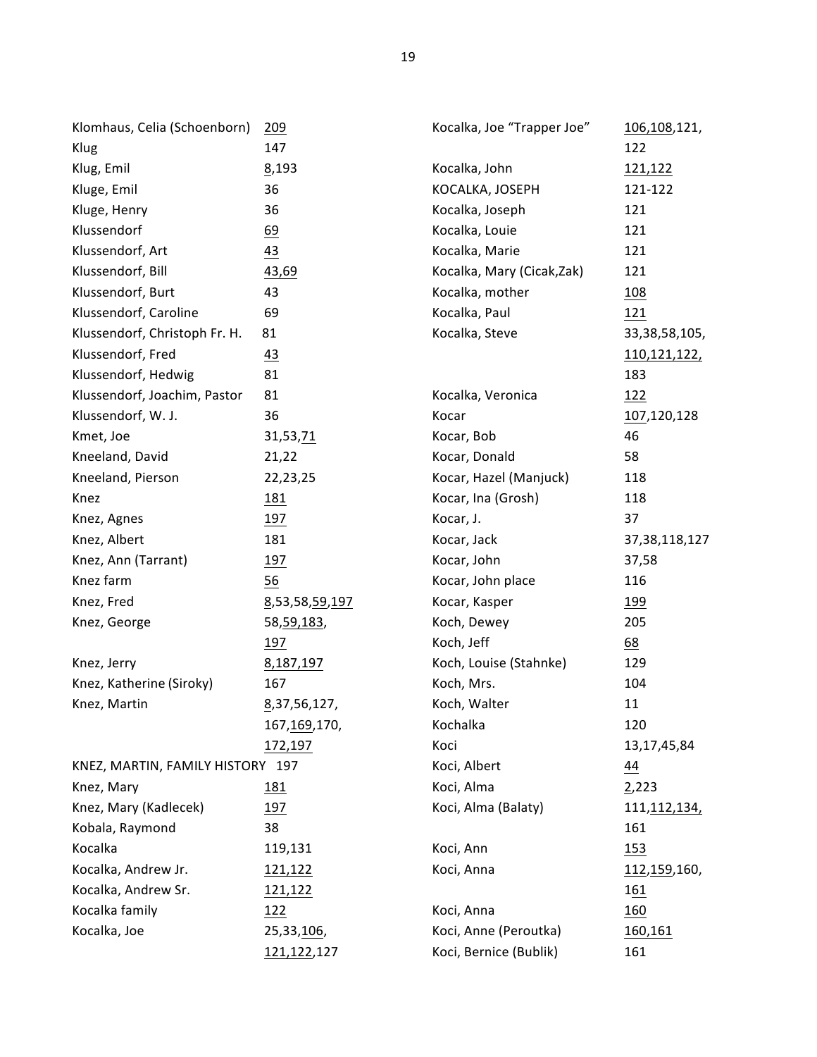| Name | Pages |
|---|---|
| Klomhaus, Celia (Schoenborn) | 209 |
| Klug | 147 |
| Klug, Emil | 8,193 |
| Kluge, Emil | 36 |
| Kluge, Henry | 36 |
| Klussendorf | 69 |
| Klussendorf, Art | 43 |
| Klussendorf, Bill | 43,69 |
| Klussendorf, Burt | 43 |
| Klussendorf, Caroline | 69 |
| Klussendorf, Christoph Fr. H. | 81 |
| Klussendorf, Fred | 43 |
| Klussendorf, Hedwig | 81 |
| Klussendorf, Joachim, Pastor | 81 |
| Klussendorf, W. J. | 36 |
| Kmet, Joe | 31,53,71 |
| Kneeland, David | 21,22 |
| Kneeland, Pierson | 22,23,25 |
| Knez | 181 |
| Knez, Agnes | 197 |
| Knez, Albert | 181 |
| Knez, Ann (Tarrant) | 197 |
| Knez farm | 56 |
| Knez, Fred | 8,53,58,59,197 |
| Knez, George | 58,59,183, 197 |
| Knez, Jerry | 8,187,197 |
| Knez, Katherine (Siroky) | 167 |
| Knez, Martin | 8,37,56,127, 167,169,170, 172,197 |
| KNEZ, MARTIN, FAMILY HISTORY | 197 |
| Knez, Mary | 181 |
| Knez, Mary (Kadlecek) | 197 |
| Kobala, Raymond | 38 |
| Kocalka | 119,131 |
| Kocalka, Andrew Jr. | 121,122 |
| Kocalka, Andrew Sr. | 121,122 |
| Kocalka family | 122 |
| Kocalka, Joe | 25,33,106, 121,122,127 |
| Kocalka, Joe "Trapper Joe" | 106,108,121, 122 |
| Kocalka, John | 121,122 |
| KOCALKA, JOSEPH | 121-122 |
| Kocalka, Joseph | 121 |
| Kocalka, Louie | 121 |
| Kocalka, Marie | 121 |
| Kocalka, Mary (Cicak,Zak) | 121 |
| Kocalka, mother | 108 |
| Kocalka, Paul | 121 |
| Kocalka, Steve | 33,38,58,105, 110,121,122, 183 |
| Kocalka, Veronica | 122 |
| Kocar | 107,120,128 |
| Kocar, Bob | 46 |
| Kocar, Donald | 58 |
| Kocar, Hazel (Manjuck) | 118 |
| Kocar, Ina (Grosh) | 118 |
| Kocar, J. | 37 |
| Kocar, Jack | 37,38,118,127 |
| Kocar, John | 37,58 |
| Kocar, John place | 116 |
| Kocar, Kasper | 199 |
| Koch, Dewey | 205 |
| Koch, Jeff | 68 |
| Koch, Louise (Stahnke) | 129 |
| Koch, Mrs. | 104 |
| Koch, Walter | 11 |
| Kochalka | 120 |
| Koci | 13,17,45,84 |
| Koci, Albert | 44 |
| Koci, Alma | 2,223 |
| Koci, Alma (Balaty) | 111,112,134, 161 |
| Koci, Ann | 153 |
| Koci, Anna | 112,159,160, 161 |
| Koci, Anna | 160 |
| Koci, Anne (Peroutka) | 160,161 |
| Koci, Bernice (Bublik) | 161 |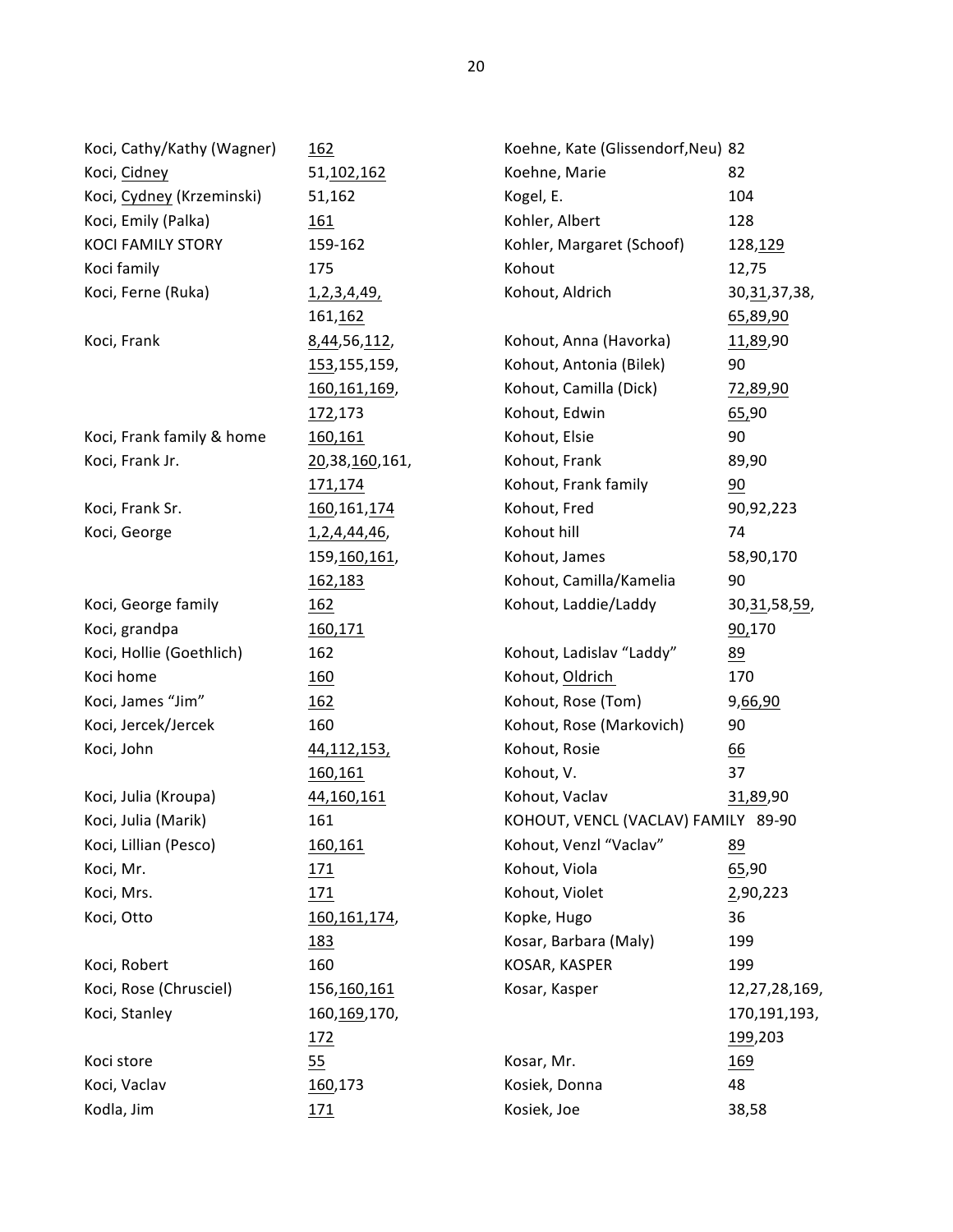| Name | Pages |
|---|---|
| Koci, Cathy/Kathy (Wagner) | 162 |
| Koci, Cidney | 51,102,162 |
| Koci, Cydney (Krzeminski) | 51,162 |
| Koci, Emily (Palka) | 161 |
| KOCI FAMILY STORY | 159-162 |
| Koci family | 175 |
| Koci, Ferne (Ruka) | 1,2,3,4,49, 161,162 |
| Koci, Frank | 8,44,56,112, 153,155,159, 160,161,169, 172,173 |
| Koci, Frank family & home | 160,161 |
| Koci, Frank Jr. | 20,38,160,161, 171,174 |
| Koci, Frank Sr. | 160,161,174 |
| Koci, George | 1,2,4,44,46, 159,160,161, 162,183 |
| Koci, George family | 162 |
| Koci, grandpa | 160,171 |
| Koci, Hollie (Goethlich) | 162 |
| Koci home | 160 |
| Koci, James “Jim” | 162 |
| Koci, Jercek/Jercek | 160 |
| Koci, John | 44,112,153, 160,161 |
| Koci, Julia (Kroupa) | 44,160,161 |
| Koci, Julia (Marik) | 161 |
| Koci, Lillian (Pesco) | 160,161 |
| Koci, Mr. | 171 |
| Koci, Mrs. | 171 |
| Koci, Otto | 160,161,174, 183 |
| Koci, Robert | 160 |
| Koci, Rose (Chrusciel) | 156,160,161 |
| Koci, Stanley | 160,169,170, 172 |
| Koci store | 55 |
| Koci, Vaclav | 160,173 |
| Kodla, Jim | 171 |
| Koehne, Kate (Glissendorf,Neu) | 82 |
| Koehne, Marie | 82 |
| Kogel, E. | 104 |
| Kohler, Albert | 128 |
| Kohler, Margaret (Schoof) | 128,129 |
| Kohout | 12,75 |
| Kohout, Aldrich | 30,31,37,38, 65,89,90 |
| Kohout, Anna (Havorka) | 11,89,90 |
| Kohout, Antonia (Bilek) | 90 |
| Kohout, Camilla (Dick) | 72,89,90 |
| Kohout, Edwin | 65,90 |
| Kohout, Elsie | 90 |
| Kohout, Frank | 89,90 |
| Kohout, Frank family | 90 |
| Kohout, Fred | 90,92,223 |
| Kohout hill | 74 |
| Kohout, James | 58,90,170 |
| Kohout, Camilla/Kamelia | 90 |
| Kohout, Laddie/Laddy | 30,31,58,59, 90,170 |
| Kohout, Ladislav “Laddy” | 89 |
| Kohout, Oldrich | 170 |
| Kohout, Rose (Tom) | 9,66,90 |
| Kohout, Rose (Markovich) | 90 |
| Kohout, Rosie | 66 |
| Kohout, V. | 37 |
| Kohout, Vaclav | 31,89,90 |
| KOHOUT, VENCL (VACLAV) FAMILY | 89-90 |
| Kohout, Venzl “Vaclav” | 89 |
| Kohout, Viola | 65,90 |
| Kohout, Violet | 2,90,223 |
| Kopke, Hugo | 36 |
| Kosar, Barbara (Maly) | 199 |
| KOSAR, KASPER | 199 |
| Kosar, Kasper | 12,27,28,169, 170,191,193, 199,203 |
| Kosar, Mr. | 169 |
| Kosiek, Donna | 48 |
| Kosiek, Joe | 38,58 |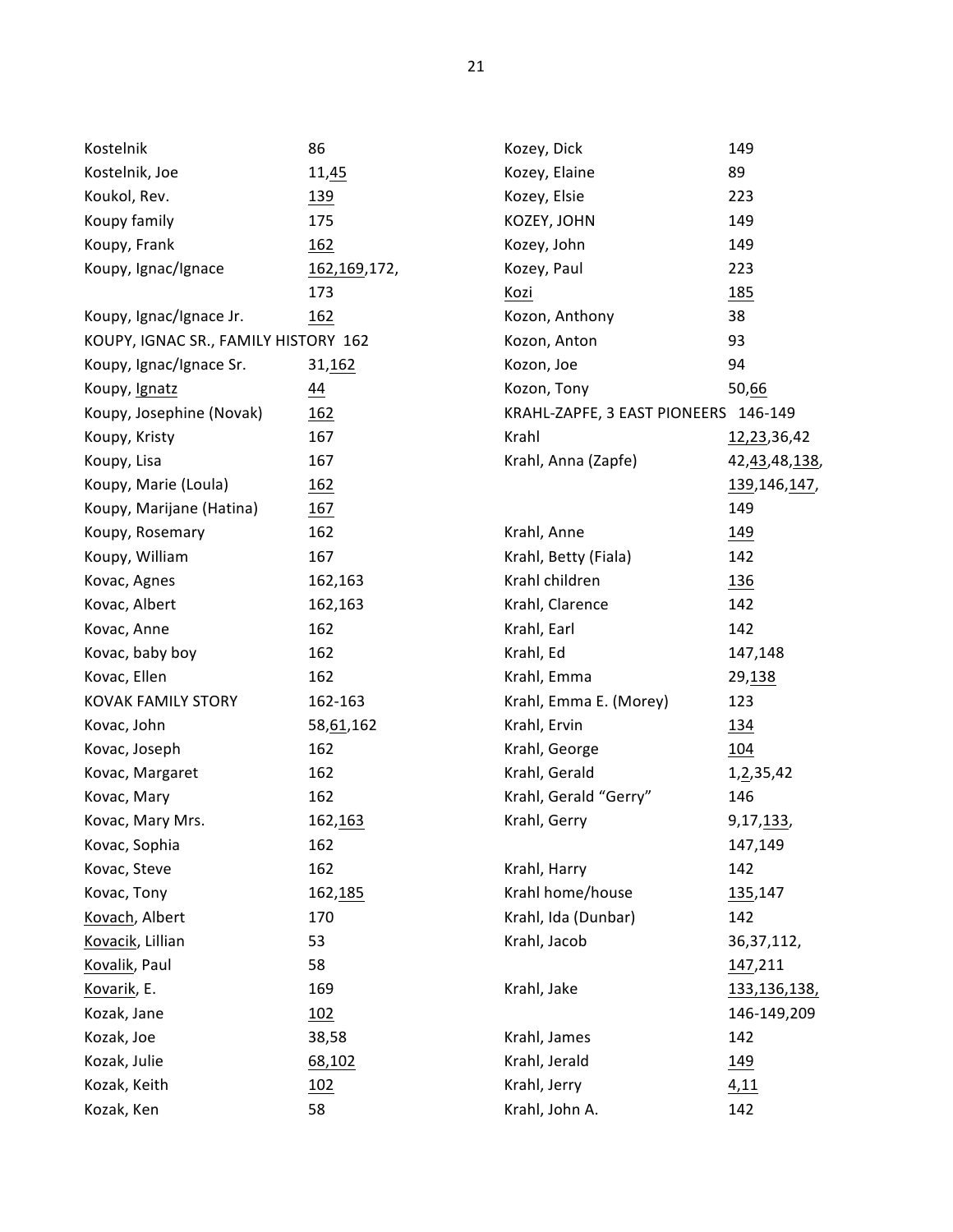| Name | Pages |
|---|---|
| Kostelnik | 86 |
| Kostelnik, Joe | 11,<u>45</u> |
| Koukol, Rev. | <u>139</u> |
| Koupy family | 175 |
| Koupy, Frank | <u>162</u> |
| Koupy, Ignac/Ignace | <u>162</u>,<u>169</u>,172, 173 |
| Koupy, Ignac/Ignace Jr. | <u>162</u> |
| KOUPY, IGNAC SR., FAMILY HISTORY | 162 |
| Koupy, Ignac/Ignace Sr. | 31,<u>162</u> |
| Koupy, <u>Ignatz</u> | <u>44</u> |
| Koupy, Josephine (Novak) | <u>162</u> |
| Koupy, Kristy | 167 |
| Koupy, Lisa | 167 |
| Koupy, Marie (Loula) | <u>162</u> |
| Koupy, Marijane (Hatina) | <u>167</u> |
| Koupy, Rosemary | 162 |
| Koupy, William | 167 |
| Kovac, Agnes | 162,163 |
| Kovac, Albert | 162,163 |
| Kovac, Anne | 162 |
| Kovac, baby boy | 162 |
| Kovac, Ellen | 162 |
| KOVAK FAMILY STORY | 162-163 |
| Kovac, John | 58,<u>61</u>,162 |
| Kovac, Joseph | 162 |
| Kovac, Margaret | 162 |
| Kovac, Mary | 162 |
| Kovac, Mary Mrs. | 162,<u>163</u> |
| Kovac, Sophia | 162 |
| Kovac, Steve | 162 |
| Kovac, Tony | 162,<u>185</u> |
| <u>Kovach</u>, Albert | 170 |
| <u>Kovacik</u>, Lillian | 53 |
| <u>Kovalik</u>, Paul | 58 |
| <u>Kovarik</u>, E. | 169 |
| Kozak, Jane | <u>102</u> |
| Kozak, Joe | 38,58 |
| Kozak, Julie | <u>68</u>,<u>102</u> |
| Kozak, Keith | <u>102</u> |
| Kozak, Ken | 58 |
| Kozey, Dick | 149 |
| Kozey, Elaine | 89 |
| Kozey, Elsie | 223 |
| KOZEY, JOHN | 149 |
| Kozey, John | 149 |
| Kozey, Paul | 223 |
| <u>Kozi</u> | <u>185</u> |
| Kozon, Anthony | 38 |
| Kozon, Anton | 93 |
| Kozon, Joe | 94 |
| Kozon, Tony | 50,<u>66</u> |
| KRAHL-ZAPFE, 3 EAST PIONEERS | 146-149 |
| Krahl | <u>12</u>,<u>23</u>,36,42 |
| Krahl, Anna (Zapfe) | 42,<u>43</u>,48,<u>138</u>, <u>139</u>,146,<u>147</u>, 149 |
| Krahl, Anne | <u>149</u> |
| Krahl, Betty (Fiala) | 142 |
| Krahl children | <u>136</u> |
| Krahl, Clarence | 142 |
| Krahl, Earl | 142 |
| Krahl, Ed | 147,148 |
| Krahl, Emma | 29,<u>138</u> |
| Krahl, Emma E. (Morey) | 123 |
| Krahl, Ervin | <u>134</u> |
| Krahl, George | <u>104</u> |
| Krahl, Gerald | 1,<u>2</u>,35,42 |
| Krahl, Gerald "Gerry" | 146 |
| Krahl, Gerry | 9,17,<u>133</u>, 147,149 |
| Krahl, Harry | 142 |
| Krahl home/house | <u>135</u>,147 |
| Krahl, Ida (Dunbar) | 142 |
| Krahl, Jacob | 36,37,112, <u>147</u>,211 |
| Krahl, Jake | <u>133</u>,<u>136</u>,<u>138</u>, <u>146-149</u>,<u>209</u> |
| Krahl, James | 142 |
| Krahl, Jerald | <u>149</u> |
| Krahl, Jerry | <u>4</u>,<u>11</u> |
| Krahl, John A. | 142 |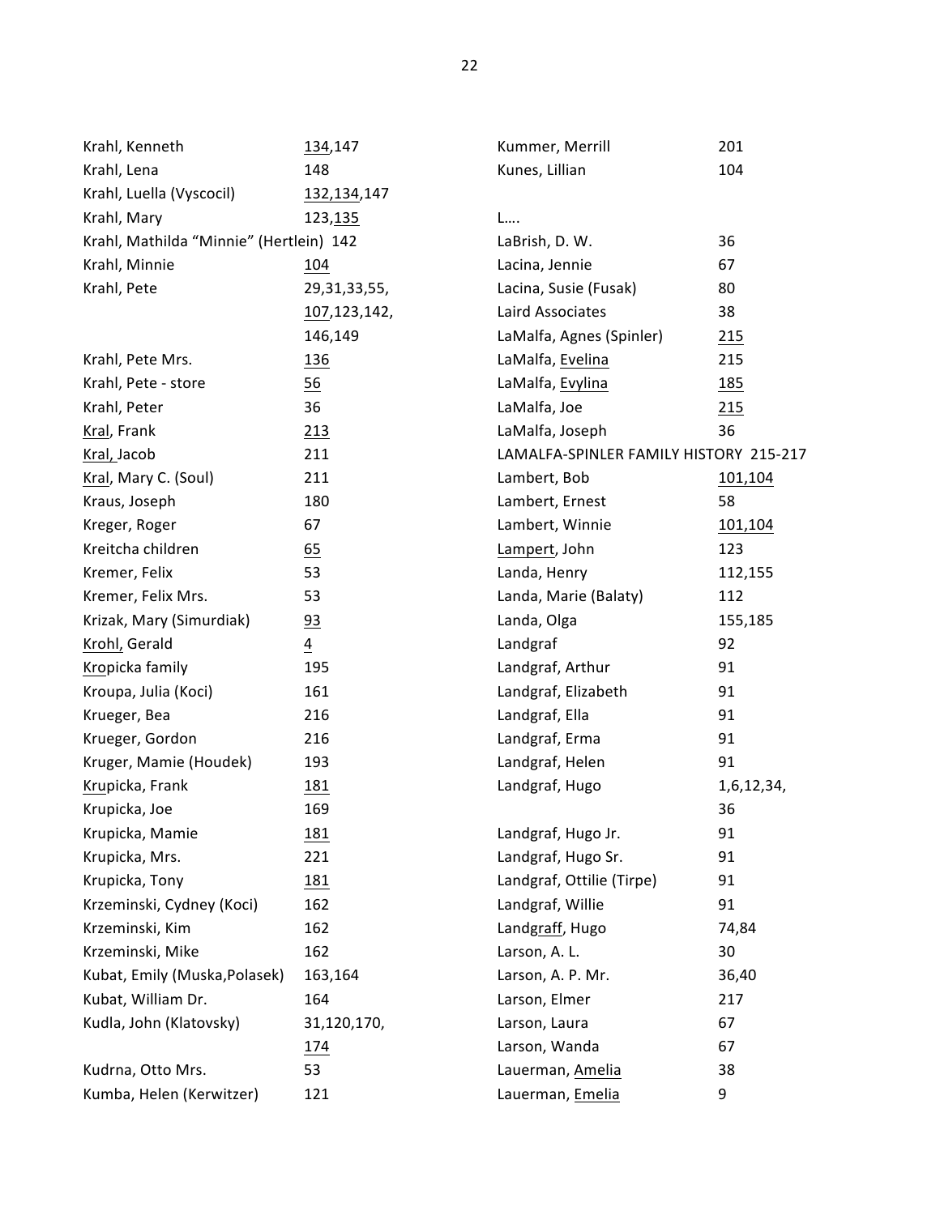| Name | Pages |
|---|---|
| Krahl, Kenneth | 134,147 |
| Krahl, Lena | 148 |
| Krahl, Luella (Vyscocil) | 132,134,147 |
| Krahl, Mary | 123,135 |
| Krahl, Mathilda "Minnie" (Hertlein) | 142 |
| Krahl, Minnie | 104 |
| Krahl, Pete | 29,31,33,55, 107,123,142, 146,149 |
| Krahl, Pete Mrs. | 136 |
| Krahl, Pete - store | 56 |
| Krahl, Peter | 36 |
| Kral, Frank | 213 |
| Kral, Jacob | 211 |
| Kral, Mary C. (Soul) | 211 |
| Kraus, Joseph | 180 |
| Kreger, Roger | 67 |
| Kreitcha children | 65 |
| Kremer, Felix | 53 |
| Kremer, Felix Mrs. | 53 |
| Krizak, Mary (Simurdiak) | 93 |
| Krohl, Gerald | 4 |
| Kropicka family | 195 |
| Kroupa, Julia (Koci) | 161 |
| Krueger, Bea | 216 |
| Krueger, Gordon | 216 |
| Kruger, Mamie (Houdek) | 193 |
| Krupicka, Frank | 181 |
| Krupicka, Joe | 169 |
| Krupicka, Mamie | 181 |
| Krupicka, Mrs. | 221 |
| Krupicka, Tony | 181 |
| Krzeminski, Cydney (Koci) | 162 |
| Krzeminski, Kim | 162 |
| Krzeminski, Mike | 162 |
| Kubat, Emily (Muska,Polasek) | 163,164 |
| Kubat, William Dr. | 164 |
| Kudla, John (Klatovsky) | 31,120,170, 174 |
| Kudrna, Otto Mrs. | 53 |
| Kumba, Helen (Kerwitzer) | 121 |
| Kummer, Merrill | 201 |
| Kunes, Lillian | 104 |

L….

| Name | Pages |
|---|---|
| LaBrish, D. W. | 36 |
| Lacina, Jennie | 67 |
| Lacina, Susie (Fusak) | 80 |
| Laird Associates | 38 |
| LaMalfa, Agnes (Spinler) | 215 |
| LaMalfa, Evelina | 215 |
| LaMalfa, Evylina | 185 |
| LaMalfa, Joe | 215 |
| LaMalfa, Joseph | 36 |
| LAMALFA-SPINLER FAMILY HISTORY | 215-217 |
| Lambert, Bob | 101,104 |
| Lambert, Ernest | 58 |
| Lambert, Winnie | 101,104 |
| Lampert, John | 123 |
| Landa, Henry | 112,155 |
| Landa, Marie (Balaty) | 112 |
| Landa, Olga | 155,185 |
| Landgraf | 92 |
| Landgraf, Arthur | 91 |
| Landgraf, Elizabeth | 91 |
| Landgraf, Ella | 91 |
| Landgraf, Erma | 91 |
| Landgraf, Helen | 91 |
| Landgraf, Hugo | 1,6,12,34, 36 |
| Landgraf, Hugo Jr. | 91 |
| Landgraf, Hugo Sr. | 91 |
| Landgraf, Ottilie (Tirpe) | 91 |
| Landgraf, Willie | 91 |
| Landgraff, Hugo | 74,84 |
| Larson, A. L. | 30 |
| Larson, A. P. Mr. | 36,40 |
| Larson, Elmer | 217 |
| Larson, Laura | 67 |
| Larson, Wanda | 67 |
| Lauerman, Amelia | 38 |
| Lauerman, Emelia | 9 |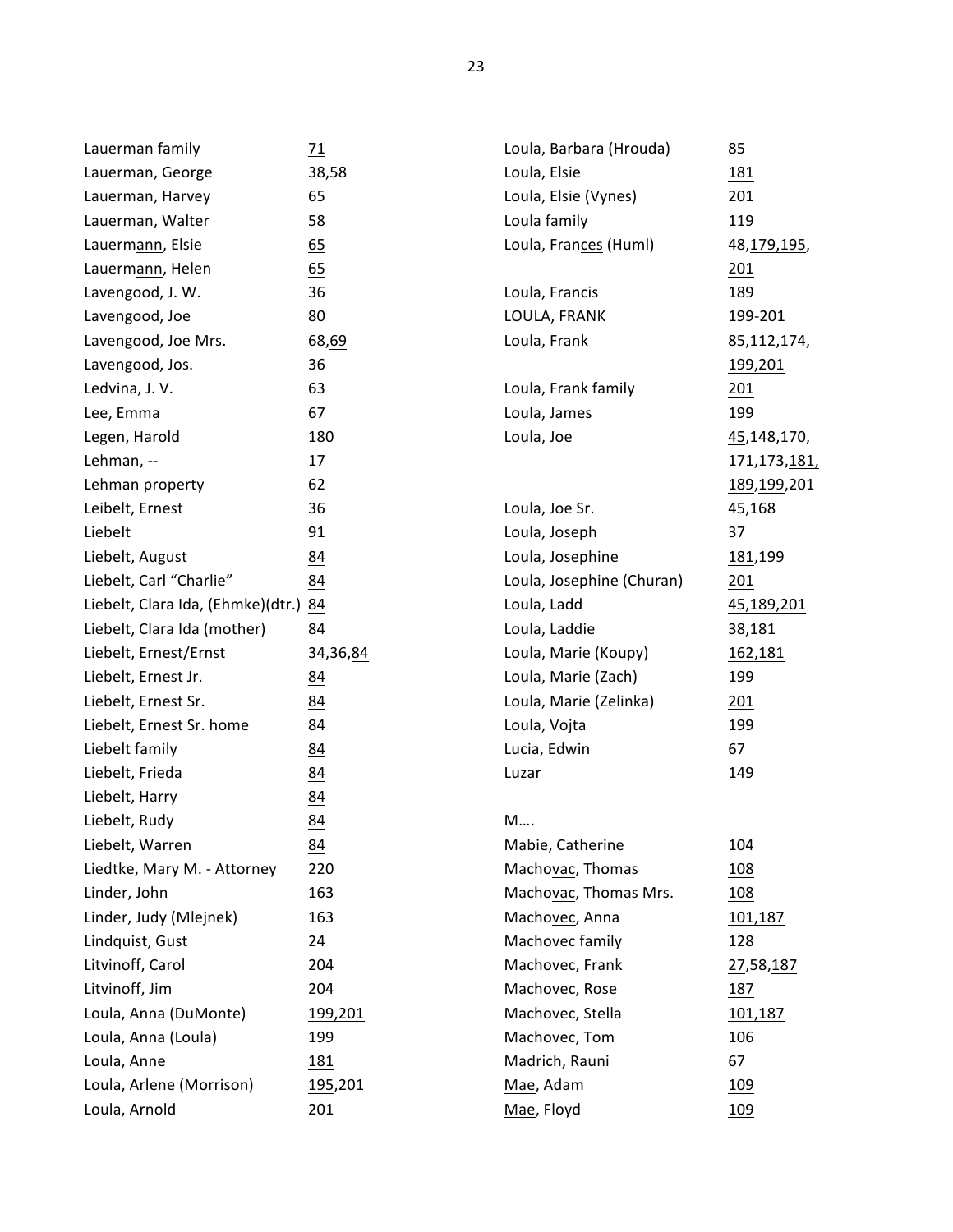| Name | Pages |
|---|---|
| Lauerman family | 71 |
| Lauerman, George | 38,58 |
| Lauerman, Harvey | 65 |
| Lauerman, Walter | 58 |
| Lauermann, Elsie | 65 |
| Lauermann, Helen | 65 |
| Lavengood, J. W. | 36 |
| Lavengood, Joe | 80 |
| Lavengood, Joe Mrs. | 68,69 |
| Lavengood, Jos. | 36 |
| Ledvina, J. V. | 63 |
| Lee, Emma | 67 |
| Legen, Harold | 180 |
| Lehman, -- | 17 |
| Lehman property | 62 |
| Leibelt, Ernest | 36 |
| Liebelt | 91 |
| Liebelt, August | 84 |
| Liebelt, Carl "Charlie" | 84 |
| Liebelt, Clara Ida, (Ehmke)(dtr.) | 84 |
| Liebelt, Clara Ida (mother) | 84 |
| Liebelt, Ernest/Ernst | 34,36,84 |
| Liebelt, Ernest Jr. | 84 |
| Liebelt, Ernest Sr. | 84 |
| Liebelt, Ernest Sr. home | 84 |
| Liebelt family | 84 |
| Liebelt, Frieda | 84 |
| Liebelt, Harry | 84 |
| Liebelt, Rudy | 84 |
| Liebelt, Warren | 84 |
| Liedtke, Mary M. - Attorney | 220 |
| Linder, John | 163 |
| Linder, Judy (Mlejnek) | 163 |
| Lindquist, Gust | 24 |
| Litvinoff, Carol | 204 |
| Litvinoff, Jim | 204 |
| Loula, Anna (DuMonte) | 199,201 |
| Loula, Anna (Loula) | 199 |
| Loula, Anne | 181 |
| Loula, Arlene (Morrison) | 195,201 |
| Loula, Arnold | 201 |
| Loula, Barbara (Hrouda) | 85 |
| Loula, Elsie | 181 |
| Loula, Elsie (Vynes) | 201 |
| Loula family | 119 |
| Loula, Frances (Huml) | 48,179,195,201 |
| Loula, Francis | 189 |
| LOULA, FRANK | 199-201 |
| Loula, Frank | 85,112,174,199,201 |
| Loula, Frank family | 201 |
| Loula, James | 199 |
| Loula, Joe | 45,148,170,171,173,181,189,199,201 |
| Loula, Joe Sr. | 45,168 |
| Loula, Joseph | 37 |
| Loula, Josephine | 181,199 |
| Loula, Josephine (Churan) | 201 |
| Loula, Ladd | 45,189,201 |
| Loula, Laddie | 38,181 |
| Loula, Marie (Koupy) | 162,181 |
| Loula, Marie (Zach) | 199 |
| Loula, Marie (Zelinka) | 201 |
| Loula, Vojta | 199 |
| Lucia, Edwin | 67 |
| Luzar | 149 |

M….

| Name | Pages |
|---|---|
| Mabie, Catherine | 104 |
| Machovac, Thomas | 108 |
| Machovac, Thomas Mrs. | 108 |
| Machovec, Anna | 101,187 |
| Machovec family | 128 |
| Machovec, Frank | 27,58,187 |
| Machovec, Rose | 187 |
| Machovec, Stella | 101,187 |
| Machovec, Tom | 106 |
| Madrich, Rauni | 67 |
| Mae, Adam | 109 |
| Mae, Floyd | 109 |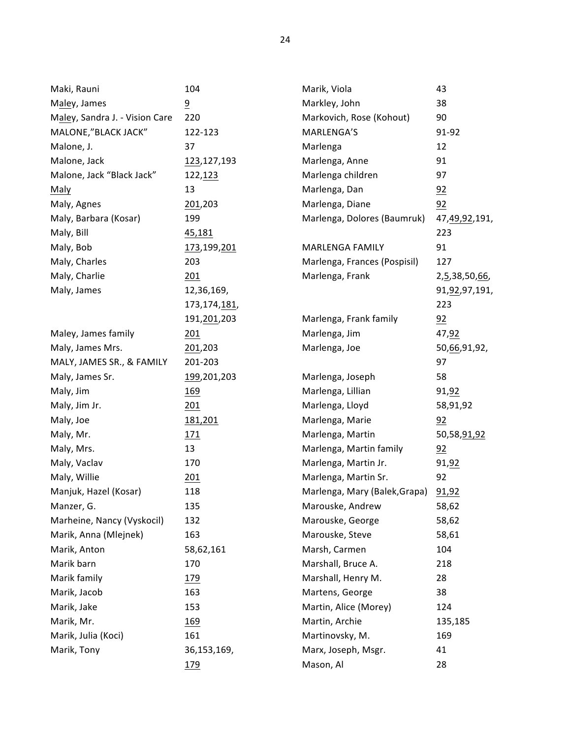| Name | Pages |
|---|---|
| Maki, Rauni | 104 |
| Maley, James | 9 |
| Maley, Sandra J. - Vision Care | 220 |
| MALONE,"BLACK JACK" | 122-123 |
| Malone, J. | 37 |
| Malone, Jack | 123,127,193 |
| Malone, Jack "Black Jack" | 122,123 |
| Maly | 13 |
| Maly, Agnes | 201,203 |
| Maly, Barbara (Kosar) | 199 |
| Maly, Bill | 45,181 |
| Maly, Bob | 173,199,201 |
| Maly, Charles | 203 |
| Maly, Charlie | 201 |
| Maly, James | 12,36,169, 173,174,181, 191,201,203 |
| Maley, James family | 201 |
| Maly, James Mrs. | 201,203 |
| MALY, JAMES SR., & FAMILY | 201-203 |
| Maly, James Sr. | 199,201,203 |
| Maly, Jim | 169 |
| Maly, Jim Jr. | 201 |
| Maly, Joe | 181,201 |
| Maly, Mr. | 171 |
| Maly, Mrs. | 13 |
| Maly, Vaclav | 170 |
| Maly, Willie | 201 |
| Manjuk, Hazel (Kosar) | 118 |
| Manzer, G. | 135 |
| Marheine, Nancy (Vyskocil) | 132 |
| Marik, Anna (Mlejnek) | 163 |
| Marik, Anton | 58,62,161 |
| Marik barn | 170 |
| Marik family | 179 |
| Marik, Jacob | 163 |
| Marik, Jake | 153 |
| Marik, Mr. | 169 |
| Marik, Julia (Koci) | 161 |
| Marik, Tony | 36,153,169, 179 |
| Marik, Viola | 43 |
| Markley, John | 38 |
| Markovich, Rose (Kohout) | 90 |
| MARLENGA'S | 91-92 |
| Marlenga | 12 |
| Marlenga, Anne | 91 |
| Marlenga children | 97 |
| Marlenga, Dan | 92 |
| Marlenga, Diane | 92 |
| Marlenga, Dolores (Baumruk) | 47,49,92,191, 223 |
| MARLENGA FAMILY | 91 |
| Marlenga, Frances (Pospisil) | 127 |
| Marlenga, Frank | 2,5,38,50,66, 91,92,97,191, 223 |
| Marlenga, Frank family | 92 |
| Marlenga, Jim | 47,92 |
| Marlenga, Joe | 50,66,91,92, 97 |
| Marlenga, Joseph | 58 |
| Marlenga, Lillian | 91,92 |
| Marlenga, Lloyd | 58,91,92 |
| Marlenga, Marie | 92 |
| Marlenga, Martin | 50,58,91,92 |
| Marlenga, Martin family | 92 |
| Marlenga, Martin Jr. | 91,92 |
| Marlenga, Martin Sr. | 92 |
| Marlenga, Mary (Balek,Grapa) | 91,92 |
| Marouske, Andrew | 58,62 |
| Marouske, George | 58,62 |
| Marouske, Steve | 58,61 |
| Marsh, Carmen | 104 |
| Marshall, Bruce A. | 218 |
| Marshall, Henry M. | 28 |
| Martens, George | 38 |
| Martin, Alice (Morey) | 124 |
| Martin, Archie | 135,185 |
| Martinovsky, M. | 169 |
| Marx, Joseph, Msgr. | 41 |
| Mason, Al | 28 |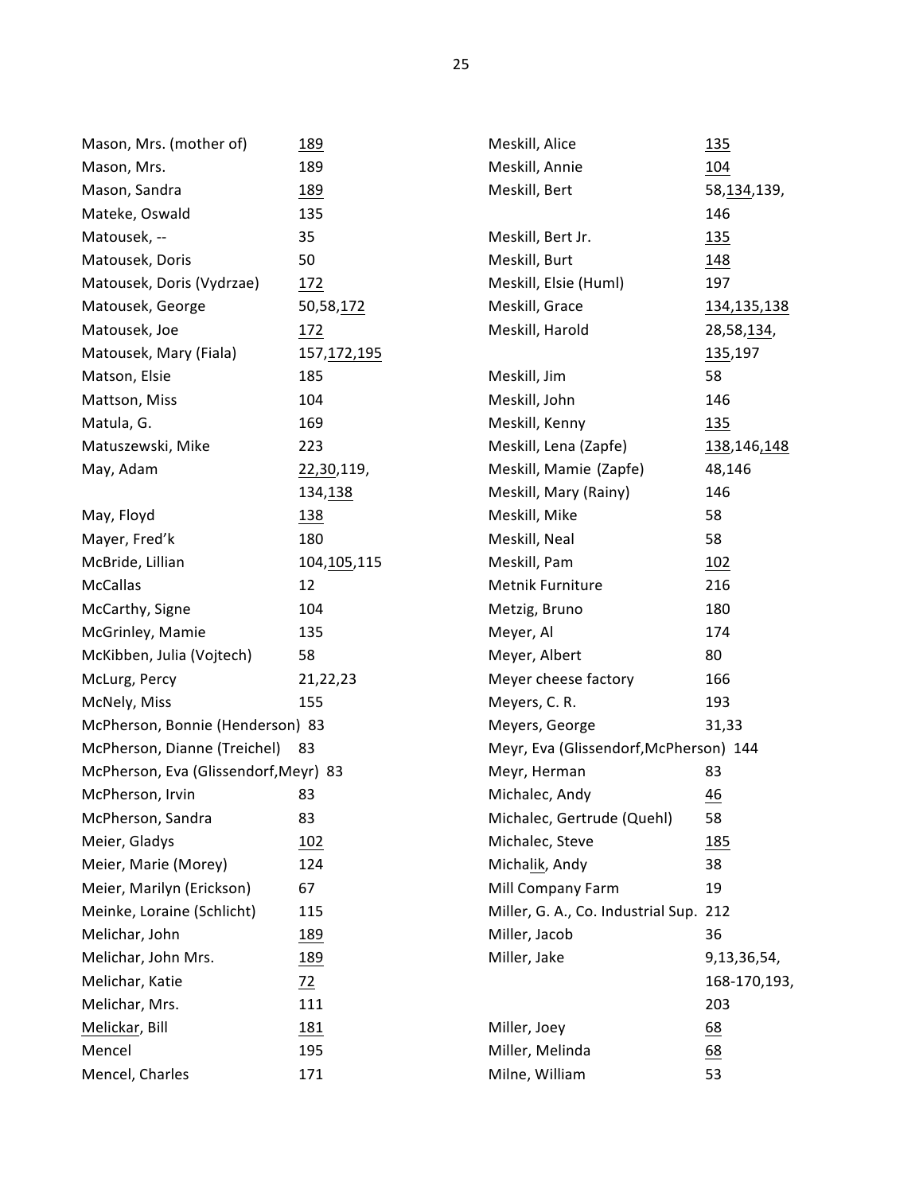| Name | Pages |
|---|---|
| Mason, Mrs. (mother of) | <u>189</u> |
| Mason, Mrs. | 189 |
| Mason, Sandra | <u>189</u> |
| Mateke, Oswald | 135 |
| Matousek, -- | 35 |
| Matousek, Doris | 50 |
| Matousek, Doris (Vydrzae) | <u>172</u> |
| Matousek, George | 50,58,<u>172</u> |
| Matousek, Joe | <u>172</u> |
| Matousek, Mary (Fiala) | 157,<u>172,195</u> |
| Matson, Elsie | 185 |
| Mattson, Miss | 104 |
| Matula, G. | 169 |
| Matuszewski, Mike | 223 |
| May, Adam | <u>22,30</u>,119, 134,<u>138</u> |
| May, Floyd | <u>138</u> |
| Mayer, Fred'k | 180 |
| McBride, Lillian | 104,<u>105</u>,115 |
| McCallas | 12 |
| McCarthy, Signe | 104 |
| McGrinley, Mamie | 135 |
| McKibben, Julia (Vojtech) | 58 |
| McLurg, Percy | 21,22,23 |
| McNely, Miss | 155 |
| McPherson, Bonnie (Henderson) | 83 |
| McPherson, Dianne (Treichel) | 83 |
| McPherson, Eva (Glissendorf,Meyr) | 83 |
| McPherson, Irvin | 83 |
| McPherson, Sandra | 83 |
| Meier, Gladys | <u>102</u> |
| Meier, Marie (Morey) | 124 |
| Meier, Marilyn (Erickson) | 67 |
| Meinke, Loraine (Schlicht) | 115 |
| Melichar, John | <u>189</u> |
| Melichar, John Mrs. | <u>189</u> |
| Melichar, Katie | <u>72</u> |
| Melichar, Mrs. | 111 |
| <u>Melickar</u>, Bill | <u>181</u> |
| Mencel | 195 |
| Mencel, Charles | 171 |
| Meskill, Alice | <u>135</u> |
| Meskill, Annie | <u>104</u> |
| Meskill, Bert | 58,<u>134</u>,139, 146 |
| Meskill, Bert Jr. | <u>135</u> |
| Meskill, Burt | <u>148</u> |
| Meskill, Elsie (Huml) | 197 |
| Meskill, Grace | <u>134,135,138</u> |
| Meskill, Harold | 28,58,<u>134</u>, <u>135</u>,197 |
| Meskill, Jim | 58 |
| Meskill, John | 146 |
| Meskill, Kenny | <u>135</u> |
| Meskill, Lena (Zapfe) | <u>138</u>,146,<u>148</u> |
| Meskill, Mamie (Zapfe) | 48,146 |
| Meskill, Mary (Rainy) | 146 |
| Meskill, Mike | 58 |
| Meskill, Neal | 58 |
| Meskill, Pam | <u>102</u> |
| Metnik Furniture | 216 |
| Metzig, Bruno | 180 |
| Meyer, Al | 174 |
| Meyer, Albert | 80 |
| Meyer cheese factory | 166 |
| Meyers, C. R. | 193 |
| Meyers, George | 31,33 |
| Meyr, Eva (Glissendorf,McPherson) | 144 |
| Meyr, Herman | 83 |
| Michalec, Andy | <u>46</u> |
| Michalec, Gertrude (Quehl) | 58 |
| Michalec, Steve | <u>185</u> |
| Micha<u>lik</u>, Andy | 38 |
| Mill Company Farm | 19 |
| Miller, G. A., Co. Industrial Sup. | 212 |
| Miller, Jacob | 36 |
| Miller, Jake | 9,13,36,54, 168-170,193, 203 |
| Miller, Joey | <u>68</u> |
| Miller, Melinda | <u>68</u> |
| Milne, William | 53 |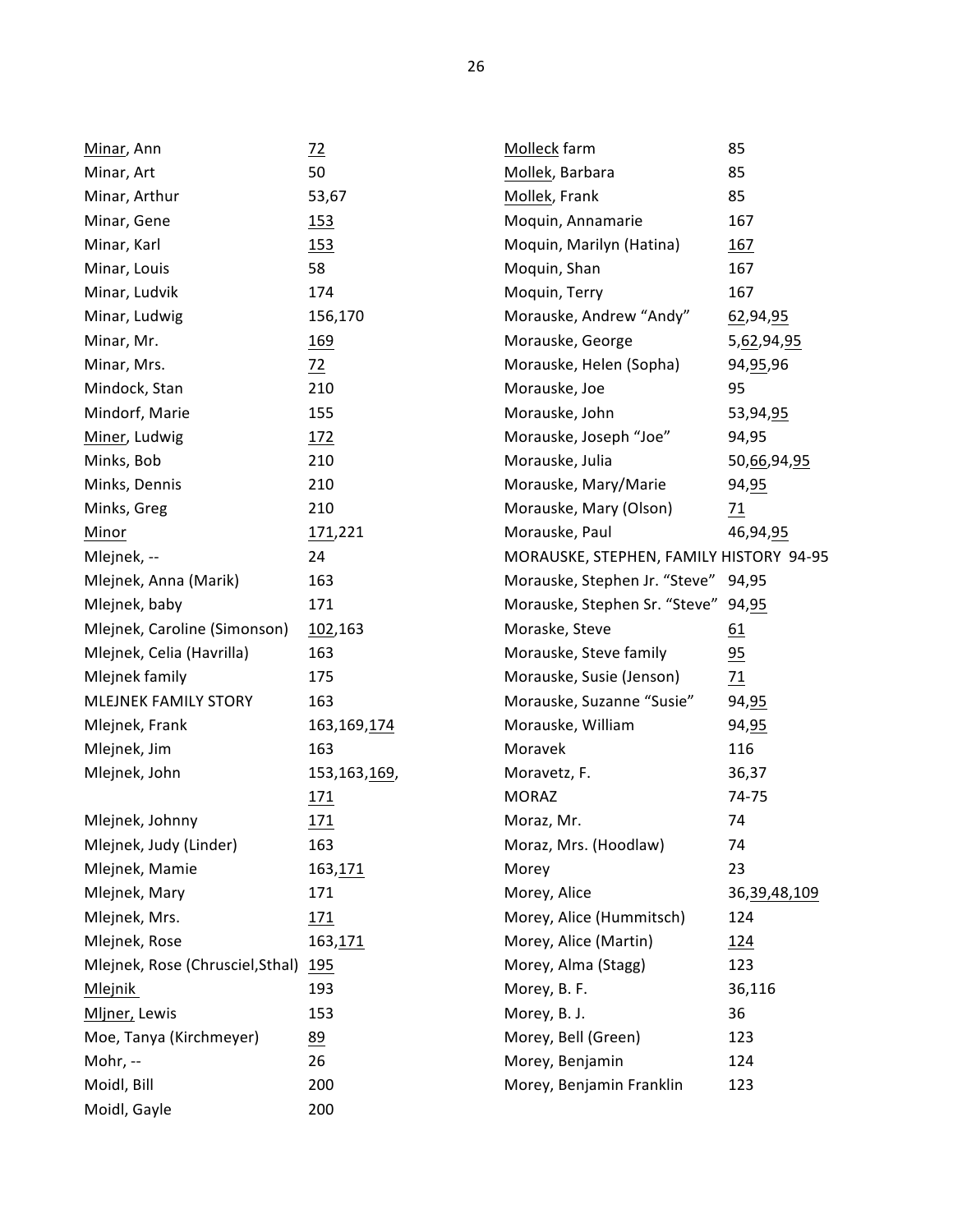| Name | Pages |
| --- | --- |
| Minar, Ann | 72 |
| Minar, Art | 50 |
| Minar, Arthur | 53,67 |
| Minar, Gene | 153 |
| Minar, Karl | 153 |
| Minar, Louis | 58 |
| Minar, Ludvik | 174 |
| Minar, Ludwig | 156,170 |
| Minar, Mr. | 169 |
| Minar, Mrs. | 72 |
| Mindock, Stan | 210 |
| Mindorf, Marie | 155 |
| Miner, Ludwig | 172 |
| Minks, Bob | 210 |
| Minks, Dennis | 210 |
| Minks, Greg | 210 |
| Minor | 171,221 |
| Mlejnek, -- | 24 |
| Mlejnek, Anna (Marik) | 163 |
| Mlejnek, baby | 171 |
| Mlejnek, Caroline (Simonson) | 102,163 |
| Mlejnek, Celia (Havrilla) | 163 |
| Mlejnek family | 175 |
| MLEJNEK FAMILY STORY | 163 |
| Mlejnek, Frank | 163,169,174 |
| Mlejnek, Jim | 163 |
| Mlejnek, John | 153,163,169,171 |
| Mlejnek, Johnny | 171 |
| Mlejnek, Judy (Linder) | 163 |
| Mlejnek, Mamie | 163,171 |
| Mlejnek, Mary | 171 |
| Mlejnek, Mrs. | 171 |
| Mlejnek, Rose | 163,171 |
| Mlejnek, Rose (Chrusciel,Sthal) | 195 |
| Mlejnik | 193 |
| Mljner, Lewis | 153 |
| Moe, Tanya (Kirchmeyer) | 89 |
| Mohr, -- | 26 |
| Moidl, Bill | 200 |
| Moidl, Gayle | 200 |
| Molleck farm | 85 |
| Mollek, Barbara | 85 |
| Mollek, Frank | 85 |
| Moquin, Annamarie | 167 |
| Moquin, Marilyn (Hatina) | 167 |
| Moquin, Shan | 167 |
| Moquin, Terry | 167 |
| Morauske, Andrew "Andy" | 62,94,95 |
| Morauske, George | 5,62,94,95 |
| Morauske, Helen (Sopha) | 94,95,96 |
| Morauske, Joe | 95 |
| Morauske, John | 53,94,95 |
| Morauske, Joseph "Joe" | 94,95 |
| Morauske, Julia | 50,66,94,95 |
| Morauske, Mary/Marie | 94,95 |
| Morauske, Mary (Olson) | 71 |
| Morauske, Paul | 46,94,95 |
| MORAUSKE, STEPHEN, FAMILY HISTORY | 94-95 |
| Morauske, Stephen Jr. "Steve" | 94,95 |
| Morauske, Stephen Sr. "Steve" | 94,95 |
| Moraske, Steve | 61 |
| Morauske, Steve family | 95 |
| Morauske, Susie (Jenson) | 71 |
| Morauske, Suzanne "Susie" | 94,95 |
| Morauske, William | 94,95 |
| Moravek | 116 |
| Moravetz, F. | 36,37 |
| MORAZ | 74-75 |
| Moraz, Mr. | 74 |
| Moraz, Mrs. (Hoodlaw) | 74 |
| Morey | 23 |
| Morey, Alice | 36,39,48,109 |
| Morey, Alice (Hummitsch) | 124 |
| Morey, Alice (Martin) | 124 |
| Morey, Alma (Stagg) | 123 |
| Morey, B. F. | 36,116 |
| Morey, B. J. | 36 |
| Morey, Bell (Green) | 123 |
| Morey, Benjamin | 124 |
| Morey, Benjamin Franklin | 123 |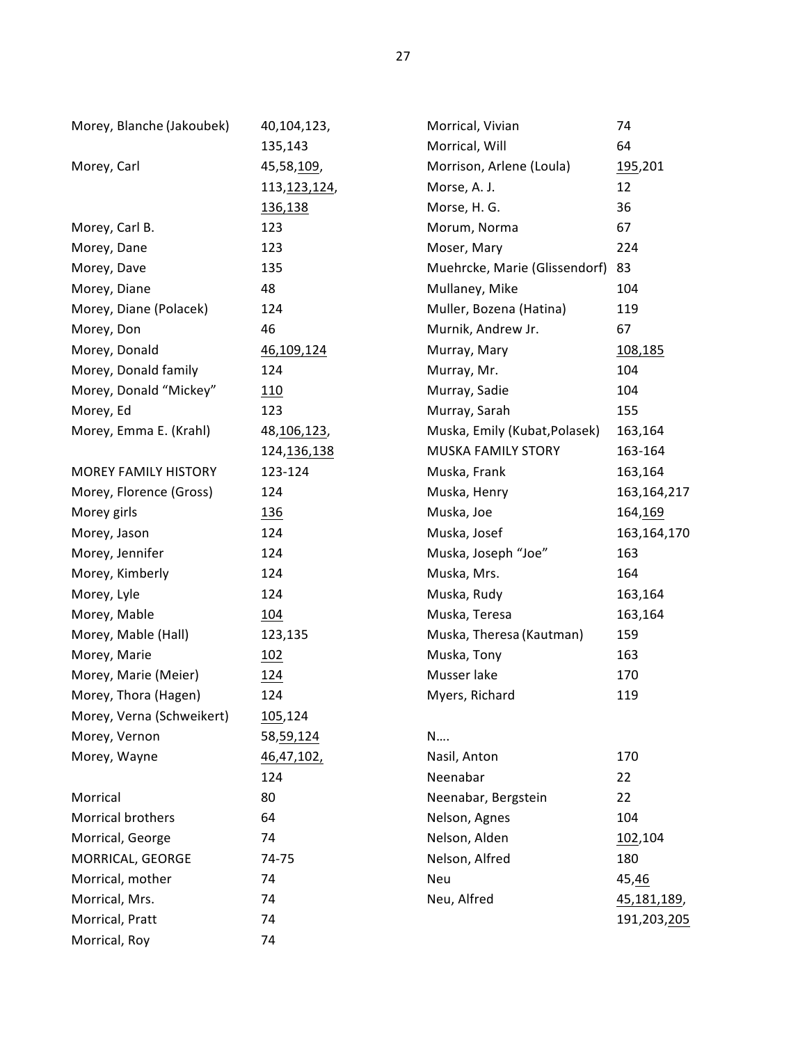| | |
|---|---|
| Morey, Blanche (Jakoubek) | 40,104,123, 135,143 |
| Morey, Carl | 45,58,<u>109</u>, 113,<u>123,124</u>, <u>136,138</u> |
| Morey, Carl B. | 123 |
| Morey, Dane | 123 |
| Morey, Dave | 135 |
| Morey, Diane | 48 |
| Morey, Diane (Polacek) | 124 |
| Morey, Don | 46 |
| Morey, Donald | <u>46,109,124</u> |
| Morey, Donald family | 124 |
| Morey, Donald "Mickey" | <u>110</u> |
| Morey, Ed | 123 |
| Morey, Emma E. (Krahl) | 48,<u>106</u>,123, 124,<u>136,138</u> |
| MOREY FAMILY HISTORY | 123-124 |
| Morey, Florence (Gross) | 124 |
| Morey girls | <u>136</u> |
| Morey, Jason | 124 |
| Morey, Jennifer | 124 |
| Morey, Kimberly | 124 |
| Morey, Lyle | 124 |
| Morey, Mable | <u>104</u> |
| Morey, Mable (Hall) | 123,135 |
| Morey, Marie | <u>102</u> |
| Morey, Marie (Meier) | <u>124</u> |
| Morey, Thora (Hagen) | 124 |
| Morey, Verna (Schweikert) | <u>105</u>,124 |
| Morey, Vernon | 58,<u>59</u>,124 |
| Morey, Wayne | <u>46,47,102,</u> 124 |
| Morrical | 80 |
| Morrical brothers | 64 |
| Morrical, George | 74 |
| MORRICAL, GEORGE | 74-75 |
| Morrical, mother | 74 |
| Morrical, Mrs. | 74 |
| Morrical, Pratt | 74 |
| Morrical, Roy | 74 |
| Morrical, Vivian | 74 |
| Morrical, Will | 64 |
| Morrison, Arlene (Loula) | <u>195</u>,201 |
| Morse, A. J. | 12 |
| Morse, H. G. | 36 |
| Morum, Norma | 67 |
| Moser, Mary | 224 |
| Muehrcke, Marie (Glissendorf) | 83 |
| Mullaney, Mike | 104 |
| Muller, Bozena (Hatina) | 119 |
| Murnik, Andrew Jr. | 67 |
| Murray, Mary | <u>108,185</u> |
| Murray, Mr. | 104 |
| Murray, Sadie | 104 |
| Murray, Sarah | 155 |
| Muska, Emily (Kubat,Polasek) | 163,164 |
| MUSKA FAMILY STORY | 163-164 |
| Muska, Frank | 163,164 |
| Muska, Henry | 163,164,217 |
| Muska, Joe | 164,<u>169</u> |
| Muska, Josef | 163,164,170 |
| Muska, Joseph "Joe" | 163 |
| Muska, Mrs. | 164 |
| Muska, Rudy | 163,164 |
| Muska, Teresa | 163,164 |
| Muska, Theresa (Kautman) | 159 |
| Muska, Tony | 163 |
| Musser lake | 170 |
| Myers, Richard | 119 |
| N…. | |
| Nasil, Anton | 170 |
| Neenabar | 22 |
| Neenabar, Bergstein | 22 |
| Nelson, Agnes | 104 |
| Nelson, Alden | <u>102</u>,104 |
| Nelson, Alfred | 180 |
| Neu | 45,<u>46</u> |
| Neu, Alfred | <u>45,181,189</u>, 191,203,<u>205</u> |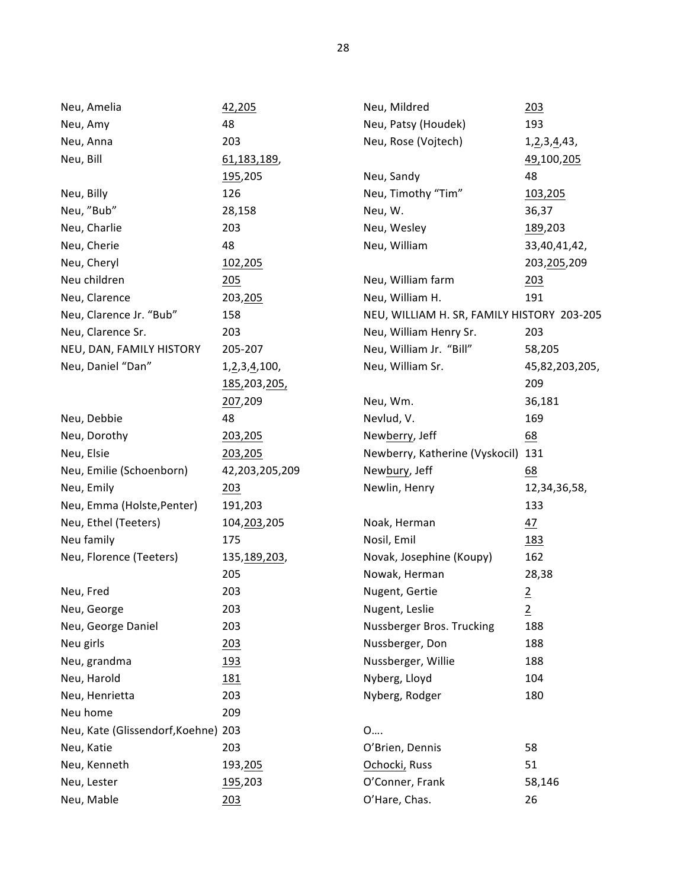| Name | Pages |
|---|---|
| Neu, Amelia | 42,205 |
| Neu, Amy | 48 |
| Neu, Anna | 203 |
| Neu, Bill | 61,183,189,195,205 |
| Neu, Billy | 126 |
| Neu, "Bub" | 28,158 |
| Neu, Charlie | 203 |
| Neu, Cherie | 48 |
| Neu, Cheryl | 102,205 |
| Neu children | 205 |
| Neu, Clarence | 203,205 |
| Neu, Clarence Jr. "Bub" | 158 |
| Neu, Clarence Sr. | 203 |
| NEU, DAN, FAMILY HISTORY | 205-207 |
| Neu, Daniel "Dan" | 1,2,3,4,100,185,203,205,207,209 |
| Neu, Debbie | 48 |
| Neu, Dorothy | 203,205 |
| Neu, Elsie | 203,205 |
| Neu, Emilie (Schoenborn) | 42,203,205,209 |
| Neu, Emily | 203 |
| Neu, Emma (Holste,Penter) | 191,203 |
| Neu, Ethel (Teeters) | 104,203,205 |
| Neu family | 175 |
| Neu, Florence (Teeters) | 135,189,203,205 |
| Neu, Fred | 203 |
| Neu, George | 203 |
| Neu, George Daniel | 203 |
| Neu girls | 203 |
| Neu, grandma | 193 |
| Neu, Harold | 181 |
| Neu, Henrietta | 203 |
| Neu home | 209 |
| Neu, Kate (Glissendorf,Koehne) | 203 |
| Neu, Katie | 203 |
| Neu, Kenneth | 193,205 |
| Neu, Lester | 195,203 |
| Neu, Mable | 203 |
| Neu, Mildred | 203 |
| Neu, Patsy (Houdek) | 193 |
| Neu, Rose (Vojtech) | 1,2,3,4,43,49,100,205 |
| Neu, Sandy | 48 |
| Neu, Timothy "Tim" | 103,205 |
| Neu, W. | 36,37 |
| Neu, Wesley | 189,203 |
| Neu, William | 33,40,41,42,203,205,209 |
| Neu, William farm | 203 |
| Neu, William H. | 191 |
| NEU, WILLIAM H. SR, FAMILY HISTORY | 203-205 |
| Neu, William Henry Sr. | 203 |
| Neu, William Jr. "Bill" | 58,205 |
| Neu, William Sr. | 45,82,203,205,209 |
| Neu, Wm. | 36,181 |
| Nevlud, V. | 169 |
| Newberry, Jeff | 68 |
| Newberry, Katherine (Vyskocil) | 131 |
| Newbury, Jeff | 68 |
| Newlin, Henry | 12,34,36,58,133 |
| Noak, Herman | 47 |
| Nosil, Emil | 183 |
| Novak, Josephine (Koupy) | 162 |
| Nowak, Herman | 28,38 |
| Nugent, Gertie | 2 |
| Nugent, Leslie | 2 |
| Nussberger Bros. Trucking | 188 |
| Nussberger, Don | 188 |
| Nussberger, Willie | 188 |
| Nyberg, Lloyd | 104 |
| Nyberg, Rodger | 180 |

O….

| Name | Pages |
|---|---|
| O'Brien, Dennis | 58 |
| Ochocki, Russ | 51 |
| O'Conner, Frank | 58,146 |
| O'Hare, Chas. | 26 |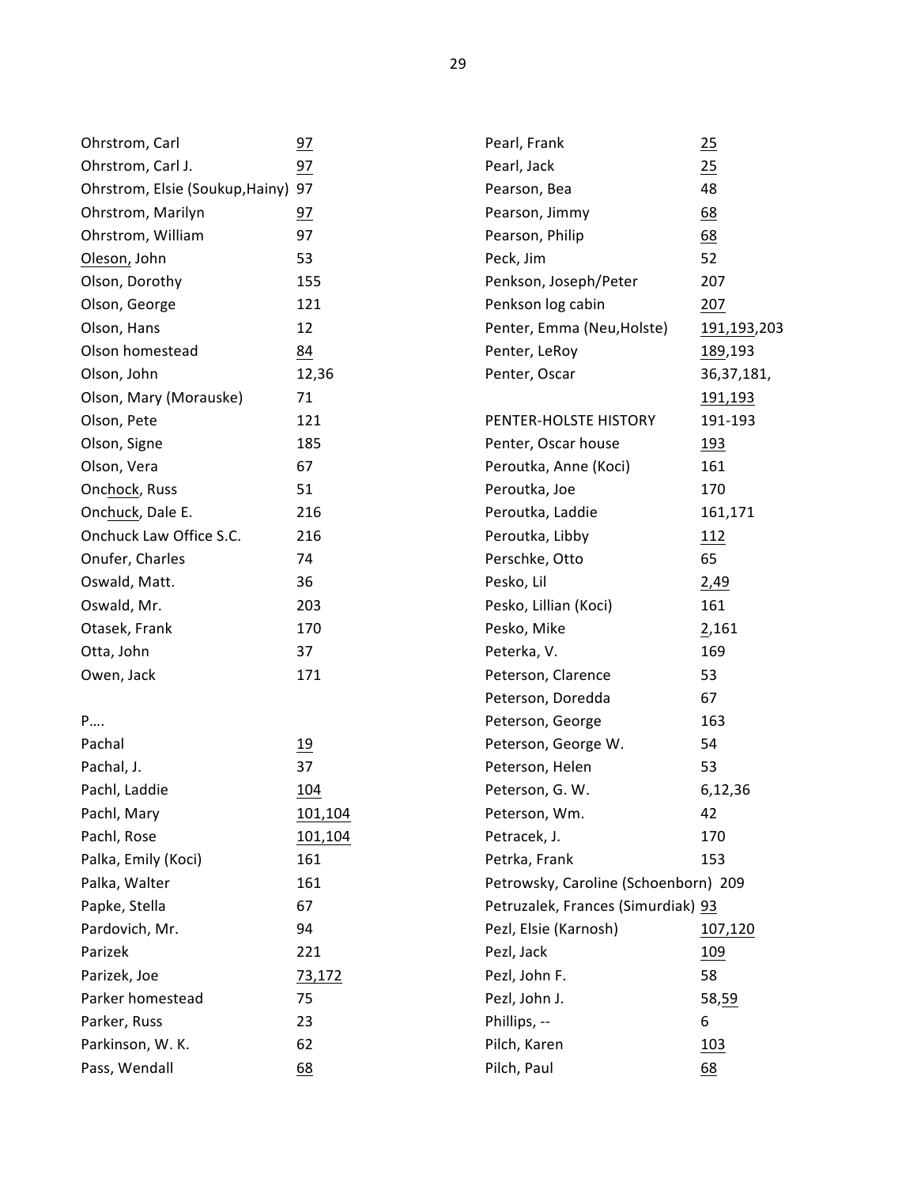| Name | Pages |
|---|---|
| Ohrstrom, Carl | 97 |
| Ohrstrom, Carl J. | 97 |
| Ohrstrom, Elsie (Soukup,Hainy) | 97 |
| Ohrstrom, Marilyn | 97 |
| Ohrstrom, William | 97 |
| Oleson, John | 53 |
| Olson, Dorothy | 155 |
| Olson, George | 121 |
| Olson, Hans | 12 |
| Olson homestead | 84 |
| Olson, John | 12,36 |
| Olson, Mary (Morauske) | 71 |
| Olson, Pete | 121 |
| Olson, Signe | 185 |
| Olson, Vera | 67 |
| Onchock, Russ | 51 |
| Onchuck, Dale E. | 216 |
| Onchuck Law Office S.C. | 216 |
| Onufer, Charles | 74 |
| Oswald, Matt. | 36 |
| Oswald, Mr. | 203 |
| Otasek, Frank | 170 |
| Otta, John | 37 |
| Owen, Jack | 171 |

P….

| Name | Pages |
|---|---|
| Pachal | 19 |
| Pachal, J. | 37 |
| Pachl, Laddie | 104 |
| Pachl, Mary | 101,104 |
| Pachl, Rose | 101,104 |
| Palka, Emily (Koci) | 161 |
| Palka, Walter | 161 |
| Papke, Stella | 67 |
| Pardovich, Mr. | 94 |
| Parizek | 221 |
| Parizek, Joe | 73,172 |
| Parker homestead | 75 |
| Parker, Russ | 23 |
| Parkinson, W. K. | 62 |
| Pass, Wendall | 68 |
| Pearl, Frank | 25 |
| Pearl, Jack | 25 |
| Pearson, Bea | 48 |
| Pearson, Jimmy | 68 |
| Pearson, Philip | 68 |
| Peck, Jim | 52 |
| Penkson, Joseph/Peter | 207 |
| Penkson log cabin | 207 |
| Penter, Emma (Neu,Holste) | 191,193,203 |
| Penter, LeRoy | 189,193 |
| Penter, Oscar | 36,37,181, 191,193 |
| PENTER-HOLSTE HISTORY | 191-193 |
| Penter, Oscar house | 193 |
| Peroutka, Anne (Koci) | 161 |
| Peroutka, Joe | 170 |
| Peroutka, Laddie | 161,171 |
| Peroutka, Libby | 112 |
| Perschke, Otto | 65 |
| Pesko, Lil | 2,49 |
| Pesko, Lillian (Koci) | 161 |
| Pesko, Mike | 2,161 |
| Peterka, V. | 169 |
| Peterson, Clarence | 53 |
| Peterson, Doredda | 67 |
| Peterson, George | 163 |
| Peterson, George W. | 54 |
| Peterson, Helen | 53 |
| Peterson, G. W. | 6,12,36 |
| Peterson, Wm. | 42 |
| Petracek, J. | 170 |
| Petrka, Frank | 153 |
| Petrowsky, Caroline (Schoenborn) | 209 |
| Petruzalek, Frances (Simurdiak) | 93 |
| Pezl, Elsie (Karnosh) | 107,120 |
| Pezl, Jack | 109 |
| Pezl, John F. | 58 |
| Pezl, John J. | 58,59 |
| Phillips, -- | 6 |
| Pilch, Karen | 103 |
| Pilch, Paul | 68 |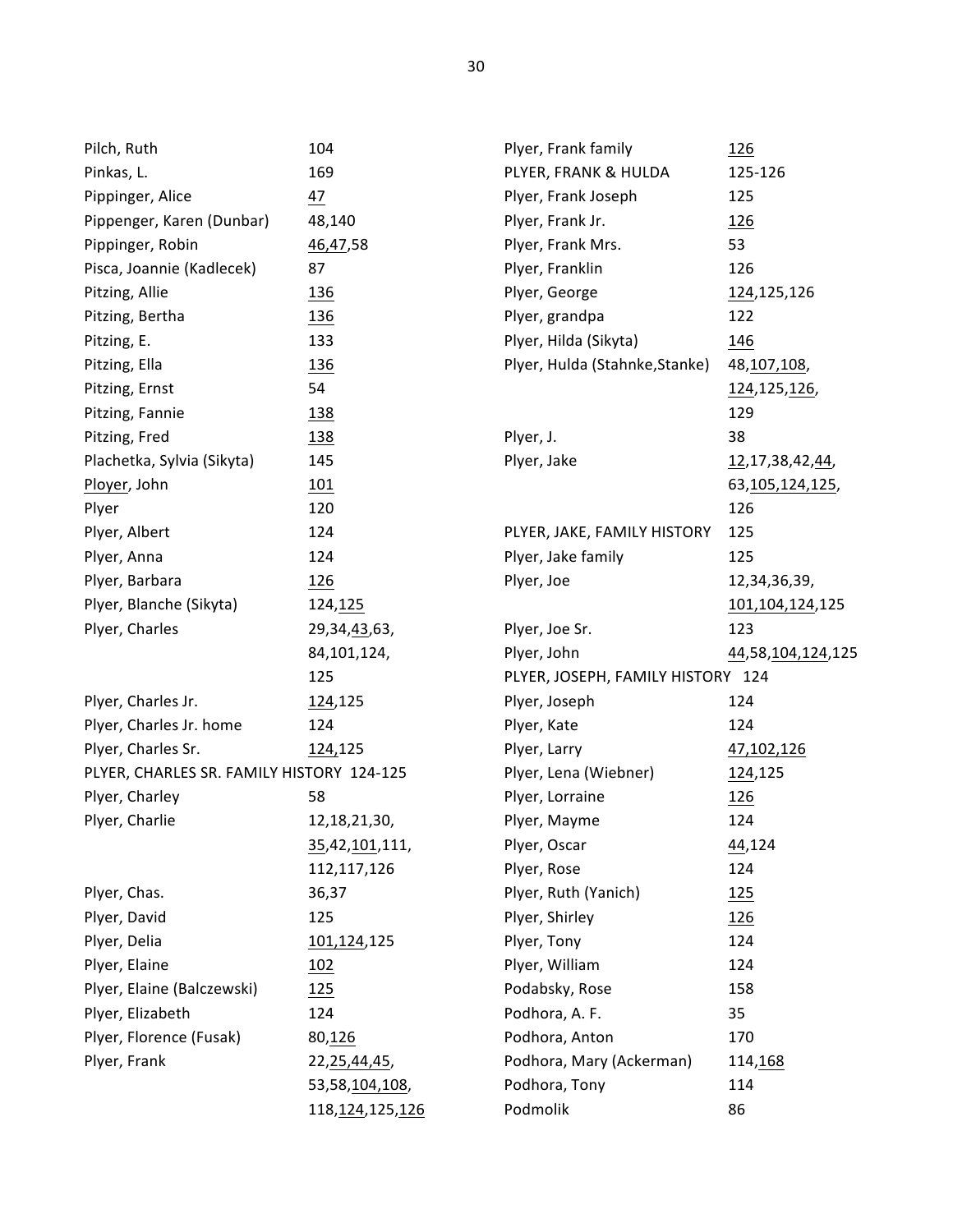| Name | Pages |
|---|---|
| Pilch, Ruth | 104 |
| Pinkas, L. | 169 |
| Pippinger, Alice | 47 |
| Pippenger, Karen (Dunbar) | 48,140 |
| Pippinger, Robin | 46,47,58 |
| Pisca, Joannie (Kadlecek) | 87 |
| Pitzing, Allie | 136 |
| Pitzing, Bertha | 136 |
| Pitzing, E. | 133 |
| Pitzing, Ella | 136 |
| Pitzing, Ernst | 54 |
| Pitzing, Fannie | 138 |
| Pitzing, Fred | 138 |
| Plachetka, Sylvia (Sikyta) | 145 |
| Ployer, John | 101 |
| Plyer | 120 |
| Plyer, Albert | 124 |
| Plyer, Anna | 124 |
| Plyer, Barbara | 126 |
| Plyer, Blanche (Sikyta) | 124,125 |
| Plyer, Charles | 29,34,43,63, 84,101,124, 125 |
| Plyer, Charles Jr. | 124,125 |
| Plyer, Charles Jr. home | 124 |
| Plyer, Charles Sr. | 124,125 |
| PLYER, CHARLES SR. FAMILY HISTORY | 124-125 |
| Plyer, Charley | 58 |
| Plyer, Charlie | 12,18,21,30, 35,42,101,111, 112,117,126 |
| Plyer, Chas. | 36,37 |
| Plyer, David | 125 |
| Plyer, Delia | 101,124,125 |
| Plyer, Elaine | 102 |
| Plyer, Elaine (Balczewski) | 125 |
| Plyer, Elizabeth | 124 |
| Plyer, Florence (Fusak) | 80,126 |
| Plyer, Frank | 22,25,44,45, 53,58,104,108, 118,124,125,126 |
| Plyer, Frank family | 126 |
| PLYER, FRANK & HULDA | 125-126 |
| Plyer, Frank Joseph | 125 |
| Plyer, Frank Jr. | 126 |
| Plyer, Frank Mrs. | 53 |
| Plyer, Franklin | 126 |
| Plyer, George | 124,125,126 |
| Plyer, grandpa | 122 |
| Plyer, Hilda (Sikyta) | 146 |
| Plyer, Hulda (Stahnke,Stanke) | 48,107,108, 124,125,126, 129 |
| Plyer, J. | 38 |
| Plyer, Jake | 12,17,38,42,44, 63,105,124,125, 126 |
| PLYER, JAKE, FAMILY HISTORY | 125 |
| Plyer, Jake family | 125 |
| Plyer, Joe | 12,34,36,39, 101,104,124,125 |
| Plyer, Joe Sr. | 123 |
| Plyer, John | 44,58,104,124,125 |
| PLYER, JOSEPH, FAMILY HISTORY | 124 |
| Plyer, Joseph | 124 |
| Plyer, Kate | 124 |
| Plyer, Larry | 47,102,126 |
| Plyer, Lena (Wiebner) | 124,125 |
| Plyer, Lorraine | 126 |
| Plyer, Mayme | 124 |
| Plyer, Oscar | 44,124 |
| Plyer, Rose | 124 |
| Plyer, Ruth (Yanich) | 125 |
| Plyer, Shirley | 126 |
| Plyer, Tony | 124 |
| Plyer, William | 124 |
| Podabsky, Rose | 158 |
| Podhora, A. F. | 35 |
| Podhora, Anton | 170 |
| Podhora, Mary (Ackerman) | 114,168 |
| Podhora, Tony | 114 |
| Podmolik | 86 |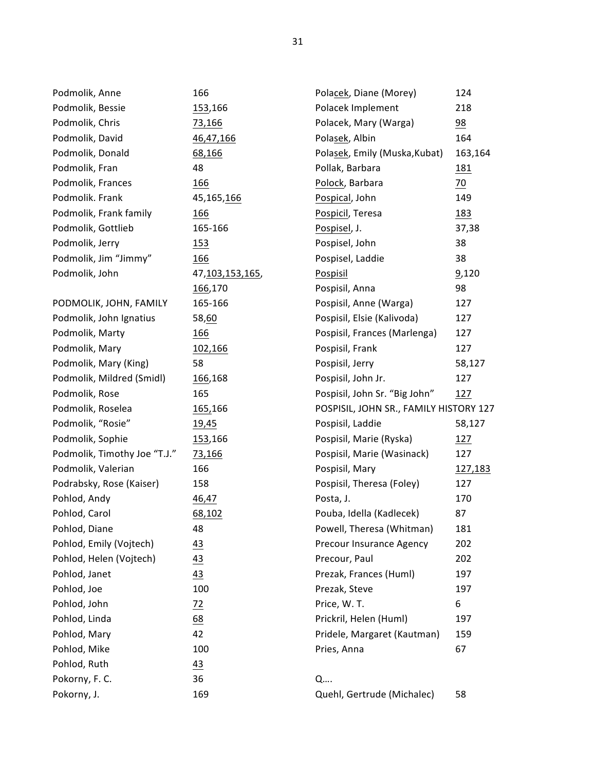| Name | Pages |
|---|---|
| Podmolik, Anne | 166 |
| Podmolik, Bessie | 153,166 |
| Podmolik, Chris | 73,166 |
| Podmolik, David | 46,47,166 |
| Podmolik, Donald | 68,166 |
| Podmolik, Fran | 48 |
| Podmolik, Frances | 166 |
| Podmolik. Frank | 45,165,166 |
| Podmolik, Frank family | 166 |
| Podmolik, Gottlieb | 165-166 |
| Podmolik, Jerry | 153 |
| Podmolik, Jim "Jimmy" | 166 |
| Podmolik, John | 47,103,153,165, 166,170 |
| PODMOLIK, JOHN, FAMILY | 165-166 |
| Podmolik, John Ignatius | 58,60 |
| Podmolik, Marty | 166 |
| Podmolik, Mary | 102,166 |
| Podmolik, Mary (King) | 58 |
| Podmolik, Mildred (Smidl) | 166,168 |
| Podmolik, Rose | 165 |
| Podmolik, Roselea | 165,166 |
| Podmolik, "Rosie" | 19,45 |
| Podmolik, Sophie | 153,166 |
| Podmolik, Timothy Joe "T.J." | 73,166 |
| Podmolik, Valerian | 166 |
| Podrabsky, Rose (Kaiser) | 158 |
| Pohlod, Andy | 46,47 |
| Pohlod, Carol | 68,102 |
| Pohlod, Diane | 48 |
| Pohlod, Emily (Vojtech) | 43 |
| Pohlod, Helen (Vojtech) | 43 |
| Pohlod, Janet | 43 |
| Pohlod, Joe | 100 |
| Pohlod, John | 72 |
| Pohlod, Linda | 68 |
| Pohlod, Mary | 42 |
| Pohlod, Mike | 100 |
| Pohlod, Ruth | 43 |
| Pokorny, F. C. | 36 |
| Pokorny, J. | 169 |
| Polacek, Diane (Morey) | 124 |
| Polacek Implement | 218 |
| Polacek, Mary (Warga) | 98 |
| Polasek, Albin | 164 |
| Polasek, Emily (Muska,Kubat) | 163,164 |
| Pollak, Barbara | 181 |
| Polock, Barbara | 70 |
| Pospical, John | 149 |
| Pospicil, Teresa | 183 |
| Pospisel, J. | 37,38 |
| Pospisel, John | 38 |
| Pospisel, Laddie | 38 |
| Pospisil | 9,120 |
| Pospisil, Anna | 98 |
| Pospisil, Anne (Warga) | 127 |
| Pospisil, Elsie (Kalivoda) | 127 |
| Pospisil, Frances (Marlenga) | 127 |
| Pospisil, Frank | 127 |
| Pospisil, Jerry | 58,127 |
| Pospisil, John Jr. | 127 |
| Pospisil, John Sr. "Big John" | 127 |
| POSPISIL, JOHN SR., FAMILY HISTORY | 127 |
| Pospisil, Laddie | 58,127 |
| Pospisil, Marie (Ryska) | 127 |
| Pospisil, Marie (Wasinack) | 127 |
| Pospisil, Mary | 127,183 |
| Pospisil, Theresa (Foley) | 127 |
| Posta, J. | 170 |
| Pouba, Idella (Kadlecek) | 87 |
| Powell, Theresa (Whitman) | 181 |
| Precour Insurance Agency | 202 |
| Precour, Paul | 202 |
| Prezak, Frances (Huml) | 197 |
| Prezak, Steve | 197 |
| Price, W. T. | 6 |
| Prickril, Helen (Huml) | 197 |
| Pridele, Margaret (Kautman) | 159 |
| Pries, Anna | 67 |

Q….

| Name | Pages |
|---|---|
| Quehl, Gertrude (Michalec) | 58 |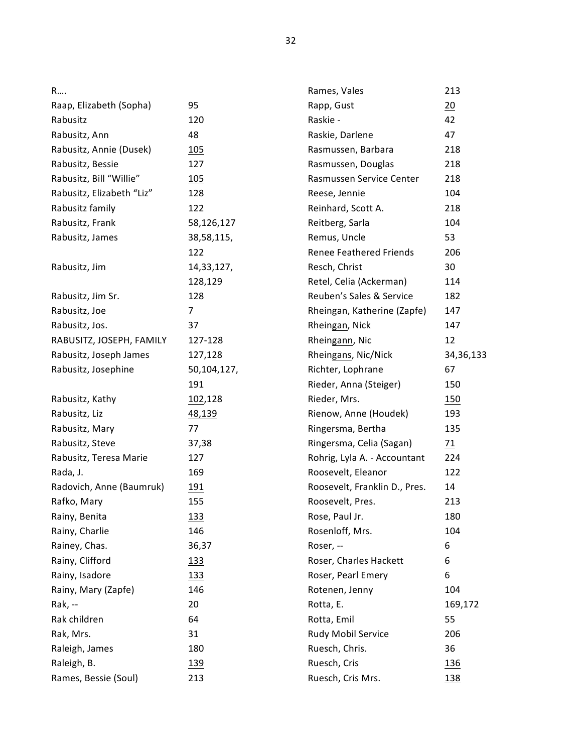R….

| Name | Pages |
|---|---|
| Raap, Elizabeth (Sopha) | 95 |
| Rabusitz | 120 |
| Rabusitz, Ann | 48 |
| Rabusitz, Annie (Dusek) | <u>105</u> |
| Rabusitz, Bessie | 127 |
| Rabusitz, Bill "Willie" | <u>105</u> |
| Rabusitz, Elizabeth "Liz" | 128 |
| Rabusitz family | 122 |
| Rabusitz, Frank | 58,126,127 |
| Rabusitz, James | 38,58,115, 122 |
| Rabusitz, Jim | 14,33,127, 128,129 |
| Rabusitz, Jim Sr. | 128 |
| Rabusitz, Joe | 7 |
| Rabusitz, Jos. | 37 |
| RABUSITZ, JOSEPH, FAMILY | 127-128 |
| Rabusitz, Joseph James | 127,128 |
| Rabusitz, Josephine | 50,104,127, 191 |
| Rabusitz, Kathy | <u>102</u>,128 |
| Rabusitz, Liz | <u>48,139</u> |
| Rabusitz, Mary | 77 |
| Rabusitz, Steve | 37,38 |
| Rabusitz, Teresa Marie | 127 |
| Rada, J. | 169 |
| Radovich, Anne (Baumruk) | <u>191</u> |
| Rafko, Mary | 155 |
| Rainy, Benita | <u>133</u> |
| Rainy, Charlie | 146 |
| Rainey, Chas. | 36,37 |
| Rainy, Clifford | <u>133</u> |
| Rainy, Isadore | <u>133</u> |
| Rainy, Mary (Zapfe) | 146 |
| Rak, -- | 20 |
| Rak children | 64 |
| Rak, Mrs. | 31 |
| Raleigh, James | 180 |
| Raleigh, B. | <u>139</u> |
| Rames, Bessie (Soul) | 213 |
| Rames, Vales | 213 |
| Rapp, Gust | <u>20</u> |
| Raskie - | 42 |
| Raskie, Darlene | 47 |
| Rasmussen, Barbara | 218 |
| Rasmussen, Douglas | 218 |
| Rasmussen Service Center | 218 |
| Reese, Jennie | 104 |
| Reinhard, Scott A. | 218 |
| Reitberg, Sarla | 104 |
| Remus, Uncle | 53 |
| Renee Feathered Friends | 206 |
| Resch, Christ | 30 |
| Retel, Celia (Ackerman) | 114 |
| Reuben's Sales & Service | 182 |
| Rheingan, Katherine (Zapfe) | 147 |
| Rhein<u>gan</u>, Nick | 147 |
| Rhein<u>gann</u>, Nic | 12 |
| Rhein<u>gans</u>, Nic/Nick | 34,36,133 |
| Richter, Lophrane | 67 |
| Rieder, Anna (Steiger) | 150 |
| Rieder, Mrs. | <u>150</u> |
| Rienow, Anne (Houdek) | 193 |
| Ringersma, Bertha | 135 |
| Ringersma, Celia (Sagan) | <u>71</u> |
| Rohrig, Lyla A. - Accountant | 224 |
| Roosevelt, Eleanor | 122 |
| Roosevelt, Franklin D., Pres. | 14 |
| Roosevelt, Pres. | 213 |
| Rose, Paul Jr. | 180 |
| Rosenloff, Mrs. | 104 |
| Roser, -- | 6 |
| Roser, Charles Hackett | 6 |
| Roser, Pearl Emery | 6 |
| Rotenen, Jenny | 104 |
| Rotta, E. | 169,172 |
| Rotta, Emil | 55 |
| Rudy Mobil Service | 206 |
| Ruesch, Chris. | 36 |
| Ruesch, Cris | <u>136</u> |
| Ruesch, Cris Mrs. | <u>138</u> |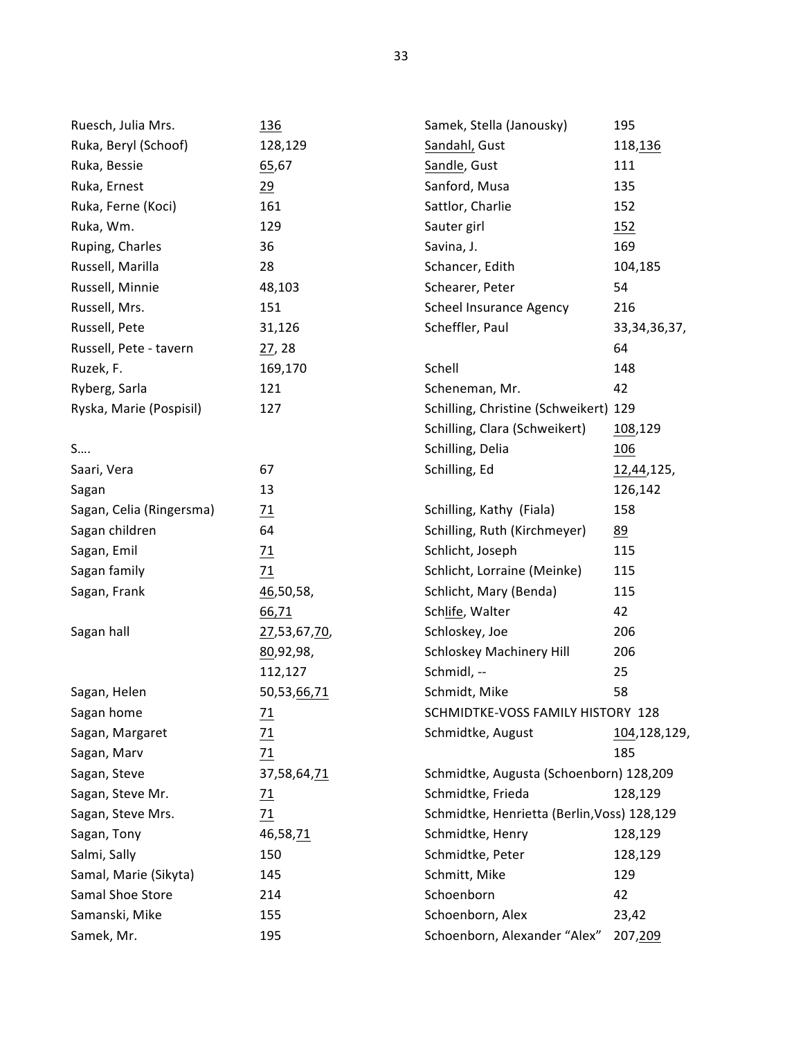| Name | Pages |
|---|---|
| Ruesch, Julia Mrs. | <u>136</u> |
| Ruka, Beryl (Schoof) | 128,129 |
| Ruka, Bessie | <u>65</u>,67 |
| Ruka, Ernest | <u>29</u> |
| Ruka, Ferne (Koci) | 161 |
| Ruka, Wm. | 129 |
| Ruping, Charles | 36 |
| Russell, Marilla | 28 |
| Russell, Minnie | 48,103 |
| Russell, Mrs. | 151 |
| Russell, Pete | 31,126 |
| Russell, Pete - tavern | <u>27</u>, 28 |
| Ruzek, F. | 169,170 |
| Ryberg, Sarla | 121 |
| Ryska, Marie (Pospisil) | 127 |

S….

| Name | Pages |
|---|---|
| Saari, Vera | 67 |
| Sagan | 13 |
| Sagan, Celia (Ringersma) | <u>71</u> |
| Sagan children | 64 |
| Sagan, Emil | <u>71</u> |
| Sagan family | <u>71</u> |
| Sagan, Frank | <u>46</u>,50,58,<u>66</u>,<u>71</u> |
| Sagan hall | <u>27</u>,53,67,<u>70</u>,<u>80</u>,92,98,112,127 |
| Sagan, Helen | 50,53,<u>66</u>,<u>71</u> |
| Sagan home | <u>71</u> |
| Sagan, Margaret | <u>71</u> |
| Sagan, Marv | <u>71</u> |
| Sagan, Steve | 37,58,64,<u>71</u> |
| Sagan, Steve Mr. | <u>71</u> |
| Sagan, Steve Mrs. | <u>71</u> |
| Sagan, Tony | 46,58,<u>71</u> |
| Salmi, Sally | 150 |
| Samal, Marie (Sikyta) | 145 |
| Samal Shoe Store | 214 |
| Samanski, Mike | 155 |
| Samek, Mr. | 195 |
| Samek, Stella (Janousky) | 195 |
| <u>Sandahl</u>, Gust | 118,<u>136</u> |
| <u>Sandle</u>, Gust | 111 |
| Sanford, Musa | 135 |
| Sattlor, Charlie | 152 |
| Sauter girl | <u>152</u> |
| Savina, J. | 169 |
| Schancer, Edith | 104,185 |
| Schearer, Peter | 54 |
| Scheel Insurance Agency | 216 |
| Scheffler, Paul | 33,34,36,37,64 |
| Schell | 148 |
| Scheneman, Mr. | 42 |
| Schilling, Christine (Schweikert) | 129 |
| Schilling, Clara (Schweikert) | <u>108</u>,129 |
| Schilling, Delia | <u>106</u> |
| Schilling, Ed | <u>12</u>,<u>44</u>,125,126,142 |
| Schilling, Kathy (Fiala) | 158 |
| Schilling, Ruth (Kirchmeyer) | <u>89</u> |
| Schlicht, Joseph | 115 |
| Schlicht, Lorraine (Meinke) | 115 |
| Schlicht, Mary (Benda) | 115 |
| Sch<u>life</u>, Walter | 42 |
| Schloskey, Joe | 206 |
| Schloskey Machinery Hill | 206 |
| Schmidl, -- | 25 |
| Schmidt, Mike | 58 |
| SCHMIDTKE-VOSS FAMILY HISTORY | 128 |
| Schmidtke, August | <u>104</u>,128,129,185 |
| Schmidtke, Augusta (Schoenborn) | 128,209 |
| Schmidtke, Frieda | 128,129 |
| Schmidtke, Henrietta (Berlin,Voss) | 128,129 |
| Schmidtke, Henry | 128,129 |
| Schmidtke, Peter | 128,129 |
| Schmitt, Mike | 129 |
| Schoenborn | 42 |
| Schoenborn, Alex | 23,42 |
| Schoenborn, Alexander "Alex" | 207,<u>209</u> |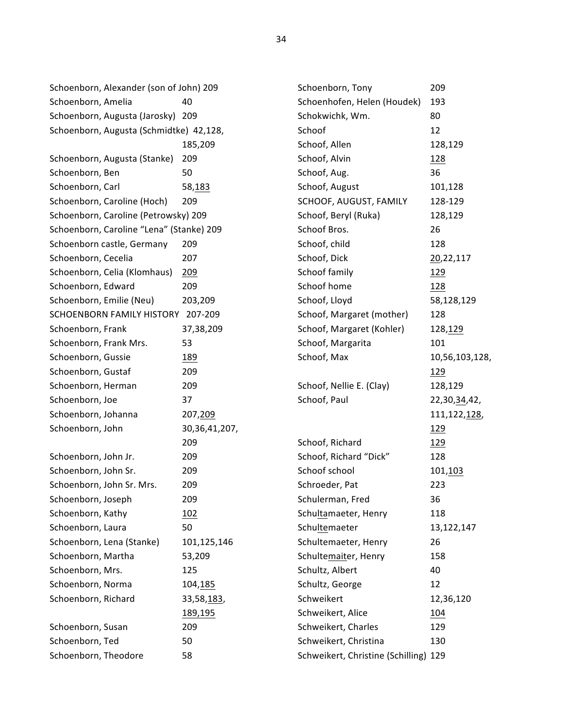Schoenborn, Alexander (son of John) 209
Schoenborn, Amelia 40
Schoenborn, Augusta (Jarosky) 209
Schoenborn, Augusta (Schmidtke) 42,<u>128</u>, 185,209
Schoenborn, Augusta (Stanke) 209
Schoenborn, Ben 50
Schoenborn, Carl 58,<u>183</u>
Schoenborn, Caroline (Hoch) 209
Schoenborn, Caroline (Petrowsky) 209
Schoenborn, Caroline "Lena" (Stanke) 209
Schoenborn castle, Germany 209
Schoenborn, Cecelia 207
Schoenborn, Celia (Klomhaus) <u>209</u>
Schoenborn, Edward 209
Schoenborn, Emilie (Neu) 203,209
SCHOENBORN FAMILY HISTORY 207-209
Schoenborn, Frank 37,38,209
Schoenborn, Frank Mrs. 53
Schoenborn, Gussie <u>189</u>
Schoenborn, Gustaf 209
Schoenborn, Herman 209
Schoenborn, Joe 37
Schoenborn, Johanna 207,<u>209</u>
Schoenborn, John 30,36,41,207, 209
Schoenborn, John Jr. 209
Schoenborn, John Sr. 209
Schoenborn, John Sr. Mrs. 209
Schoenborn, Joseph 209
Schoenborn, Kathy <u>102</u>
Schoenborn, Laura 50
Schoenborn, Lena (Stanke) 101,125,146
Schoenborn, Martha 53,209
Schoenborn, Mrs. 125
Schoenborn, Norma 104,<u>185</u>
Schoenborn, Richard 33,58,<u>183</u>, <u>189,195</u>
Schoenborn, Susan 209
Schoenborn, Ted 50
Schoenborn, Theodore 58
Schoenborn, Tony 209
Schoenhofen, Helen (Houdek) 193
Schokwichk, Wm. 80
Schoof 12
Schoof, Allen 128,129
Schoof, Alvin <u>128</u>
Schoof, Aug. 36
Schoof, August 101,128
SCHOOF, AUGUST, FAMILY 128-129
Schoof, Beryl (Ruka) 128,129
Schoof Bros. 26
Schoof, child 128
Schoof, Dick <u>20</u>,22,117
Schoof family <u>129</u>
Schoof home <u>128</u>
Schoof, Lloyd 58,128,129
Schoof, Margaret (mother) 128
Schoof, Margaret (Kohler) 128,<u>129</u>
Schoof, Margarita 101
Schoof, Max 10,56,103,128, <u>129</u>
Schoof, Nellie E. (Clay) 128,129
Schoof, Paul 22,30,<u>34</u>,42, 111,122,<u>128</u>, <u>129</u>
Schoof, Richard <u>129</u>
Schoof, Richard "Dick" 128
Schoof school 101,<u>103</u>
Schroeder, Pat 223
Schulerman, Fred 36
Schul<u>ta</u>maeter, Henry 118
Schul<u>te</u>maeter 13,122,147
Schultemaeter, Henry 26
Schulte<u>mait</u>er, Henry 158
Schultz, Albert 40
Schultz, George 12
Schweikert 12,36,120
Schweikert, Alice <u>104</u>
Schweikert, Charles 129
Schweikert, Christina 130
Schweikert, Christine (Schilling) 129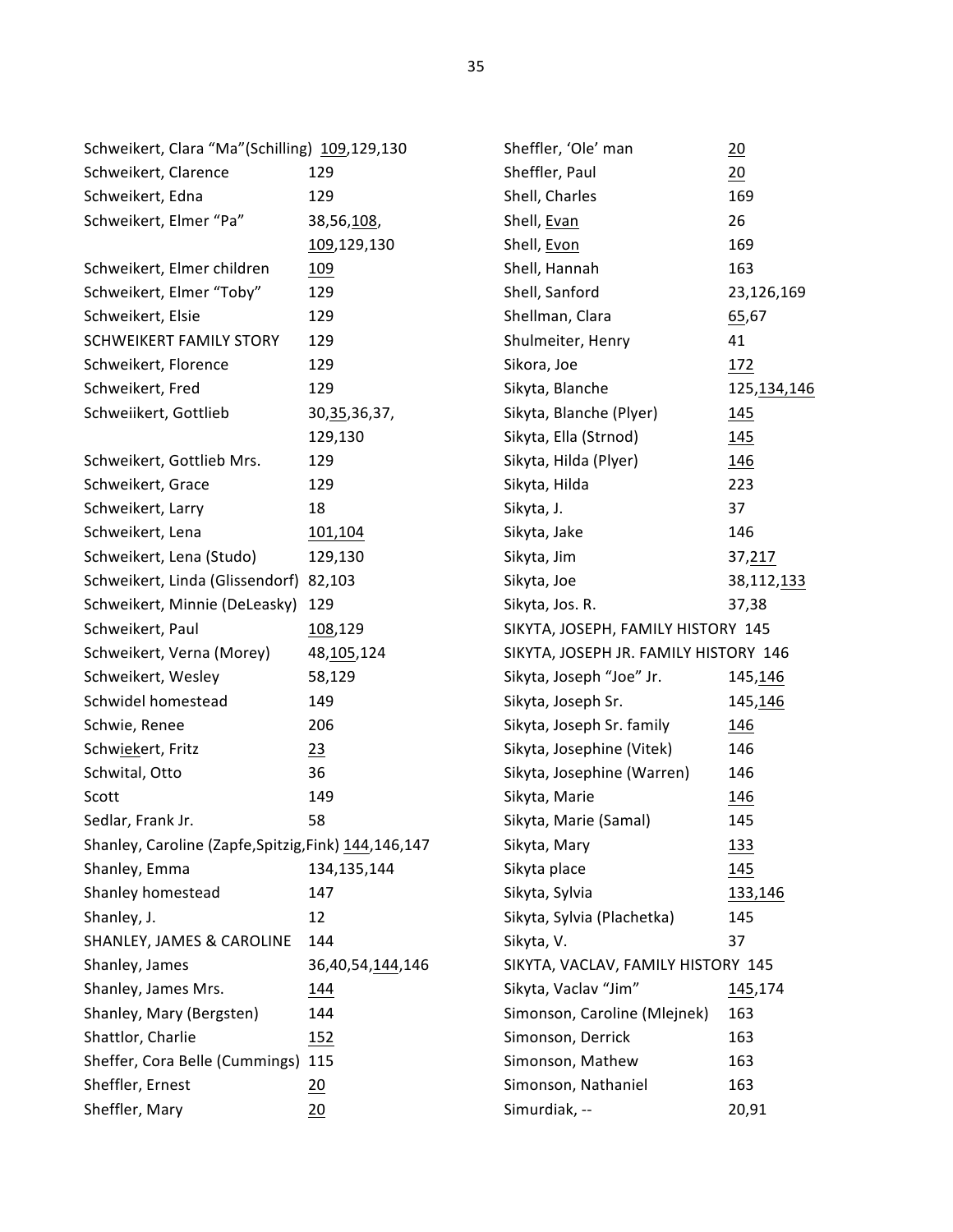| Name | Pages |
|---|---|
| Schweikert, Clara "Ma"(Schilling) | 109,129,130 |
| Schweikert, Clarence | 129 |
| Schweikert, Edna | 129 |
| Schweikert, Elmer "Pa" | 38,56,108, 109,129,130 |
| Schweikert, Elmer children | 109 |
| Schweikert, Elmer "Toby" | 129 |
| Schweikert, Elsie | 129 |
| SCHWEIKERT FAMILY STORY | 129 |
| Schweikert, Florence | 129 |
| Schweikert, Fred | 129 |
| Schweiikert, Gottlieb | 30,35,36,37, 129,130 |
| Schweikert, Gottlieb Mrs. | 129 |
| Schweikert, Grace | 129 |
| Schweikert, Larry | 18 |
| Schweikert, Lena | 101,104 |
| Schweikert, Lena (Studo) | 129,130 |
| Schweikert, Linda (Glissendorf) | 82,103 |
| Schweikert, Minnie (DeLeasky) | 129 |
| Schweikert, Paul | 108,129 |
| Schweikert, Verna (Morey) | 48,105,124 |
| Schweikert, Wesley | 58,129 |
| Schwidel homestead | 149 |
| Schwie, Renee | 206 |
| Schwiekert, Fritz | 23 |
| Schwital, Otto | 36 |
| Scott | 149 |
| Sedlar, Frank Jr. | 58 |
| Shanley, Caroline (Zapfe,Spitzig,Fink) | 144,146,147 |
| Shanley, Emma | 134,135,144 |
| Shanley homestead | 147 |
| Shanley, J. | 12 |
| SHANLEY, JAMES & CAROLINE | 144 |
| Shanley, James | 36,40,54,144,146 |
| Shanley, James Mrs. | 144 |
| Shanley, Mary (Bergsten) | 144 |
| Shattlor, Charlie | 152 |
| Sheffer, Cora Belle (Cummings) | 115 |
| Sheffler, Ernest | 20 |
| Sheffler, Mary | 20 |
| Sheffler, 'Ole' man | 20 |
| Sheffler, Paul | 20 |
| Shell, Charles | 169 |
| Shell, Evan | 26 |
| Shell, Evon | 169 |
| Shell, Hannah | 163 |
| Shell, Sanford | 23,126,169 |
| Shellman, Clara | 65,67 |
| Shulmeiter, Henry | 41 |
| Sikora, Joe | 172 |
| Sikyta, Blanche | 125,134,146 |
| Sikyta, Blanche (Plyer) | 145 |
| Sikyta, Ella (Strnod) | 145 |
| Sikyta, Hilda (Plyer) | 146 |
| Sikyta, Hilda | 223 |
| Sikyta, J. | 37 |
| Sikyta, Jake | 146 |
| Sikyta, Jim | 37,217 |
| Sikyta, Joe | 38,112,133 |
| Sikyta, Jos. R. | 37,38 |
| SIKYTA, JOSEPH, FAMILY HISTORY | 145 |
| SIKYTA, JOSEPH JR. FAMILY HISTORY | 146 |
| Sikyta, Joseph "Joe" Jr. | 145,146 |
| Sikyta, Joseph Sr. | 145,146 |
| Sikyta, Joseph Sr. family | 146 |
| Sikyta, Josephine (Vitek) | 146 |
| Sikyta, Josephine (Warren) | 146 |
| Sikyta, Marie | 146 |
| Sikyta, Marie (Samal) | 145 |
| Sikyta, Mary | 133 |
| Sikyta place | 145 |
| Sikyta, Sylvia | 133,146 |
| Sikyta, Sylvia (Plachetka) | 145 |
| Sikyta, V. | 37 |
| SIKYTA, VACLAV, FAMILY HISTORY | 145 |
| Sikyta, Vaclav "Jim" | 145,174 |
| Simonson, Caroline (Mlejnek) | 163 |
| Simonson, Derrick | 163 |
| Simonson, Mathew | 163 |
| Simonson, Nathaniel | 163 |
| Simurdiak, -- | 20,91 |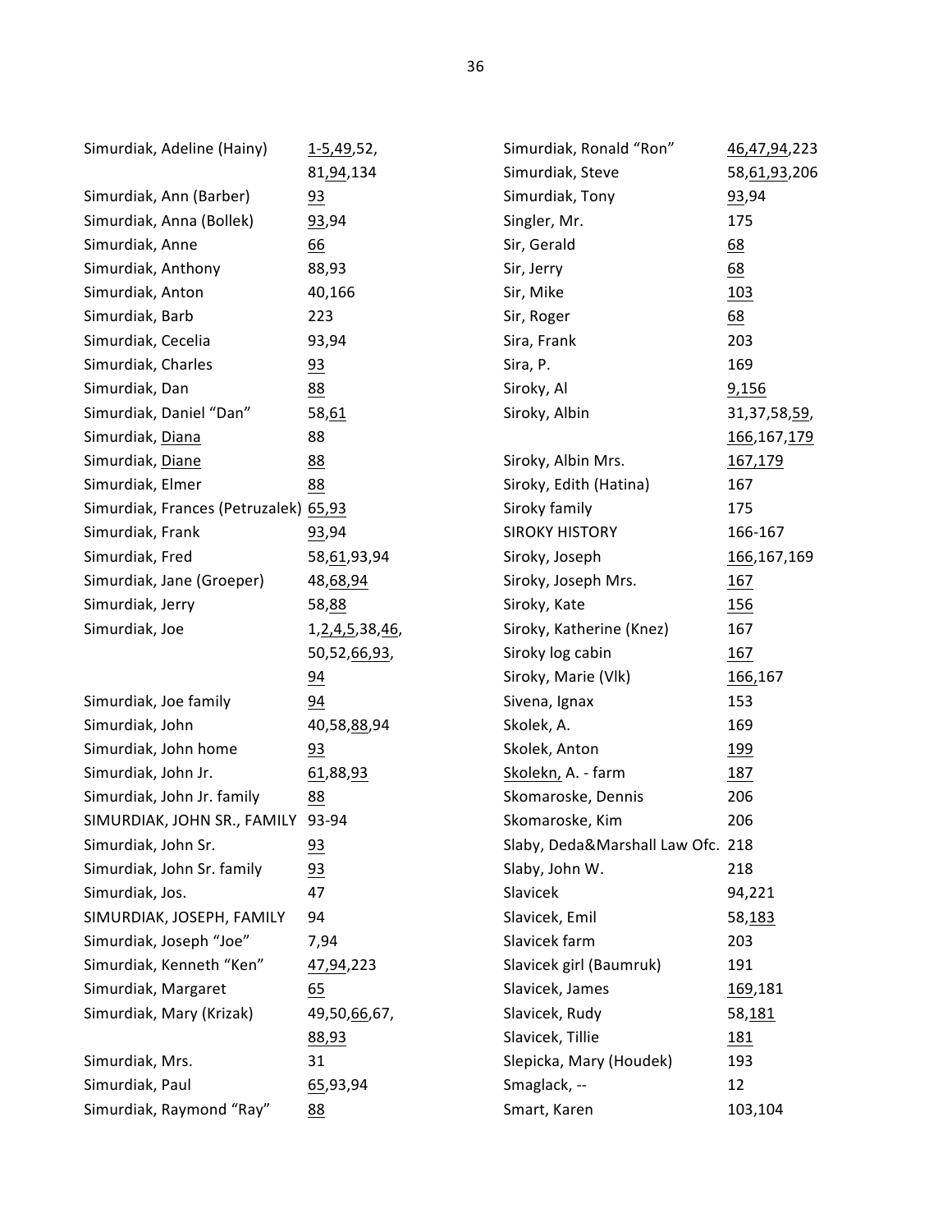| Name | Pages |
|---|---|
| Simurdiak, Adeline (Hainy) | 1-5,49,52, 81,94,134 |
| Simurdiak, Ann (Barber) | 93 |
| Simurdiak, Anna (Bollek) | 93,94 |
| Simurdiak, Anne | 66 |
| Simurdiak, Anthony | 88,93 |
| Simurdiak, Anton | 40,166 |
| Simurdiak, Barb | 223 |
| Simurdiak, Cecelia | 93,94 |
| Simurdiak, Charles | 93 |
| Simurdiak, Dan | 88 |
| Simurdiak, Daniel "Dan" | 58,61 |
| Simurdiak, Diana | 88 |
| Simurdiak, Diane | 88 |
| Simurdiak, Elmer | 88 |
| Simurdiak, Frances (Petruzalek) | 65,93 |
| Simurdiak, Frank | 93,94 |
| Simurdiak, Fred | 58,61,93,94 |
| Simurdiak, Jane (Groeper) | 48,68,94 |
| Simurdiak, Jerry | 58,88 |
| Simurdiak, Joe | 1,2,4,5,38,46, 50,52,66,93, 94 |
| Simurdiak, Joe family | 94 |
| Simurdiak, John | 40,58,88,94 |
| Simurdiak, John home | 93 |
| Simurdiak, John Jr. | 61,88,93 |
| Simurdiak, John Jr. family | 88 |
| SIMURDIAK, JOHN SR., FAMILY | 93-94 |
| Simurdiak, John Sr. | 93 |
| Simurdiak, John Sr. family | 93 |
| Simurdiak, Jos. | 47 |
| SIMURDIAK, JOSEPH, FAMILY | 94 |
| Simurdiak, Joseph "Joe" | 7,94 |
| Simurdiak, Kenneth "Ken" | 47,94,223 |
| Simurdiak, Margaret | 65 |
| Simurdiak, Mary (Krizak) | 49,50,66,67, 88,93 |
| Simurdiak, Mrs. | 31 |
| Simurdiak, Paul | 65,93,94 |
| Simurdiak, Raymond "Ray" | 88 |
| Simurdiak, Ronald "Ron" | 46,47,94,223 |
| Simurdiak, Steve | 58,61,93,206 |
| Simurdiak, Tony | 93,94 |
| Singler, Mr. | 175 |
| Sir, Gerald | 68 |
| Sir, Jerry | 68 |
| Sir, Mike | 103 |
| Sir, Roger | 68 |
| Sira, Frank | 203 |
| Sira, P. | 169 |
| Siroky, Al | 9,156 |
| Siroky, Albin | 31,37,58,59, 166,167,179 |
| Siroky, Albin Mrs. | 167,179 |
| Siroky, Edith (Hatina) | 167 |
| Siroky family | 175 |
| SIROKY HISTORY | 166-167 |
| Siroky, Joseph | 166,167,169 |
| Siroky, Joseph Mrs. | 167 |
| Siroky, Kate | 156 |
| Siroky, Katherine (Knez) | 167 |
| Siroky log cabin | 167 |
| Siroky, Marie (Vlk) | 166,167 |
| Sivena, Ignax | 153 |
| Skolek, A. | 169 |
| Skolek, Anton | 199 |
| Skolekn, A. - farm | 187 |
| Skomaroske, Dennis | 206 |
| Skomaroske, Kim | 206 |
| Slaby, Deda&Marshall Law Ofc. | 218 |
| Slaby, John W. | 218 |
| Slavicek | 94,221 |
| Slavicek, Emil | 58,183 |
| Slavicek farm | 203 |
| Slavicek girl (Baumruk) | 191 |
| Slavicek, James | 169,181 |
| Slavicek, Rudy | 58,181 |
| Slavicek, Tillie | 181 |
| Slepicka, Mary (Houdek) | 193 |
| Smaglack, -- | 12 |
| Smart, Karen | 103,104 |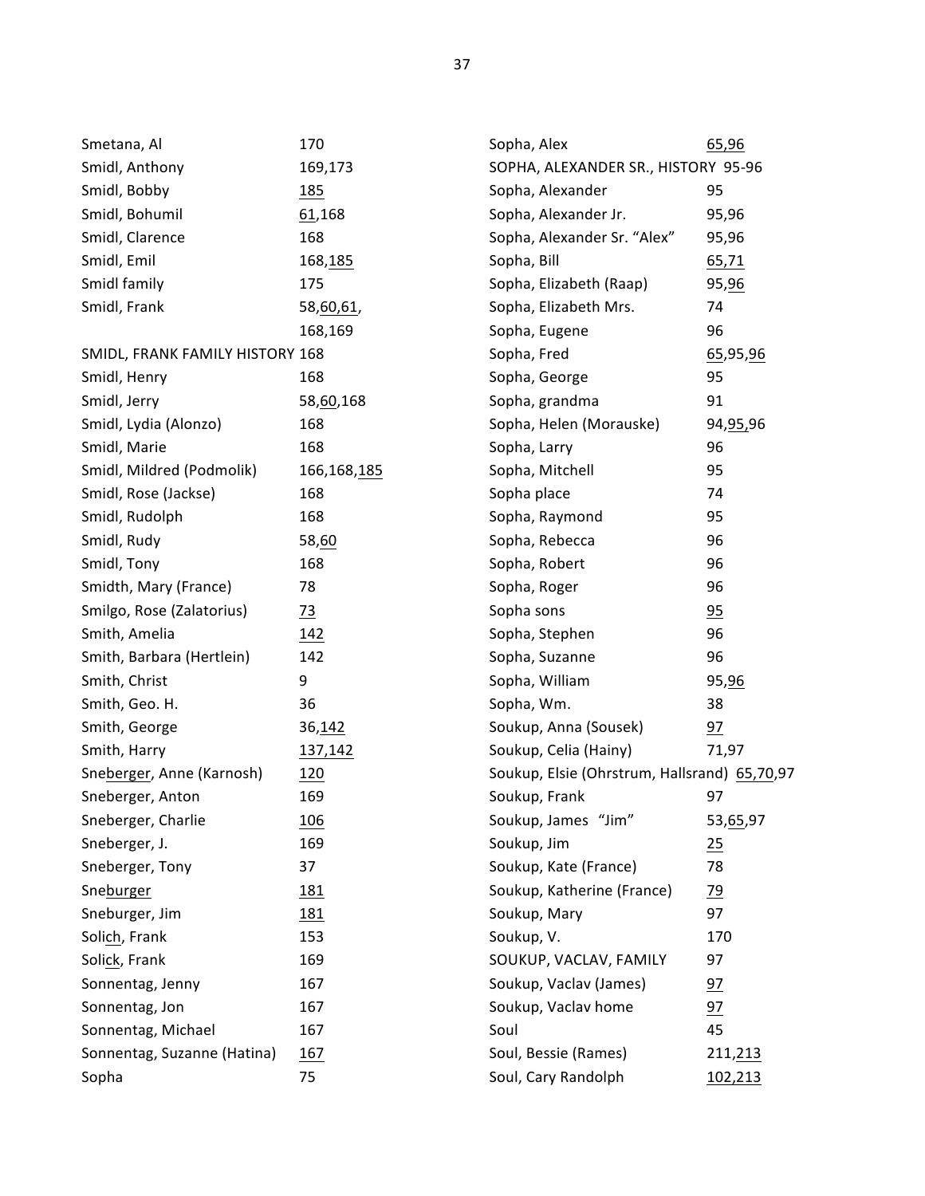Smetana, Al 170
Smidl, Anthony 169,173
Smidl, Bobby <u>185</u>
Smidl, Bohumil <u>61</u>,168
Smidl, Clarence 168
Smidl, Emil 168,<u>185</u>
Smidl family 175
Smidl, Frank 58,<u>60</u>,<u>61</u>, 168,169
SMIDL, FRANK FAMILY HISTORY 168
Smidl, Henry 168
Smidl, Jerry 58,<u>60</u>,168
Smidl, Lydia (Alonzo) 168
Smidl, Marie 168
Smidl, Mildred (Podmolik) 166,168,<u>185</u>
Smidl, Rose (Jackse) 168
Smidl, Rudolph 168
Smidl, Rudy 58,<u>60</u>
Smidl, Tony 168
Smidth, Mary (France) 78
Smilgo, Rose (Zalatorius) <u>73</u>
Smith, Amelia <u>142</u>
Smith, Barbara (Hertlein) 142
Smith, Christ 9
Smith, Geo. H. 36
Smith, George 36,<u>142</u>
Smith, Harry <u>137</u>,<u>142</u>
Sne<u>berger</u>, Anne (Karnosh) <u>120</u>
Sneberger, Anton 169
Sneberger, Charlie <u>106</u>
Sneberger, J. 169
Sneberger, Tony 37
Sne<u>burger</u> <u>181</u>
Sneburger, Jim <u>181</u>
Soli<u>ch</u>, Frank 153
Soli<u>ck</u>, Frank 169
Sonnentag, Jenny 167
Sonnentag, Jon 167
Sonnentag, Michael 167
Sonnentag, Suzanne (Hatina) <u>167</u>
Sopha 75
Sopha, Alex <u>65</u>,<u>96</u>
SOPHA, ALEXANDER SR., HISTORY 95-96
Sopha, Alexander 95
Sopha, Alexander Jr. 95,96
Sopha, Alexander Sr. "Alex" 95,96
Sopha, Bill <u>65</u>,<u>71</u>
Sopha, Elizabeth (Raap) 95,<u>96</u>
Sopha, Elizabeth Mrs. 74
Sopha, Eugene 96
Sopha, Fred <u>65</u>,95,<u>96</u>
Sopha, George 95
Sopha, grandma 91
Sopha, Helen (Morauske) 94,<u>95</u>,96
Sopha, Larry 96
Sopha, Mitchell 95
Sopha place 74
Sopha, Raymond 95
Sopha, Rebecca 96
Sopha, Robert 96
Sopha, Roger 96
Sopha sons <u>95</u>
Sopha, Stephen 96
Sopha, Suzanne 96
Sopha, William 95,<u>96</u>
Sopha, Wm. 38
Soukup, Anna (Sousek) <u>97</u>
Soukup, Celia (Hainy) 71,97
Soukup, Elsie (Ohrstrum, Hallsrand) <u>65</u>,<u>70</u>,97
Soukup, Frank 97
Soukup, James "Jim" 53,<u>65</u>,97
Soukup, Jim <u>25</u>
Soukup, Kate (France) 78
Soukup, Katherine (France) <u>79</u>
Soukup, Mary 97
Soukup, V. 170
SOUKUP, VACLAV, FAMILY 97
Soukup, Vaclav (James) <u>97</u>
Soukup, Vaclav home <u>97</u>
Soul 45
Soul, Bessie (Rames) 211,<u>213</u>
Soul, Cary Randolph <u>102</u>,<u>213</u>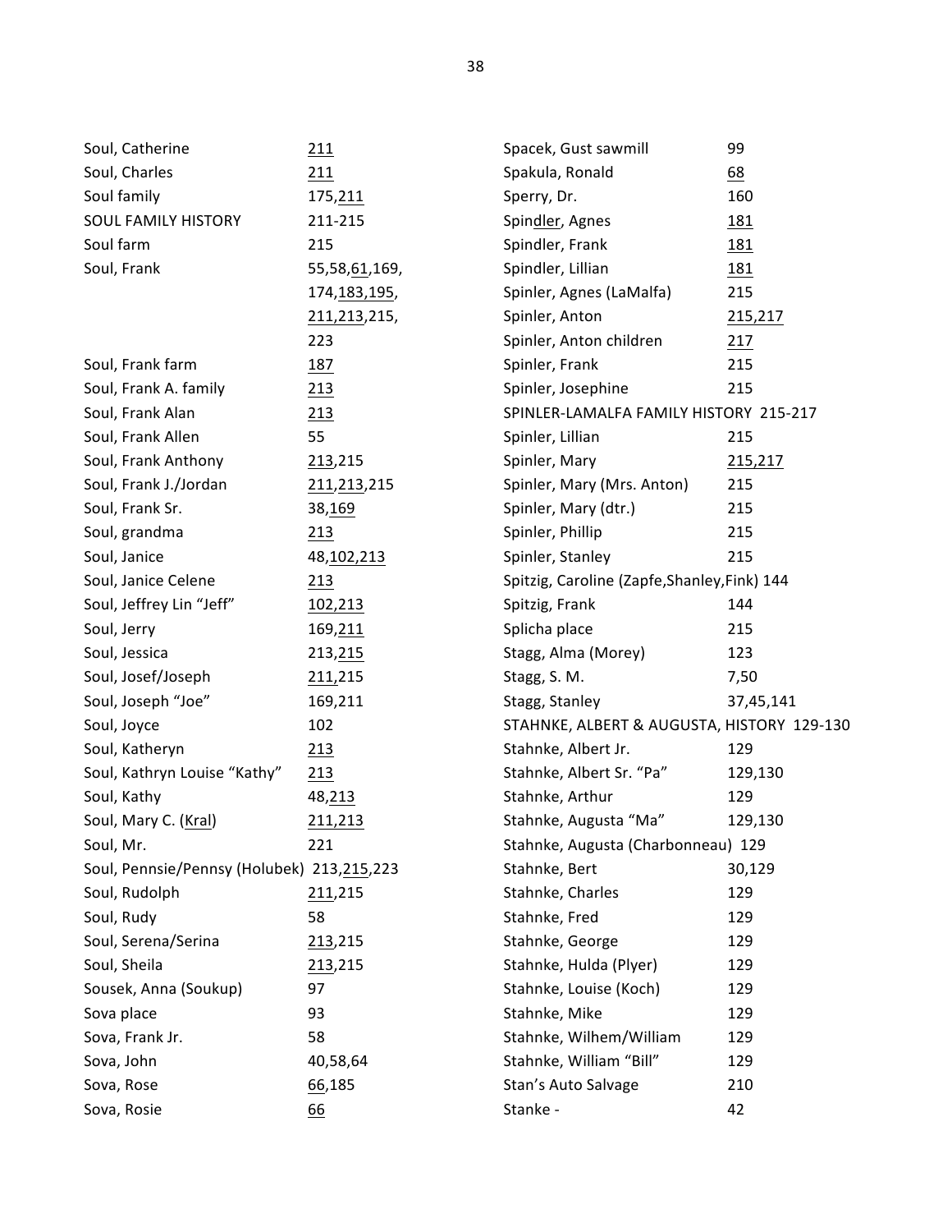| Name | Pages |
|---|---|
| Soul, Catherine | <u>211</u> |
| Soul, Charles | <u>211</u> |
| Soul family | 175,<u>211</u> |
| SOUL FAMILY HISTORY | 211-215 |
| Soul farm | 215 |
| Soul, Frank | 55,58,<u>61</u>,169, 174,<u>183</u>,<u>195</u>, <u>211</u>,<u>213</u>,215, 223 |
| Soul, Frank farm | <u>187</u> |
| Soul, Frank A. family | <u>213</u> |
| Soul, Frank Alan | <u>213</u> |
| Soul, Frank Allen | 55 |
| Soul, Frank Anthony | <u>213</u>,215 |
| Soul, Frank J./Jordan | <u>211</u>,<u>213</u>,215 |
| Soul, Frank Sr. | 38,<u>169</u> |
| Soul, grandma | <u>213</u> |
| Soul, Janice | 48,<u>102</u>,<u>213</u> |
| Soul, Janice Celene | <u>213</u> |
| Soul, Jeffrey Lin "Jeff" | <u>102</u>,<u>213</u> |
| Soul, Jerry | 169,<u>211</u> |
| Soul, Jessica | 213,<u>215</u> |
| Soul, Josef/Joseph | <u>211</u>,215 |
| Soul, Joseph "Joe" | 169,211 |
| Soul, Joyce | 102 |
| Soul, Katheryn | <u>213</u> |
| Soul, Kathryn Louise "Kathy" | <u>213</u> |
| Soul, Kathy | 48,<u>213</u> |
| Soul, Mary C. (<u>Kral</u>) | <u>211</u>,<u>213</u> |
| Soul, Mr. | 221 |
| Soul, Pennsie/Pennsy (Holubek) | 213,<u>215</u>,223 |
| Soul, Rudolph | <u>211</u>,215 |
| Soul, Rudy | 58 |
| Soul, Serena/Serina | <u>213</u>,215 |
| Soul, Sheila | <u>213</u>,215 |
| Sousek, Anna (Soukup) | 97 |
| Sova place | 93 |
| Sova, Frank Jr. | 58 |
| Sova, John | 40,58,64 |
| Sova, Rose | <u>66</u>,185 |
| Sova, Rosie | <u>66</u> |
| Spacek, Gust sawmill | 99 |
| Spakula, Ronald | <u>68</u> |
| Sperry, Dr. | 160 |
| Spin<u>dler</u>, Agnes | <u>181</u> |
| Spindler, Frank | <u>181</u> |
| Spindler, Lillian | <u>181</u> |
| Spinler, Agnes (LaMalfa) | 215 |
| Spinler, Anton | <u>215</u>,<u>217</u> |
| Spinler, Anton children | <u>217</u> |
| Spinler, Frank | 215 |
| Spinler, Josephine | 215 |
| SPINLER-LAMALFA FAMILY HISTORY | 215-217 |
| Spinler, Lillian | 215 |
| Spinler, Mary | <u>215</u>,<u>217</u> |
| Spinler, Mary (Mrs. Anton) | 215 |
| Spinler, Mary (dtr.) | 215 |
| Spinler, Phillip | 215 |
| Spinler, Stanley | 215 |
| Spitzig, Caroline (Zapfe,Shanley,Fink) | 144 |
| Spitzig, Frank | 144 |
| Splicha place | 215 |
| Stagg, Alma (Morey) | 123 |
| Stagg, S. M. | 7,50 |
| Stagg, Stanley | 37,45,141 |
| STAHNKE, ALBERT & AUGUSTA, HISTORY | 129-130 |
| Stahnke, Albert Jr. | 129 |
| Stahnke, Albert Sr. "Pa" | 129,130 |
| Stahnke, Arthur | 129 |
| Stahnke, Augusta "Ma" | 129,130 |
| Stahnke, Augusta (Charbonneau) | 129 |
| Stahnke, Bert | 30,129 |
| Stahnke, Charles | 129 |
| Stahnke, Fred | 129 |
| Stahnke, George | 129 |
| Stahnke, Hulda (Plyer) | 129 |
| Stahnke, Louise (Koch) | 129 |
| Stahnke, Mike | 129 |
| Stahnke, Wilhem/William | 129 |
| Stahnke, William "Bill" | 129 |
| Stan's Auto Salvage | 210 |
| Stanke - | 42 |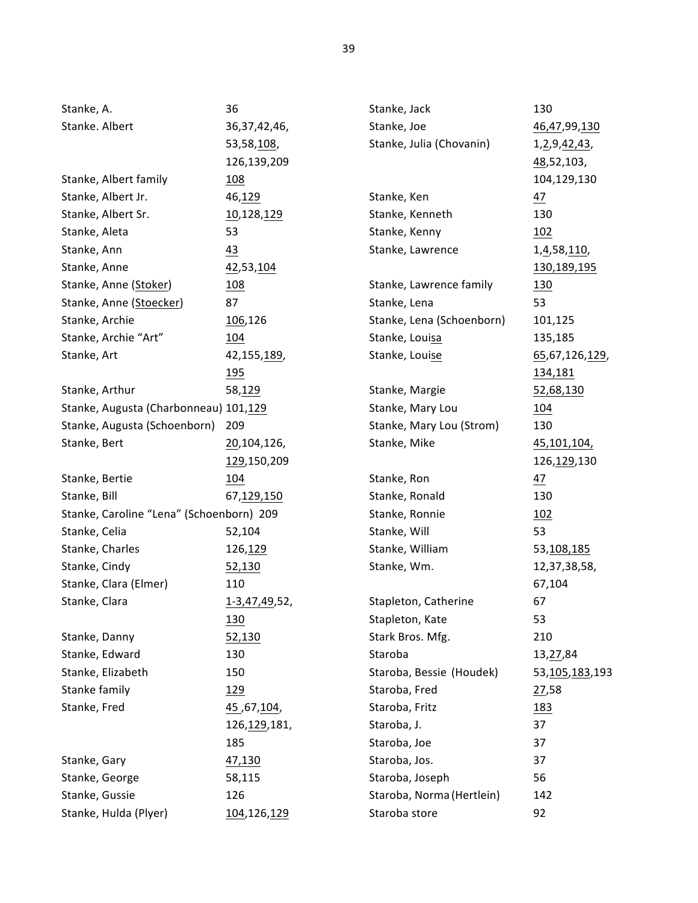Stanke, A. 36
Stanke. Albert 36,37,42,46,53,58,108,126,139,209
Stanke, Albert family 108
Stanke, Albert Jr. 46,129
Stanke, Albert Sr. 10,128,129
Stanke, Aleta 53
Stanke, Ann 43
Stanke, Anne 42,53,104
Stanke, Anne (Stoker) 108
Stanke, Anne (Stoecker) 87
Stanke, Archie 106,126
Stanke, Archie "Art" 104
Stanke, Art 42,155,189,195
Stanke, Arthur 58,129
Stanke, Augusta (Charbonneau) 101,129
Stanke, Augusta (Schoenborn) 209
Stanke, Bert 20,104,126,129,150,209
Stanke, Bertie 104
Stanke, Bill 67,129,150
Stanke, Caroline "Lena" (Schoenborn) 209
Stanke, Celia 52,104
Stanke, Charles 126,129
Stanke, Cindy 52,130
Stanke, Clara (Elmer) 110
Stanke, Clara 1-3,47,49,52,130
Stanke, Danny 52,130
Stanke, Edward 130
Stanke, Elizabeth 150
Stanke family 129
Stanke, Fred 45 ,67,104,126,129,181,185
Stanke, Gary 47,130
Stanke, George 58,115
Stanke, Gussie 126
Stanke, Hulda (Plyer) 104,126,129
Stanke, Jack 130
Stanke, Joe 46,47,99,130
Stanke, Julia (Chovanin) 1,2,9,42,43,48,52,103,104,129,130
Stanke, Ken 47
Stanke, Kenneth 130
Stanke, Kenny 102
Stanke, Lawrence 1,4,58,110,130,189,195
Stanke, Lawrence family 130
Stanke, Lena 53
Stanke, Lena (Schoenborn) 101,125
Stanke, Louisa 135,185
Stanke, Louise 65,67,126,129,134,181
Stanke, Margie 52,68,130
Stanke, Mary Lou 104
Stanke, Mary Lou (Strom) 130
Stanke, Mike 45,101,104,126,129,130
Stanke, Ron 47
Stanke, Ronald 130
Stanke, Ronnie 102
Stanke, Will 53
Stanke, William 53,108,185
Stanke, Wm. 12,37,38,58,67,104
Stapleton, Catherine 67
Stapleton, Kate 53
Stark Bros. Mfg. 210
Staroba 13,27,84
Staroba, Bessie (Houdek) 53,105,183,193
Staroba, Fred 27,58
Staroba, Fritz 183
Staroba, J. 37
Staroba, Joe 37
Staroba, Jos. 37
Staroba, Joseph 56
Staroba, Norma (Hertlein) 142
Staroba store 92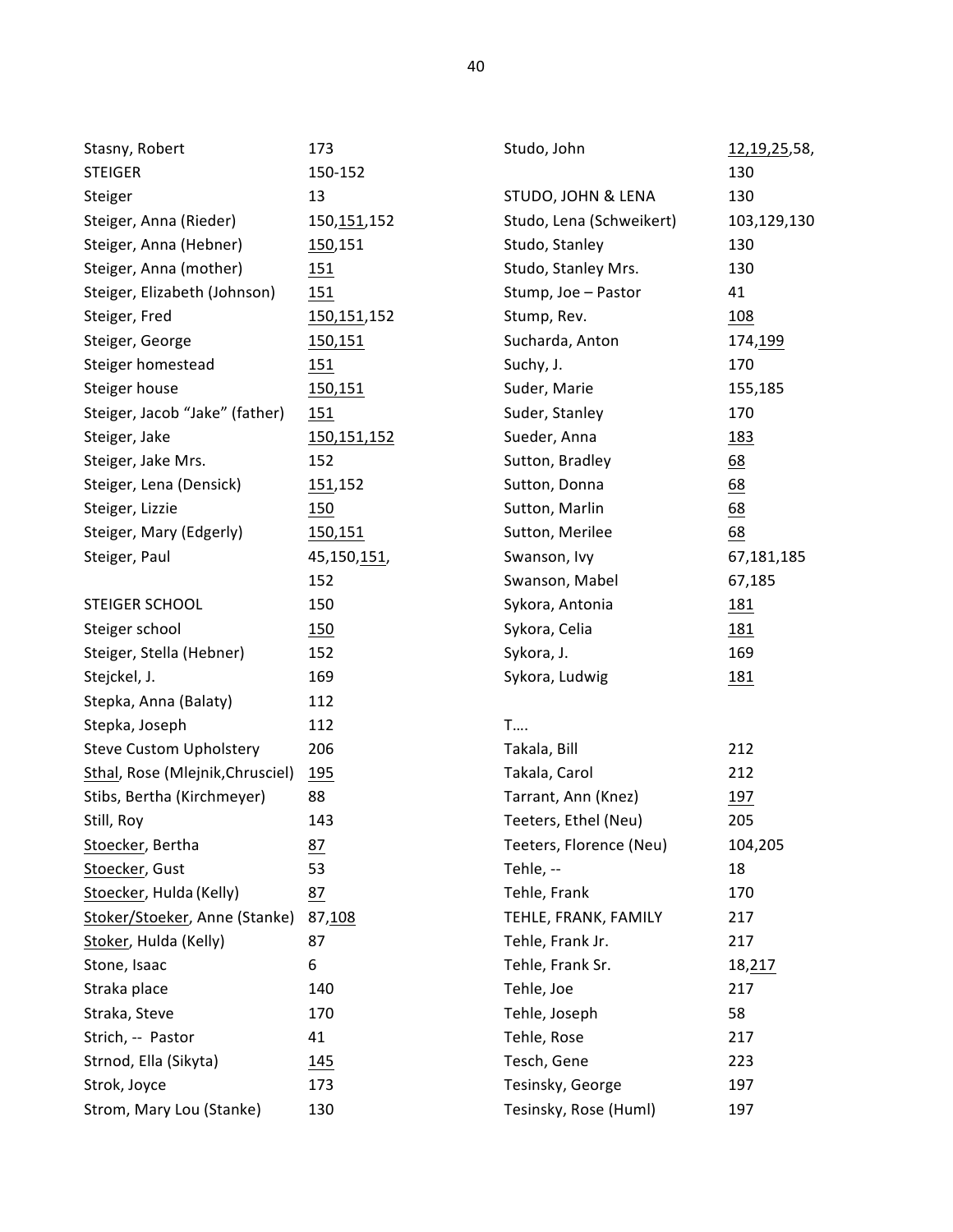| Name | Pages |
|---|---|
| Stasny, Robert | 173 |
| STEIGER | 150-152 |
| Steiger | 13 |
| Steiger, Anna (Rieder) | 150,151,152 |
| Steiger, Anna (Hebner) | 150,151 |
| Steiger, Anna (mother) | 151 |
| Steiger, Elizabeth (Johnson) | 151 |
| Steiger, Fred | 150,151,152 |
| Steiger, George | 150,151 |
| Steiger homestead | 151 |
| Steiger house | 150,151 |
| Steiger, Jacob "Jake" (father) | 151 |
| Steiger, Jake | 150,151,152 |
| Steiger, Jake Mrs. | 152 |
| Steiger, Lena (Densick) | 151,152 |
| Steiger, Lizzie | 150 |
| Steiger, Mary (Edgerly) | 150,151 |
| Steiger, Paul | 45,150,151, 152 |
| STEIGER SCHOOL | 150 |
| Steiger school | 150 |
| Steiger, Stella (Hebner) | 152 |
| Stejckel, J. | 169 |
| Stepka, Anna (Balaty) | 112 |
| Stepka, Joseph | 112 |
| Steve Custom Upholstery | 206 |
| Sthal, Rose (Mlejnik,Chrusciel) | 195 |
| Stibs, Bertha (Kirchmeyer) | 88 |
| Still, Roy | 143 |
| Stoecker, Bertha | 87 |
| Stoecker, Gust | 53 |
| Stoecker, Hulda (Kelly) | 87 |
| Stoker/Stoeker, Anne (Stanke) | 87,108 |
| Stoker, Hulda (Kelly) | 87 |
| Stone, Isaac | 6 |
| Straka place | 140 |
| Straka, Steve | 170 |
| Strich, -- Pastor | 41 |
| Strnod, Ella (Sikyta) | 145 |
| Strok, Joyce | 173 |
| Strom, Mary Lou (Stanke) | 130 |
| Studo, John | 12,19,25,58, 130 |
| STUDO, JOHN & LENA | 130 |
| Studo, Lena (Schweikert) | 103,129,130 |
| Studo, Stanley | 130 |
| Studo, Stanley Mrs. | 130 |
| Stump, Joe – Pastor | 41 |
| Stump, Rev. | 108 |
| Sucharda, Anton | 174,199 |
| Suchy, J. | 170 |
| Suder, Marie | 155,185 |
| Suder, Stanley | 170 |
| Sueder, Anna | 183 |
| Sutton, Bradley | 68 |
| Sutton, Donna | 68 |
| Sutton, Marlin | 68 |
| Sutton, Merilee | 68 |
| Swanson, Ivy | 67,181,185 |
| Swanson, Mabel | 67,185 |
| Sykora, Antonia | 181 |
| Sykora, Celia | 181 |
| Sykora, J. | 169 |
| Sykora, Ludwig | 181 |

T….

| Name | Pages |
|---|---|
| Takala, Bill | 212 |
| Takala, Carol | 212 |
| Tarrant, Ann (Knez) | 197 |
| Teeters, Ethel (Neu) | 205 |
| Teeters, Florence (Neu) | 104,205 |
| Tehle, -- | 18 |
| Tehle, Frank | 170 |
| TEHLE, FRANK, FAMILY | 217 |
| Tehle, Frank Jr. | 217 |
| Tehle, Frank Sr. | 18,217 |
| Tehle, Joe | 217 |
| Tehle, Joseph | 58 |
| Tehle, Rose | 217 |
| Tesch, Gene | 223 |
| Tesinsky, George | 197 |
| Tesinsky, Rose (Huml) | 197 |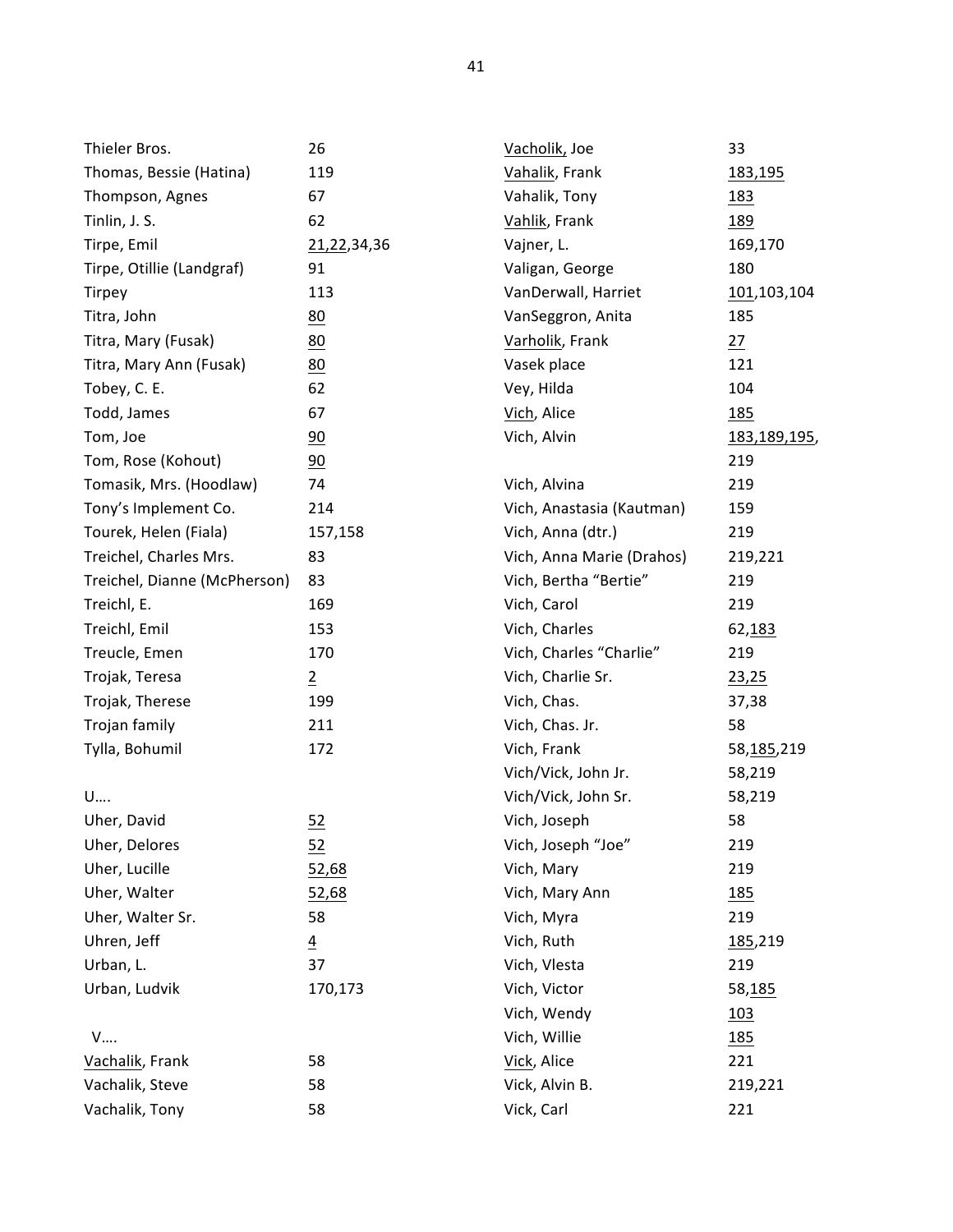Thieler Bros. 26
Thomas, Bessie (Hatina) 119
Thompson, Agnes 67
Tinlin, J. S. 62
Tirpe, Emil 21,22,34,36
Tirpe, Otillie (Landgraf) 91
Tirpey 113
Titra, John 80
Titra, Mary (Fusak) 80
Titra, Mary Ann (Fusak) 80
Tobey, C. E. 62
Todd, James 67
Tom, Joe 90
Tom, Rose (Kohout) 90
Tomasik, Mrs. (Hoodlaw) 74
Tony's Implement Co. 214
Tourek, Helen (Fiala) 157,158
Treichel, Charles Mrs. 83
Treichel, Dianne (McPherson) 83
Treichl, E. 169
Treichl, Emil 153
Treucle, Emen 170
Trojak, Teresa 2
Trojak, Therese 199
Trojan family 211
Tylla, Bohumil 172

U….

Uher, David 52
Uher, Delores 52
Uher, Lucille 52,68
Uher, Walter 52,68
Uher, Walter Sr. 58
Uhren, Jeff 4
Urban, L. 37
Urban, Ludvik 170,173

V….

Vachalik, Frank 58
Vachalik, Steve 58
Vachalik, Tony 58
Vacholik, Joe 33
Vahalik, Frank 183,195
Vahalik, Tony 183
Vahlik, Frank 189
Vajner, L. 169,170
Valigan, George 180
VanDerwall, Harriet 101,103,104
VanSeggron, Anita 185
Varholik, Frank 27
Vasek place 121
Vey, Hilda 104
Vich, Alice 185
Vich, Alvin 183,189,195, 219
Vich, Alvina 219
Vich, Anastasia (Kautman) 159
Vich, Anna (dtr.) 219
Vich, Anna Marie (Drahos) 219,221
Vich, Bertha "Bertie" 219
Vich, Carol 219
Vich, Charles 62,183
Vich, Charles "Charlie" 219
Vich, Charlie Sr. 23,25
Vich, Chas. 37,38
Vich, Chas. Jr. 58
Vich, Frank 58,185,219
Vich/Vick, John Jr. 58,219
Vich/Vick, John Sr. 58,219
Vich, Joseph 58
Vich, Joseph "Joe" 219
Vich, Mary 219
Vich, Mary Ann 185
Vich, Myra 219
Vich, Ruth 185,219
Vich, Vlesta 219
Vich, Victor 58,185
Vich, Wendy 103
Vich, Willie 185
Vick, Alice 221
Vick, Alvin B. 219,221
Vick, Carl 221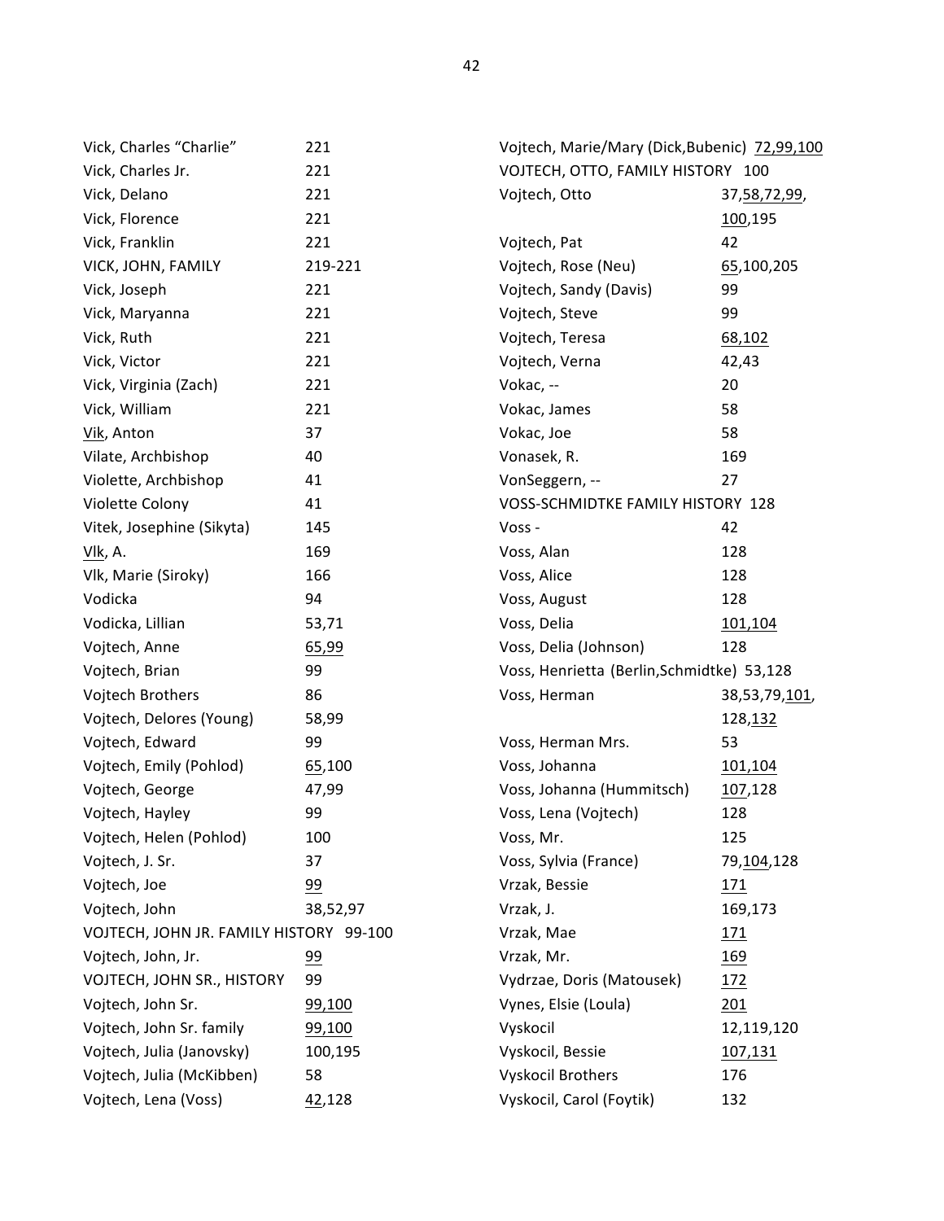| Name | Pages |
|---|---|
| Vick, Charles "Charlie" | 221 |
| Vick, Charles Jr. | 221 |
| Vick, Delano | 221 |
| Vick, Florence | 221 |
| Vick, Franklin | 221 |
| VICK, JOHN, FAMILY | 219-221 |
| Vick, Joseph | 221 |
| Vick, Maryanna | 221 |
| Vick, Ruth | 221 |
| Vick, Victor | 221 |
| Vick, Virginia (Zach) | 221 |
| Vick, William | 221 |
| <u>Vik</u>, Anton | 37 |
| Vilate, Archbishop | 40 |
| Violette, Archbishop | 41 |
| Violette Colony | 41 |
| Vitek, Josephine (Sikyta) | 145 |
| <u>Vlk</u>, A. | 169 |
| Vlk, Marie (Siroky) | 166 |
| Vodicka | 94 |
| Vodicka, Lillian | 53,71 |
| Vojtech, Anne | <u>65,99</u> |
| Vojtech, Brian | 99 |
| Vojtech Brothers | 86 |
| Vojtech, Delores (Young) | 58,99 |
| Vojtech, Edward | 99 |
| Vojtech, Emily (Pohlod) | <u>65</u>,100 |
| Vojtech, George | 47,99 |
| Vojtech, Hayley | 99 |
| Vojtech, Helen (Pohlod) | 100 |
| Vojtech, J. Sr. | 37 |
| Vojtech, Joe | <u>99</u> |
| Vojtech, John | 38,52,97 |
| VOJTECH, JOHN JR. FAMILY HISTORY | 99-100 |
| Vojtech, John, Jr. | <u>99</u> |
| VOJTECH, JOHN SR., HISTORY | 99 |
| Vojtech, John Sr. | <u>99,100</u> |
| Vojtech, John Sr. family | <u>99,100</u> |
| Vojtech, Julia (Janovsky) | 100,195 |
| Vojtech, Julia (McKibben) | 58 |
| Vojtech, Lena (Voss) | <u>42</u>,128 |
| Vojtech, Marie/Mary (Dick,Bubenic) | <u>72,99,100</u> |
| VOJTECH, OTTO, FAMILY HISTORY | 100 |
| Vojtech, Otto | 37,<u>58,72,99</u>,<u>100</u>,195 |
| Vojtech, Pat | 42 |
| Vojtech, Rose (Neu) | <u>65</u>,100,205 |
| Vojtech, Sandy (Davis) | 99 |
| Vojtech, Steve | 99 |
| Vojtech, Teresa | <u>68,102</u> |
| Vojtech, Verna | 42,43 |
| Vokac, -- | 20 |
| Vokac, James | 58 |
| Vokac, Joe | 58 |
| Vonasek, R. | 169 |
| VonSeggern, -- | 27 |
| VOSS-SCHMIDTKE FAMILY HISTORY | 128 |
| Voss - | 42 |
| Voss, Alan | 128 |
| Voss, Alice | 128 |
| Voss, August | 128 |
| Voss, Delia | <u>101,104</u> |
| Voss, Delia (Johnson) | 128 |
| Voss, Henrietta (Berlin,Schmidtke) | 53,128 |
| Voss, Herman | 38,53,79,<u>101</u>,128,<u>132</u> |
| Voss, Herman Mrs. | 53 |
| Voss, Johanna | <u>101,104</u> |
| Voss, Johanna (Hummitsch) | <u>107</u>,128 |
| Voss, Lena (Vojtech) | 128 |
| Voss, Mr. | 125 |
| Voss, Sylvia (France) | 79,<u>104</u>,128 |
| Vrzak, Bessie | <u>171</u> |
| Vrzak, J. | 169,173 |
| Vrzak, Mae | <u>171</u> |
| Vrzak, Mr. | <u>169</u> |
| Vydrzae, Doris (Matousek) | <u>172</u> |
| Vynes, Elsie (Loula) | <u>201</u> |
| Vyskocil | 12,119,120 |
| Vyskocil, Bessie | <u>107,131</u> |
| Vyskocil Brothers | 176 |
| Vyskocil, Carol (Foytik) | 132 |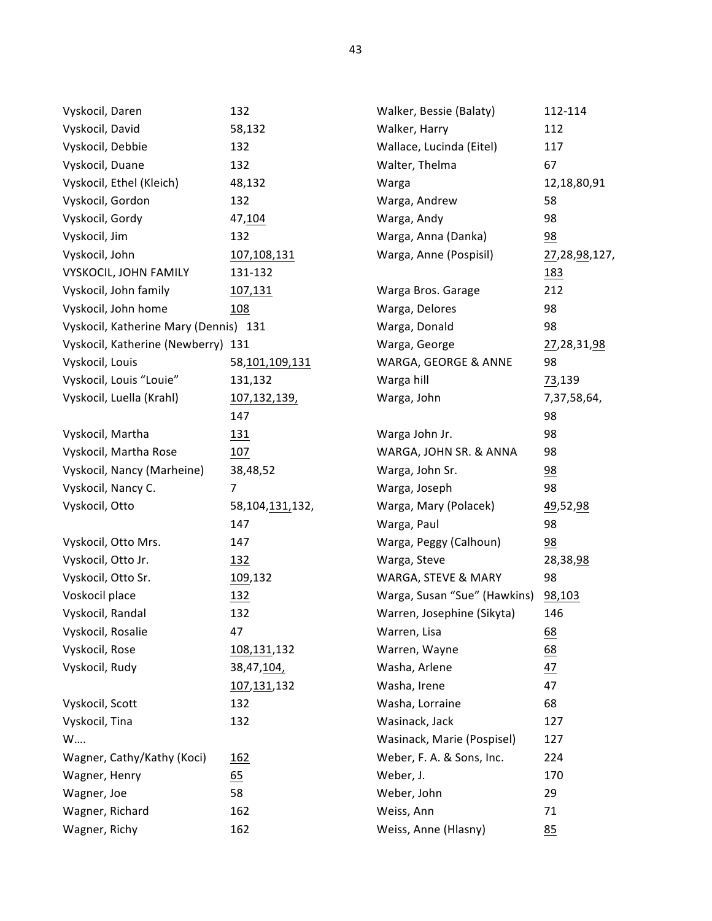| Name | Pages |
|---|---|
| Vyskocil, Daren | 132 |
| Vyskocil, David | 58,132 |
| Vyskocil, Debbie | 132 |
| Vyskocil, Duane | 132 |
| Vyskocil, Ethel (Kleich) | 48,132 |
| Vyskocil, Gordon | 132 |
| Vyskocil, Gordy | 47,<u>104</u> |
| Vyskocil, Jim | 132 |
| Vyskocil, John | <u>107,108,131</u> |
| VYSKOCIL, JOHN FAMILY | 131-132 |
| Vyskocil, John family | <u>107,131</u> |
| Vyskocil, John home | <u>108</u> |
| Vyskocil, Katherine Mary (Dennis) | 131 |
| Vyskocil, Katherine (Newberry) | 131 |
| Vyskocil, Louis | 58,<u>101,109,131</u> |
| Vyskocil, Louis "Louie" | 131,132 |
| Vyskocil, Luella (Krahl) | <u>107,132,139,</u> 147 |
| Vyskocil, Martha | <u>131</u> |
| Vyskocil, Martha Rose | <u>107</u> |
| Vyskocil, Nancy (Marheine) | 38,48,52 |
| Vyskocil, Nancy C. | 7 |
| Vyskocil, Otto | 58,104,<u>131,</u>132, 147 |
| Vyskocil, Otto Mrs. | 147 |
| Vyskocil, Otto Jr. | <u>132</u> |
| Vyskocil, Otto Sr. | <u>109</u>,132 |
| Voskocil place | <u>132</u> |
| Vyskocil, Randal | 132 |
| Vyskocil, Rosalie | 47 |
| Vyskocil, Rose | <u>108,131</u>,132 |
| Vyskocil, Rudy | 38,47,<u>104,</u> <u>107</u>,<u>131</u>,132 |
| Vyskocil, Scott | 132 |
| Vyskocil, Tina | 132 |
| W…. | |
| Wagner, Cathy/Kathy (Koci) | <u>162</u> |
| Wagner, Henry | <u>65</u> |
| Wagner, Joe | 58 |
| Wagner, Richard | 162 |
| Wagner, Richy | 162 |
| Walker, Bessie (Balaty) | 112-114 |
| Walker, Harry | 112 |
| Wallace, Lucinda (Eitel) | 117 |
| Walter, Thelma | 67 |
| Warga | 12,18,80,91 |
| Warga, Andrew | 58 |
| Warga, Andy | 98 |
| Warga, Anna (Danka) | <u>98</u> |
| Warga, Anne (Pospisil) | <u>27</u>,28,<u>98</u>,127, <u>183</u> |
| Warga Bros. Garage | 212 |
| Warga, Delores | 98 |
| Warga, Donald | 98 |
| Warga, George | <u>27</u>,28,31,<u>98</u> |
| WARGA, GEORGE & ANNE | 98 |
| Warga hill | <u>73</u>,139 |
| Warga, John | 7,37,58,64, 98 |
| Warga John Jr. | 98 |
| WARGA, JOHN SR. & ANNA | 98 |
| Warga, John Sr. | <u>98</u> |
| Warga, Joseph | 98 |
| Warga, Mary (Polacek) | <u>49</u>,52,<u>98</u> |
| Warga, Paul | 98 |
| Warga, Peggy (Calhoun) | <u>98</u> |
| Warga, Steve | 28,38,<u>98</u> |
| WARGA, STEVE & MARY | 98 |
| Warga, Susan "Sue" (Hawkins) | <u>98,103</u> |
| Warren, Josephine (Sikyta) | 146 |
| Warren, Lisa | <u>68</u> |
| Warren, Wayne | <u>68</u> |
| Washa, Arlene | <u>47</u> |
| Washa, Irene | 47 |
| Washa, Lorraine | 68 |
| Wasinack, Jack | 127 |
| Wasinack, Marie (Pospisel) | 127 |
| Weber, F. A. & Sons, Inc. | 224 |
| Weber, J. | 170 |
| Weber, John | 29 |
| Weiss, Ann | 71 |
| Weiss, Anne (Hlasny) | <u>85</u> |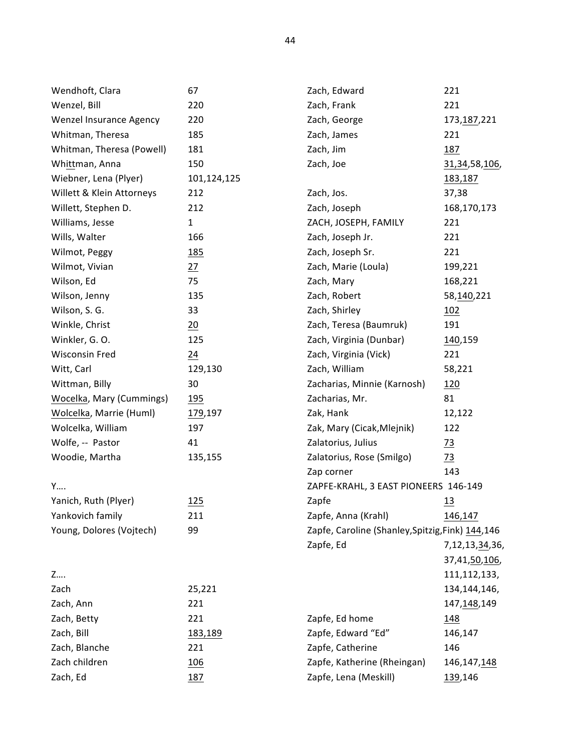| Name | Pages |
|---|---|
| Wendhoft, Clara | 67 |
| Wenzel, Bill | 220 |
| Wenzel Insurance Agency | 220 |
| Whitman, Theresa | 185 |
| Whitman, Theresa (Powell) | 181 |
| Whittman, Anna | 150 |
| Wiebner, Lena (Plyer) | 101,124,125 |
| Willett & Klein Attorneys | 212 |
| Willett, Stephen D. | 212 |
| Williams, Jesse | 1 |
| Wills, Walter | 166 |
| Wilmot, Peggy | 185 |
| Wilmot, Vivian | 27 |
| Wilson, Ed | 75 |
| Wilson, Jenny | 135 |
| Wilson, S. G. | 33 |
| Winkle, Christ | 20 |
| Winkler, G. O. | 125 |
| Wisconsin Fred | 24 |
| Witt, Carl | 129,130 |
| Wittman, Billy | 30 |
| Wocelka, Mary (Cummings) | 195 |
| Wolcelka, Marrie (Huml) | 179,197 |
| Wolcelka, William | 197 |
| Wolfe, -- Pastor | 41 |
| Woodie, Martha | 135,155 |

Y….

| Name | Pages |
|---|---|
| Yanich, Ruth (Plyer) | 125 |
| Yankovich family | 211 |
| Young, Dolores (Vojtech) | 99 |

Z….

| Name | Pages |
|---|---|
| Zach | 25,221 |
| Zach, Ann | 221 |
| Zach, Betty | 221 |
| Zach, Bill | 183,189 |
| Zach, Blanche | 221 |
| Zach children | 106 |
| Zach, Ed | 187 |
| Zach, Edward | 221 |
| Zach, Frank | 221 |
| Zach, George | 173,187,221 |
| Zach, James | 221 |
| Zach, Jim | 187 |
| Zach, Joe | 31,34,58,106,183,187 |
| Zach, Jos. | 37,38 |
| Zach, Joseph | 168,170,173 |
| ZACH, JOSEPH, FAMILY | 221 |
| Zach, Joseph Jr. | 221 |
| Zach, Joseph Sr. | 221 |
| Zach, Marie (Loula) | 199,221 |
| Zach, Mary | 168,221 |
| Zach, Robert | 58,140,221 |
| Zach, Shirley | 102 |
| Zach, Teresa (Baumruk) | 191 |
| Zach, Virginia (Dunbar) | 140,159 |
| Zach, Virginia (Vick) | 221 |
| Zach, William | 58,221 |
| Zacharias, Minnie (Karnosh) | 120 |
| Zacharias, Mr. | 81 |
| Zak, Hank | 12,122 |
| Zak, Mary (Cicak,Mlejnik) | 122 |
| Zalatorius, Julius | 73 |
| Zalatorius, Rose (Smilgo) | 73 |
| Zap corner | 143 |
| ZAPFE-KRAHL, 3 EAST PIONEERS | 146-149 |
| Zapfe | 13 |
| Zapfe, Anna (Krahl) | 146,147 |
| Zapfe, Caroline (Shanley,Spitzig,Fink) | 144,146 |
| Zapfe, Ed | 7,12,13,34,36,37,41,50,106,111,112,133,134,144,146,147,148,149 |
| Zapfe, Ed home | 148 |
| Zapfe, Edward "Ed" | 146,147 |
| Zapfe, Catherine | 146 |
| Zapfe, Katherine (Rheingan) | 146,147,148 |
| Zapfe, Lena (Meskill) | 139,146 |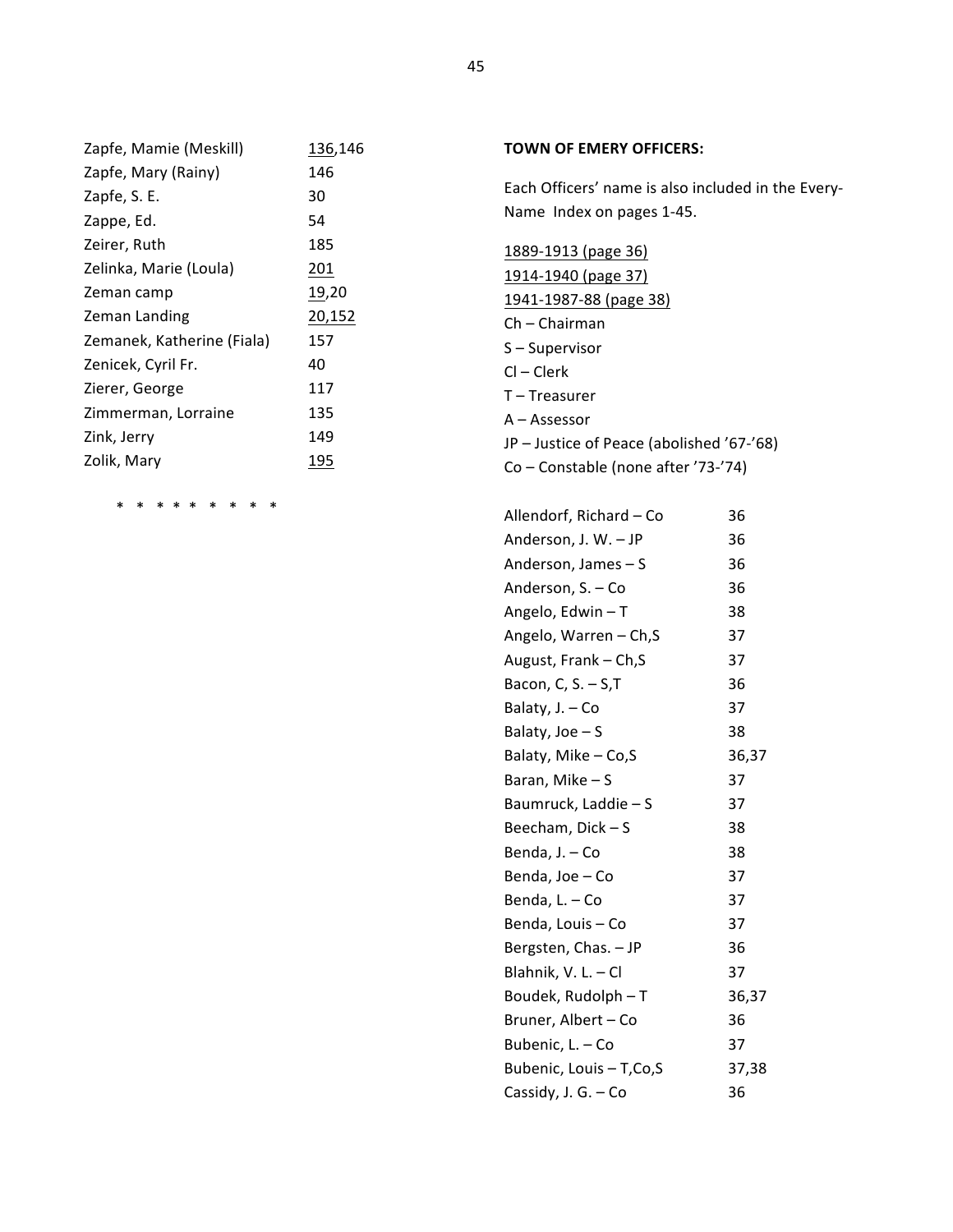| | |
|---|---|
| Zapfe, Mamie (Meskill) | <u>136</u>,146 |
| Zapfe, Mary (Rainy) | 146 |
| Zapfe, S. E. | 30 |
| Zappe, Ed. | 54 |
| Zeirer, Ruth | 185 |
| Zelinka, Marie (Loula) | <u>201</u> |
| Zeman camp | <u>19</u>,20 |
| Zeman Landing | <u>20,152</u> |
| Zemanek, Katherine (Fiala) | 157 |
| Zenicek, Cyril Fr. | 40 |
| Zierer, George | 117 |
| Zimmerman, Lorraine | 135 |
| Zink, Jerry | 149 |
| Zolik, Mary | <u>195</u> |

\* \* \* \* \* \* \* \* \*

**TOWN OF EMERY OFFICERS:**

Each Officers' name is also included in the Every-Name Index on pages 1-45.

<u>1889-1913 (page 36)</u>
<u>1914-1940 (page 37)</u>
<u>1941-1987-88 (page 38)</u>
Ch – Chairman
S – Supervisor
Cl – Clerk
T – Treasurer
A – Assessor
JP – Justice of Peace (abolished '67-'68)
Co – Constable (none after '73-'74)

| | |
|---|---|
| Allendorf, Richard – Co | 36 |
| Anderson, J. W. – JP | 36 |
| Anderson, James – S | 36 |
| Anderson, S. – Co | 36 |
| Angelo, Edwin – T | 38 |
| Angelo, Warren – Ch,S | 37 |
| August, Frank – Ch,S | 37 |
| Bacon, C, S. – S,T | 36 |
| Balaty, J. – Co | 37 |
| Balaty, Joe – S | 38 |
| Balaty, Mike – Co,S | 36,37 |
| Baran, Mike – S | 37 |
| Baumruck, Laddie – S | 37 |
| Beecham, Dick – S | 38 |
| Benda, J. – Co | 38 |
| Benda, Joe – Co | 37 |
| Benda, L. – Co | 37 |
| Benda, Louis – Co | 37 |
| Bergsten, Chas. – JP | 36 |
| Blahnik, V. L. – Cl | 37 |
| Boudek, Rudolph – T | 36,37 |
| Bruner, Albert – Co | 36 |
| Bubenic, L. – Co | 37 |
| Bubenic, Louis – T,Co,S | 37,38 |
| Cassidy, J. G. – Co | 36 |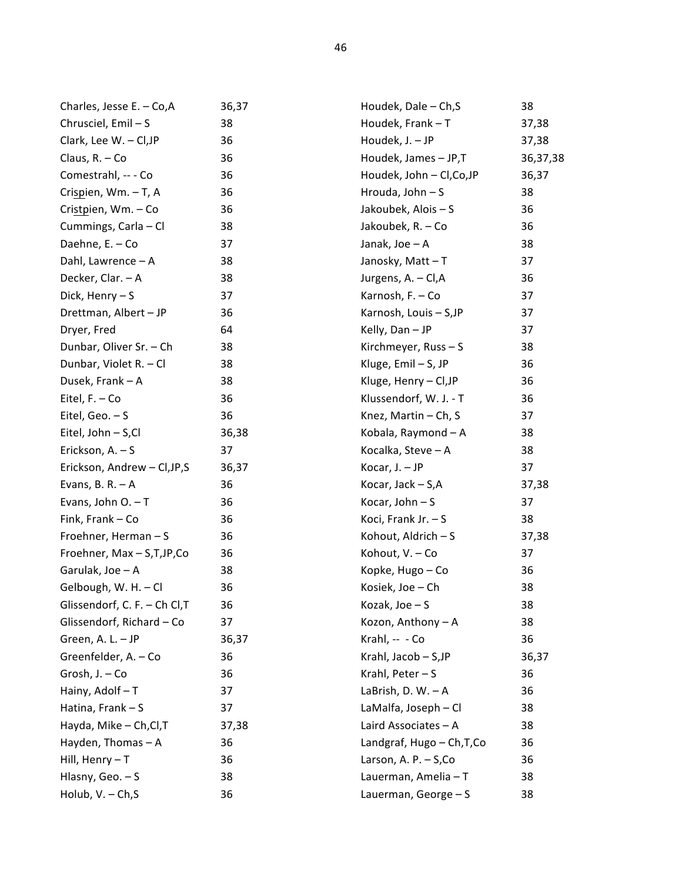| | |
|---|---|
| Charles, Jesse E. – Co,A | 36,37 |
| Chrusciel, Emil – S | 38 |
| Clark, Lee W. – Cl,JP | 36 |
| Claus, R. – Co | 36 |
| Comestrahl, -- - Co | 36 |
| Crispien, Wm. – T, A | 36 |
| Cristpien, Wm. – Co | 36 |
| Cummings, Carla – Cl | 38 |
| Daehne, E. – Co | 37 |
| Dahl, Lawrence – A | 38 |
| Decker, Clar. – A | 38 |
| Dick, Henry – S | 37 |
| Drettman, Albert – JP | 36 |
| Dryer, Fred | 64 |
| Dunbar, Oliver Sr. – Ch | 38 |
| Dunbar, Violet R. – Cl | 38 |
| Dusek, Frank – A | 38 |
| Eitel, F. – Co | 36 |
| Eitel, Geo. – S | 36 |
| Eitel, John – S,Cl | 36,38 |
| Erickson, A. – S | 37 |
| Erickson, Andrew – Cl,JP,S | 36,37 |
| Evans, B. R. – A | 36 |
| Evans, John O. – T | 36 |
| Fink, Frank – Co | 36 |
| Froehner, Herman – S | 36 |
| Froehner, Max – S,T,JP,Co | 36 |
| Garulak, Joe – A | 38 |
| Gelbough, W. H. – Cl | 36 |
| Glissendorf, C. F. – Ch Cl,T | 36 |
| Glissendorf, Richard – Co | 37 |
| Green, A. L. – JP | 36,37 |
| Greenfelder, A. – Co | 36 |
| Grosh, J. – Co | 36 |
| Hainy, Adolf – T | 37 |
| Hatina, Frank – S | 37 |
| Hayda, Mike – Ch,Cl,T | 37,38 |
| Hayden, Thomas – A | 36 |
| Hill, Henry – T | 36 |
| Hlasny, Geo. – S | 38 |
| Holub, V. – Ch,S | 36 |
| Houdek, Dale – Ch,S | 38 |
| Houdek, Frank – T | 37,38 |
| Houdek, J. – JP | 37,38 |
| Houdek, James – JP,T | 36,37,38 |
| Houdek, John – Cl,Co,JP | 36,37 |
| Hrouda, John – S | 38 |
| Jakoubek, Alois – S | 36 |
| Jakoubek, R. – Co | 36 |
| Janak, Joe – A | 38 |
| Janosky, Matt – T | 37 |
| Jurgens, A. – Cl,A | 36 |
| Karnosh, F. – Co | 37 |
| Karnosh, Louis – S,JP | 37 |
| Kelly, Dan – JP | 37 |
| Kirchmeyer, Russ – S | 38 |
| Kluge, Emil – S, JP | 36 |
| Kluge, Henry – Cl,JP | 36 |
| Klussendorf, W. J. - T | 36 |
| Knez, Martin – Ch, S | 37 |
| Kobala, Raymond – A | 38 |
| Kocalka, Steve – A | 38 |
| Kocar, J. – JP | 37 |
| Kocar, Jack – S,A | 37,38 |
| Kocar, John – S | 37 |
| Koci, Frank Jr. – S | 38 |
| Kohout, Aldrich – S | 37,38 |
| Kohout, V. – Co | 37 |
| Kopke, Hugo – Co | 36 |
| Kosiek, Joe – Ch | 38 |
| Kozak, Joe – S | 38 |
| Kozon, Anthony – A | 38 |
| Krahl, -- - Co | 36 |
| Krahl, Jacob – S,JP | 36,37 |
| Krahl, Peter – S | 36 |
| LaBrish, D. W. – A | 36 |
| LaMalfa, Joseph – Cl | 38 |
| Laird Associates – A | 38 |
| Landgraf, Hugo – Ch,T,Co | 36 |
| Larson, A. P. – S,Co | 36 |
| Lauerman, Amelia – T | 38 |
| Lauerman, George – S | 38 |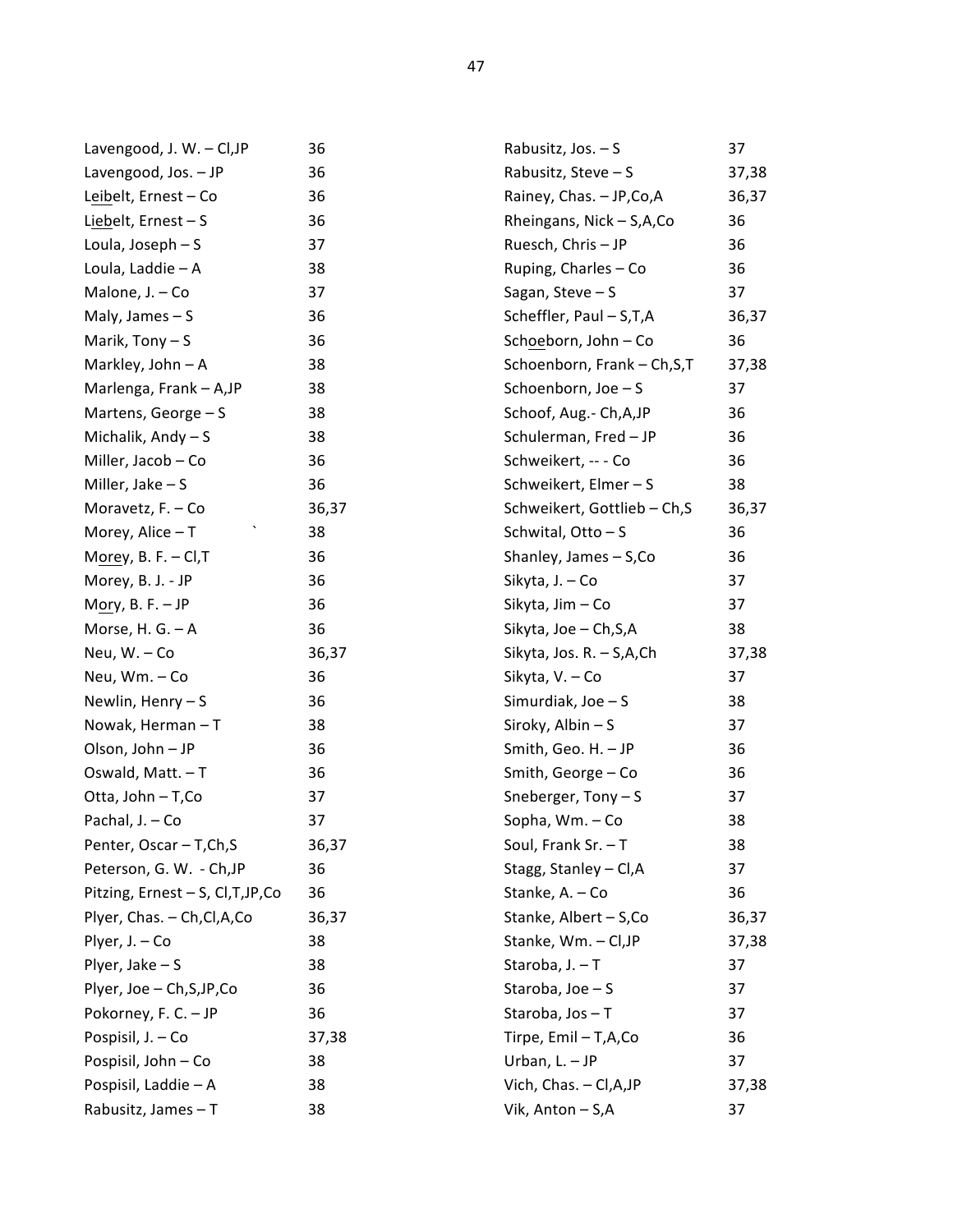| | |
|---|---|
| Lavengood, J. W. – Cl,JP | 36 |
| Lavengood, Jos. – JP | 36 |
| Leibelt, Ernest – Co | 36 |
| Liebelt, Ernest – S | 36 |
| Loula, Joseph – S | 37 |
| Loula, Laddie – A | 38 |
| Malone, J. – Co | 37 |
| Maly, James – S | 36 |
| Marik, Tony – S | 36 |
| Markley, John – A | 38 |
| Marlenga, Frank – A,JP | 38 |
| Martens, George – S | 38 |
| Michalik, Andy – S | 38 |
| Miller, Jacob – Co | 36 |
| Miller, Jake – S | 36 |
| Moravetz, F. – Co | 36,37 |
| Morey, Alice – T | 38 |
| Morey, B. F. – Cl,T | 36 |
| Morey, B. J. - JP | 36 |
| Mory, B. F. – JP | 36 |
| Morse, H. G. – A | 36 |
| Neu, W. – Co | 36,37 |
| Neu, Wm. – Co | 36 |
| Newlin, Henry – S | 36 |
| Nowak, Herman – T | 38 |
| Olson, John – JP | 36 |
| Oswald, Matt. – T | 36 |
| Otta, John – T,Co | 37 |
| Pachal, J. – Co | 37 |
| Penter, Oscar – T,Ch,S | 36,37 |
| Peterson, G. W. - Ch,JP | 36 |
| Pitzing, Ernest – S, Cl,T,JP,Co | 36 |
| Plyer, Chas. – Ch,Cl,A,Co | 36,37 |
| Plyer, J. – Co | 38 |
| Plyer, Jake – S | 38 |
| Plyer, Joe – Ch,S,JP,Co | 36 |
| Pokorney, F. C. – JP | 36 |
| Pospisil, J. – Co | 37,38 |
| Pospisil, John – Co | 38 |
| Pospisil, Laddie – A | 38 |
| Rabusitz, James – T | 38 |
| Rabusitz, Jos. – S | 37 |
| Rabusitz, Steve – S | 37,38 |
| Rainey, Chas. – JP,Co,A | 36,37 |
| Rheingans, Nick – S,A,Co | 36 |
| Ruesch, Chris – JP | 36 |
| Ruping, Charles – Co | 36 |
| Sagan, Steve – S | 37 |
| Scheffler, Paul – S,T,A | 36,37 |
| Schoeborn, John – Co | 36 |
| Schoenborn, Frank – Ch,S,T | 37,38 |
| Schoenborn, Joe – S | 37 |
| Schoof, Aug.- Ch,A,JP | 36 |
| Schulerman, Fred – JP | 36 |
| Schweikert, -- - Co | 36 |
| Schweikert, Elmer – S | 38 |
| Schweikert, Gottlieb – Ch,S | 36,37 |
| Schwital, Otto – S | 36 |
| Shanley, James – S,Co | 36 |
| Sikyta, J. – Co | 37 |
| Sikyta, Jim – Co | 37 |
| Sikyta, Joe – Ch,S,A | 38 |
| Sikyta, Jos. R. – S,A,Ch | 37,38 |
| Sikyta, V. – Co | 37 |
| Simurdiak, Joe – S | 38 |
| Siroky, Albin – S | 37 |
| Smith, Geo. H. – JP | 36 |
| Smith, George – Co | 36 |
| Sneberger, Tony – S | 37 |
| Sopha, Wm. – Co | 38 |
| Soul, Frank Sr. – T | 38 |
| Stagg, Stanley – Cl,A | 37 |
| Stanke, A. – Co | 36 |
| Stanke, Albert – S,Co | 36,37 |
| Stanke, Wm. – Cl,JP | 37,38 |
| Staroba, J. – T | 37 |
| Staroba, Joe – S | 37 |
| Staroba, Jos – T | 37 |
| Tirpe, Emil – T,A,Co | 36 |
| Urban, L. – JP | 37 |
| Vich, Chas. – Cl,A,JP | 37,38 |
| Vik, Anton – S,A | 37 |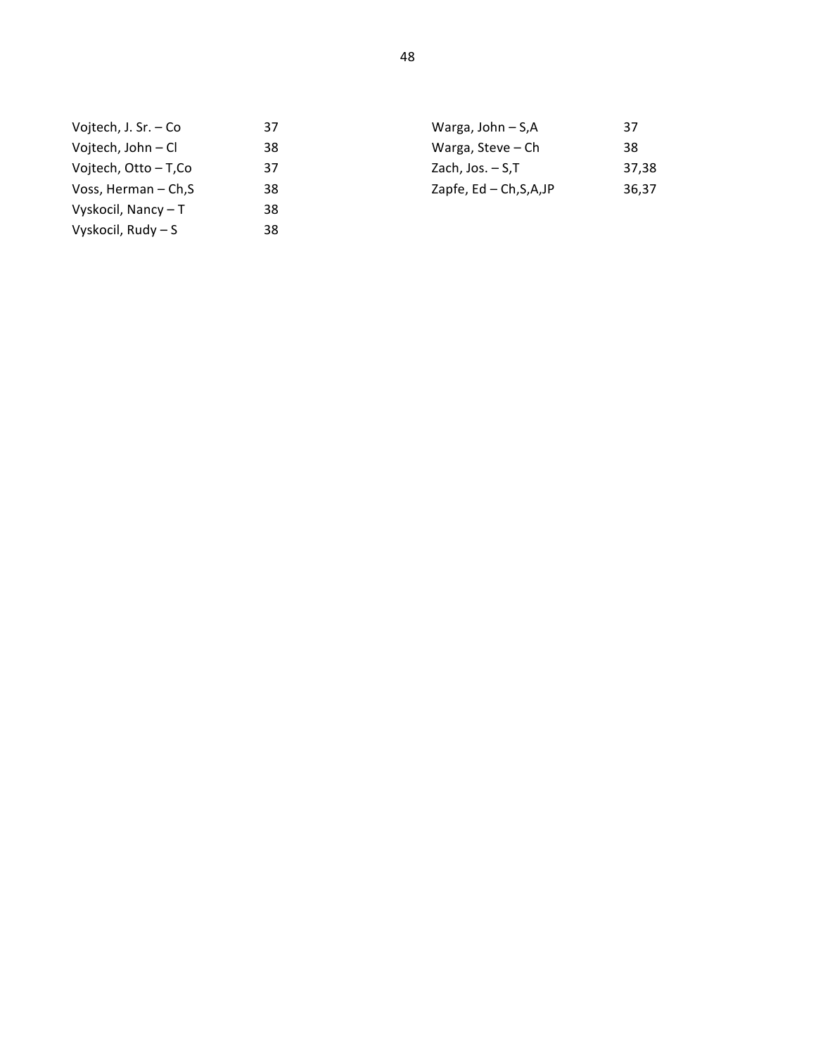Vojtech, J. Sr. – Co 37
Vojtech, John – Cl 38
Vojtech, Otto – T,Co 37
Voss, Herman – Ch,S 38
Vyskocil, Nancy – T 38
Vyskocil, Rudy – S 38
Warga, John – S,A 37
Warga, Steve – Ch 38
Zach, Jos. – S,T 37,38
Zapfe, Ed – Ch,S,A,JP 36,37